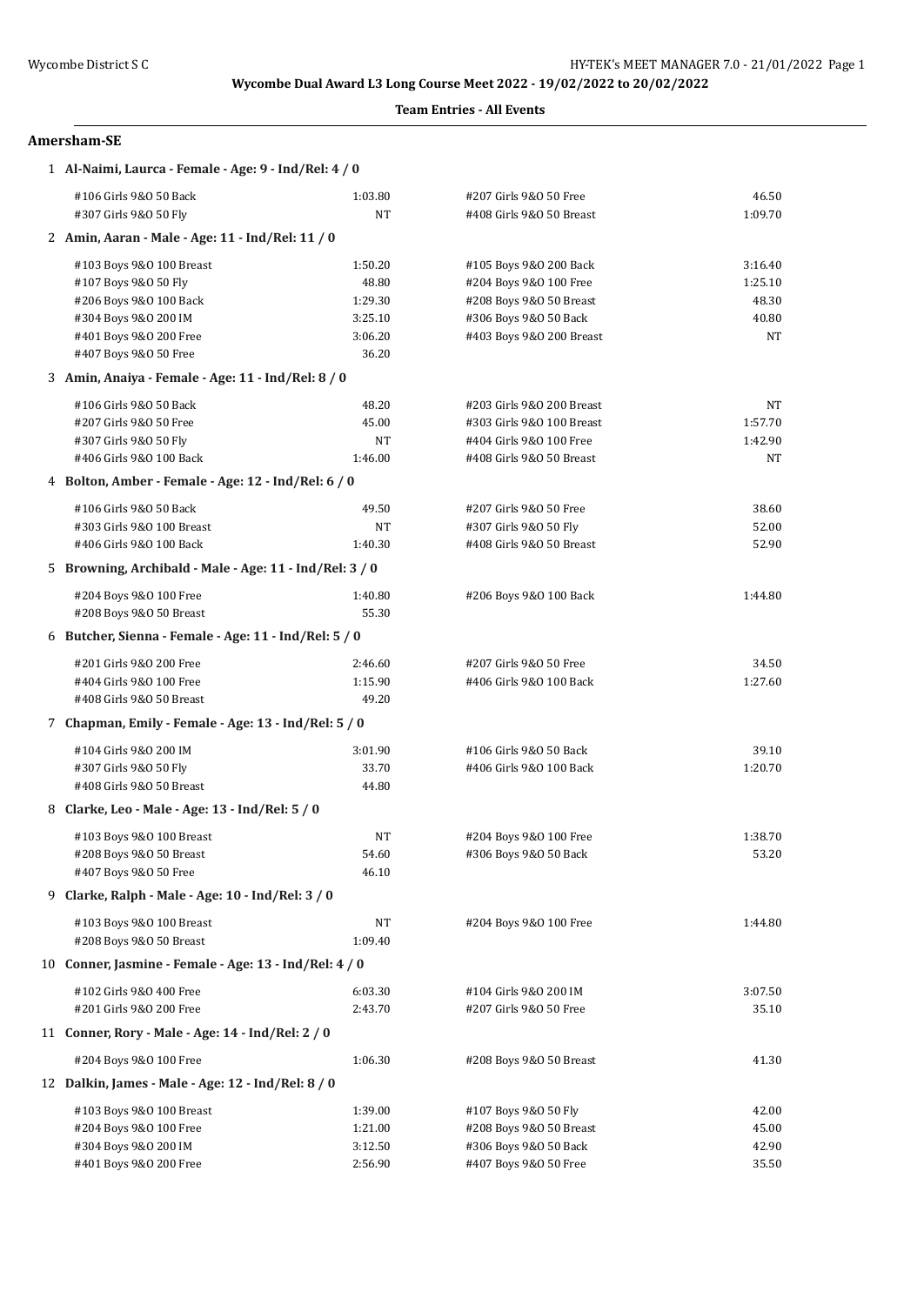# Wycombe Dual Award L3 Long Course Meet 2022 - 19/02/2022 to 20/02/2022

**Team Entries - All Events**

## Amersham-SE

**1 Al-Naimi, Laurca - Female - Age: 9 - Ind/Rel: 4 / 0**

| Event | Time | Event | Time |
|---|---|---|---|
| #106 Girls 9&O 50 Back | 1:03.80 | #207 Girls 9&O 50 Free | 46.50 |
| #307 Girls 9&O 50 Fly | NT | #408 Girls 9&O 50 Breast | 1:09.70 |

**2 Amin, Aaran - Male - Age: 11 - Ind/Rel: 11 / 0**

| Event | Time | Event | Time |
|---|---|---|---|
| #103 Boys 9&O 100 Breast | 1:50.20 | #105 Boys 9&O 200 Back | 3:16.40 |
| #107 Boys 9&O 50 Fly | 48.80 | #204 Boys 9&O 100 Free | 1:25.10 |
| #206 Boys 9&O 100 Back | 1:29.30 | #208 Boys 9&O 50 Breast | 48.30 |
| #304 Boys 9&O 200 IM | 3:25.10 | #306 Boys 9&O 50 Back | 40.80 |
| #401 Boys 9&O 200 Free | 3:06.20 | #403 Boys 9&O 200 Breast | NT |
| #407 Boys 9&O 50 Free | 36.20 | | |

**3 Amin, Anaiya - Female - Age: 11 - Ind/Rel: 8 / 0**

| Event | Time | Event | Time |
|---|---|---|---|
| #106 Girls 9&O 50 Back | 48.20 | #203 Girls 9&O 200 Breast | NT |
| #207 Girls 9&O 50 Free | 45.00 | #303 Girls 9&O 100 Breast | 1:57.70 |
| #307 Girls 9&O 50 Fly | NT | #404 Girls 9&O 100 Free | 1:42.90 |
| #406 Girls 9&O 100 Back | 1:46.00 | #408 Girls 9&O 50 Breast | NT |

**4 Bolton, Amber - Female - Age: 12 - Ind/Rel: 6 / 0**

| Event | Time | Event | Time |
|---|---|---|---|
| #106 Girls 9&O 50 Back | 49.50 | #207 Girls 9&O 50 Free | 38.60 |
| #303 Girls 9&O 100 Breast | NT | #307 Girls 9&O 50 Fly | 52.00 |
| #406 Girls 9&O 100 Back | 1:40.30 | #408 Girls 9&O 50 Breast | 52.90 |

**5 Browning, Archibald - Male - Age: 11 - Ind/Rel: 3 / 0**

| Event | Time | Event | Time |
|---|---|---|---|
| #204 Boys 9&O 100 Free | 1:40.80 | #206 Boys 9&O 100 Back | 1:44.80 |
| #208 Boys 9&O 50 Breast | 55.30 | | |

**6 Butcher, Sienna - Female - Age: 11 - Ind/Rel: 5 / 0**

| Event | Time | Event | Time |
|---|---|---|---|
| #201 Girls 9&O 200 Free | 2:46.60 | #207 Girls 9&O 50 Free | 34.50 |
| #404 Girls 9&O 100 Free | 1:15.90 | #406 Girls 9&O 100 Back | 1:27.60 |
| #408 Girls 9&O 50 Breast | 49.20 | | |

**7 Chapman, Emily - Female - Age: 13 - Ind/Rel: 5 / 0**

| Event | Time | Event | Time |
|---|---|---|---|
| #104 Girls 9&O 200 IM | 3:01.90 | #106 Girls 9&O 50 Back | 39.10 |
| #307 Girls 9&O 50 Fly | 33.70 | #406 Girls 9&O 100 Back | 1:20.70 |
| #408 Girls 9&O 50 Breast | 44.80 | | |

**8 Clarke, Leo - Male - Age: 13 - Ind/Rel: 5 / 0**

| Event | Time | Event | Time |
|---|---|---|---|
| #103 Boys 9&O 100 Breast | NT | #204 Boys 9&O 100 Free | 1:38.70 |
| #208 Boys 9&O 50 Breast | 54.60 | #306 Boys 9&O 50 Back | 53.20 |
| #407 Boys 9&O 50 Free | 46.10 | | |

**9 Clarke, Ralph - Male - Age: 10 - Ind/Rel: 3 / 0**

| Event | Time | Event | Time |
|---|---|---|---|
| #103 Boys 9&O 100 Breast | NT | #204 Boys 9&O 100 Free | 1:44.80 |
| #208 Boys 9&O 50 Breast | 1:09.40 | | |

**10 Conner, Jasmine - Female - Age: 13 - Ind/Rel: 4 / 0**

| Event | Time | Event | Time |
|---|---|---|---|
| #102 Girls 9&O 400 Free | 6:03.30 | #104 Girls 9&O 200 IM | 3:07.50 |
| #201 Girls 9&O 200 Free | 2:43.70 | #207 Girls 9&O 50 Free | 35.10 |

**11 Conner, Rory - Male - Age: 14 - Ind/Rel: 2 / 0**

| Event | Time | Event | Time |
|---|---|---|---|
| #204 Boys 9&O 100 Free | 1:06.30 | #208 Boys 9&O 50 Breast | 41.30 |

**12 Dalkin, James - Male - Age: 12 - Ind/Rel: 8 / 0**

| Event | Time | Event | Time |
|---|---|---|---|
| #103 Boys 9&O 100 Breast | 1:39.00 | #107 Boys 9&O 50 Fly | 42.00 |
| #204 Boys 9&O 100 Free | 1:21.00 | #208 Boys 9&O 50 Breast | 45.00 |
| #304 Boys 9&O 200 IM | 3:12.50 | #306 Boys 9&O 50 Back | 42.90 |
| #401 Boys 9&O 200 Free | 2:56.90 | #407 Boys 9&O 50 Free | 35.50 |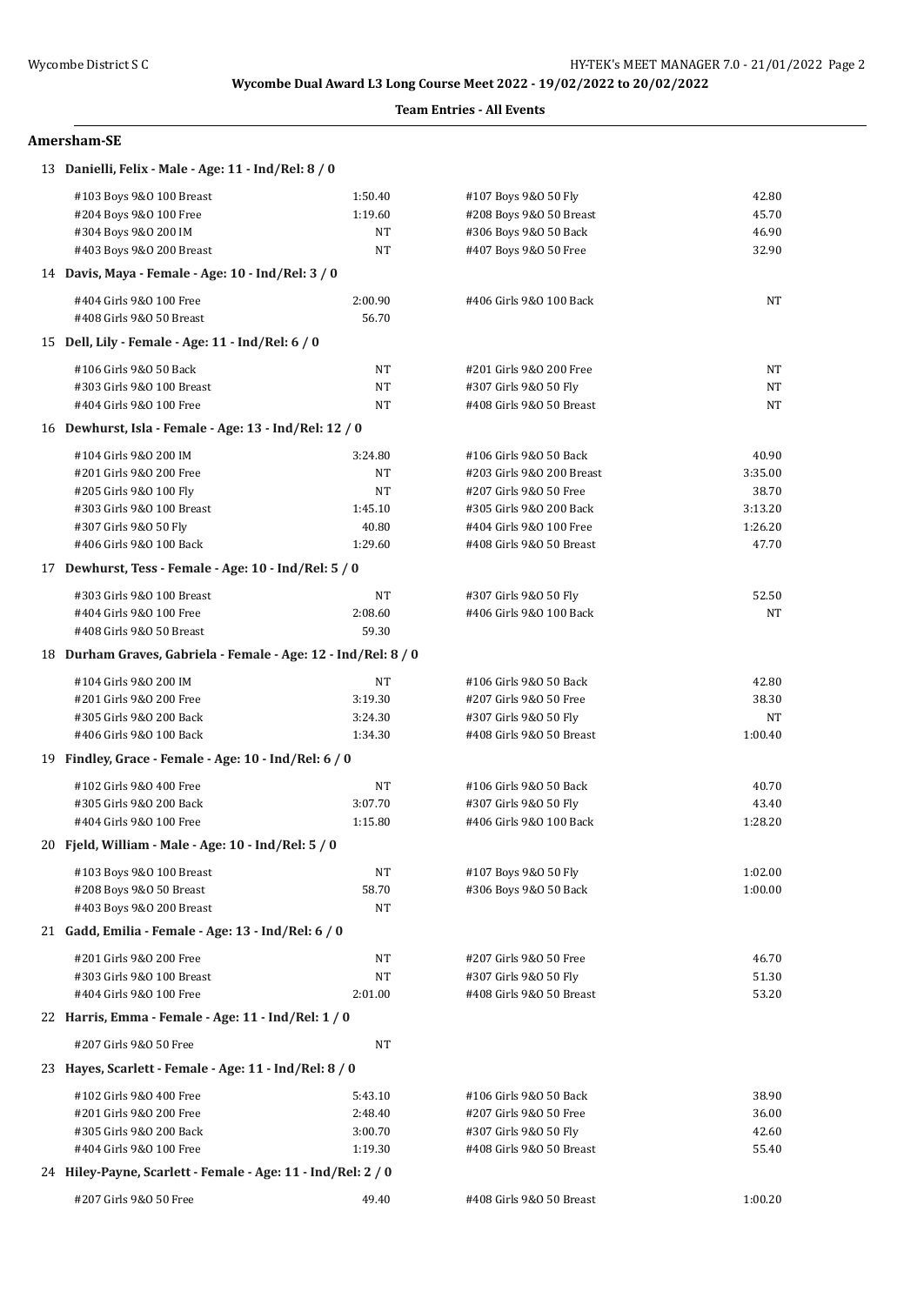**Wycombe Dual Award L3 Long Course Meet 2022 - 19/02/2022 to 20/02/2022**

**Team Entries - All Events**

## Amersham-SE

### 13 Danielli, Felix - Male - Age: 11 - Ind/Rel: 8 / 0

| Event | Time | Event | Time |
|---|---|---|---|
| #103 Boys 9&O 100 Breast | 1:50.40 | #107 Boys 9&O 50 Fly | 42.80 |
| #204 Boys 9&O 100 Free | 1:19.60 | #208 Boys 9&O 50 Breast | 45.70 |
| #304 Boys 9&O 200 IM | NT | #306 Boys 9&O 50 Back | 46.90 |
| #403 Boys 9&O 200 Breast | NT | #407 Boys 9&O 50 Free | 32.90 |

### 14 Davis, Maya - Female - Age: 10 - Ind/Rel: 3 / 0

| Event | Time | Event | Time |
|---|---|---|---|
| #404 Girls 9&O 100 Free | 2:00.90 | #406 Girls 9&O 100 Back | NT |
| #408 Girls 9&O 50 Breast | 56.70 | | |

### 15 Dell, Lily - Female - Age: 11 - Ind/Rel: 6 / 0

| Event | Time | Event | Time |
|---|---|---|---|
| #106 Girls 9&O 50 Back | NT | #201 Girls 9&O 200 Free | NT |
| #303 Girls 9&O 100 Breast | NT | #307 Girls 9&O 50 Fly | NT |
| #404 Girls 9&O 100 Free | NT | #408 Girls 9&O 50 Breast | NT |

### 16 Dewhurst, Isla - Female - Age: 13 - Ind/Rel: 12 / 0

| Event | Time | Event | Time |
|---|---|---|---|
| #104 Girls 9&O 200 IM | 3:24.80 | #106 Girls 9&O 50 Back | 40.90 |
| #201 Girls 9&O 200 Free | NT | #203 Girls 9&O 200 Breast | 3:35.00 |
| #205 Girls 9&O 100 Fly | NT | #207 Girls 9&O 50 Free | 38.70 |
| #303 Girls 9&O 100 Breast | 1:45.10 | #305 Girls 9&O 200 Back | 3:13.20 |
| #307 Girls 9&O 50 Fly | 40.80 | #404 Girls 9&O 100 Free | 1:26.20 |
| #406 Girls 9&O 100 Back | 1:29.60 | #408 Girls 9&O 50 Breast | 47.70 |

### 17 Dewhurst, Tess - Female - Age: 10 - Ind/Rel: 5 / 0

| Event | Time | Event | Time |
|---|---|---|---|
| #303 Girls 9&O 100 Breast | NT | #307 Girls 9&O 50 Fly | 52.50 |
| #404 Girls 9&O 100 Free | 2:08.60 | #406 Girls 9&O 100 Back | NT |
| #408 Girls 9&O 50 Breast | 59.30 | | |

### 18 Durham Graves, Gabriela - Female - Age: 12 - Ind/Rel: 8 / 0

| Event | Time | Event | Time |
|---|---|---|---|
| #104 Girls 9&O 200 IM | NT | #106 Girls 9&O 50 Back | 42.80 |
| #201 Girls 9&O 200 Free | 3:19.30 | #207 Girls 9&O 50 Free | 38.30 |
| #305 Girls 9&O 200 Back | 3:24.30 | #307 Girls 9&O 50 Fly | NT |
| #406 Girls 9&O 100 Back | 1:34.30 | #408 Girls 9&O 50 Breast | 1:00.40 |

### 19 Findley, Grace - Female - Age: 10 - Ind/Rel: 6 / 0

| Event | Time | Event | Time |
|---|---|---|---|
| #102 Girls 9&O 400 Free | NT | #106 Girls 9&O 50 Back | 40.70 |
| #305 Girls 9&O 200 Back | 3:07.70 | #307 Girls 9&O 50 Fly | 43.40 |
| #404 Girls 9&O 100 Free | 1:15.80 | #406 Girls 9&O 100 Back | 1:28.20 |

### 20 Fjeld, William - Male - Age: 10 - Ind/Rel: 5 / 0

| Event | Time | Event | Time |
|---|---|---|---|
| #103 Boys 9&O 100 Breast | NT | #107 Boys 9&O 50 Fly | 1:02.00 |
| #208 Boys 9&O 50 Breast | 58.70 | #306 Boys 9&O 50 Back | 1:00.00 |
| #403 Boys 9&O 200 Breast | NT | | |

### 21 Gadd, Emilia - Female - Age: 13 - Ind/Rel: 6 / 0

| Event | Time | Event | Time |
|---|---|---|---|
| #201 Girls 9&O 200 Free | NT | #207 Girls 9&O 50 Free | 46.70 |
| #303 Girls 9&O 100 Breast | NT | #307 Girls 9&O 50 Fly | 51.30 |
| #404 Girls 9&O 100 Free | 2:01.00 | #408 Girls 9&O 50 Breast | 53.20 |

### 22 Harris, Emma - Female - Age: 11 - Ind/Rel: 1 / 0

| Event | Time | Event | Time |
|---|---|---|---|
| #207 Girls 9&O 50 Free | NT | | |

### 23 Hayes, Scarlett - Female - Age: 11 - Ind/Rel: 8 / 0

| Event | Time | Event | Time |
|---|---|---|---|
| #102 Girls 9&O 400 Free | 5:43.10 | #106 Girls 9&O 50 Back | 38.90 |
| #201 Girls 9&O 200 Free | 2:48.40 | #207 Girls 9&O 50 Free | 36.00 |
| #305 Girls 9&O 200 Back | 3:00.70 | #307 Girls 9&O 50 Fly | 42.60 |
| #404 Girls 9&O 100 Free | 1:19.30 | #408 Girls 9&O 50 Breast | 55.40 |

### 24 Hiley-Payne, Scarlett - Female - Age: 11 - Ind/Rel: 2 / 0

| Event | Time | Event | Time |
|---|---|---|---|
| #207 Girls 9&O 50 Free | 49.40 | #408 Girls 9&O 50 Breast | 1:00.20 |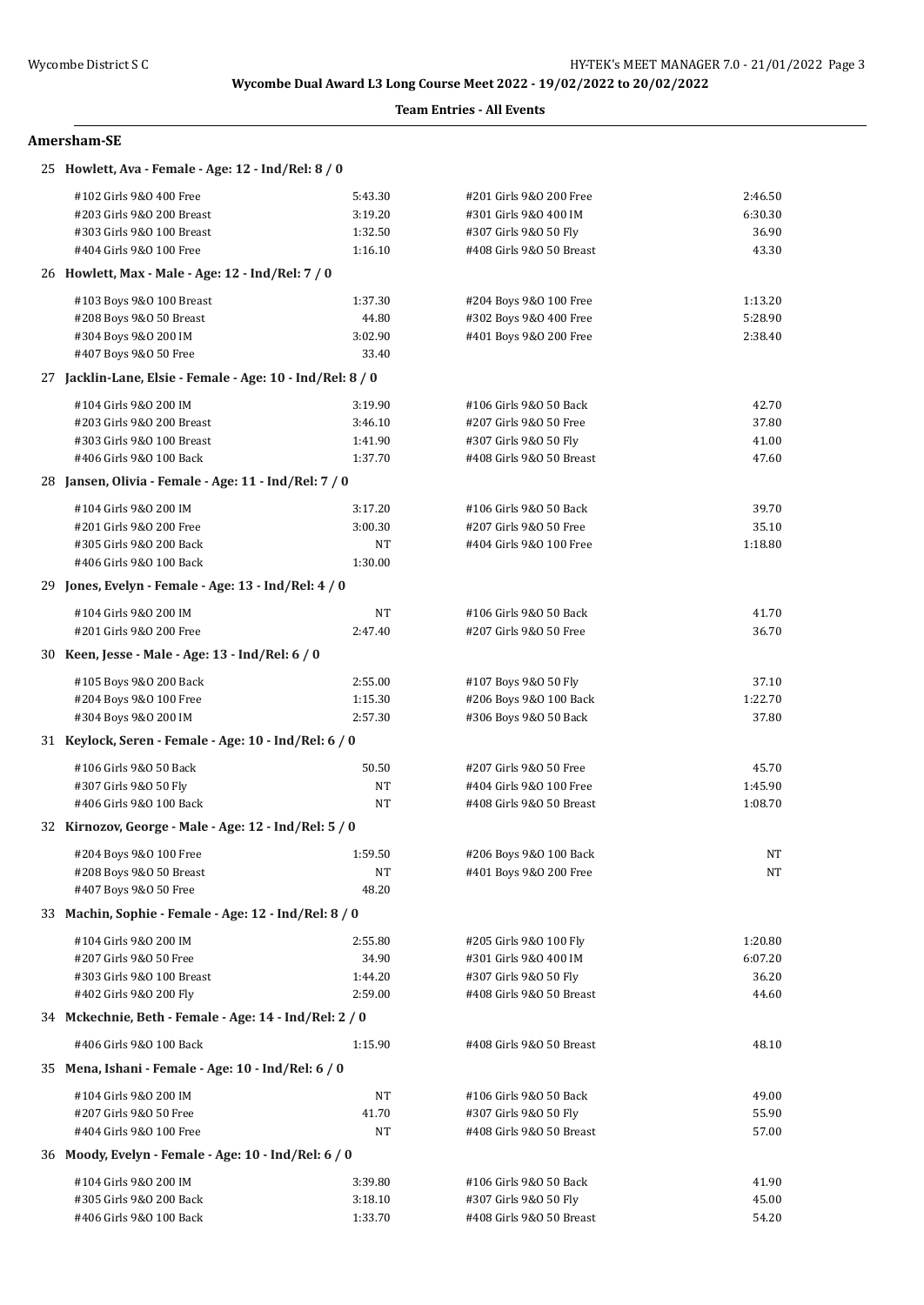**Wycombe Dual Award L3 Long Course Meet 2022 - 19/02/2022 to 20/02/2022**

**Team Entries - All Events**

## Amersham-SE

### 25 Howlett, Ava - Female - Age: 12 - Ind/Rel: 8 / 0

| Event | Time | Event | Time |
|---|---|---|---|
| #102 Girls 9&O 400 Free | 5:43.30 | #201 Girls 9&O 200 Free | 2:46.50 |
| #203 Girls 9&O 200 Breast | 3:19.20 | #301 Girls 9&O 400 IM | 6:30.30 |
| #303 Girls 9&O 100 Breast | 1:32.50 | #307 Girls 9&O 50 Fly | 36.90 |
| #404 Girls 9&O 100 Free | 1:16.10 | #408 Girls 9&O 50 Breast | 43.30 |

### 26 Howlett, Max - Male - Age: 12 - Ind/Rel: 7 / 0

| Event | Time | Event | Time |
|---|---|---|---|
| #103 Boys 9&O 100 Breast | 1:37.30 | #204 Boys 9&O 100 Free | 1:13.20 |
| #208 Boys 9&O 50 Breast | 44.80 | #302 Boys 9&O 400 Free | 5:28.90 |
| #304 Boys 9&O 200 IM | 3:02.90 | #401 Boys 9&O 200 Free | 2:38.40 |
| #407 Boys 9&O 50 Free | 33.40 | | |

### 27 Jacklin-Lane, Elsie - Female - Age: 10 - Ind/Rel: 8 / 0

| Event | Time | Event | Time |
|---|---|---|---|
| #104 Girls 9&O 200 IM | 3:19.90 | #106 Girls 9&O 50 Back | 42.70 |
| #203 Girls 9&O 200 Breast | 3:46.10 | #207 Girls 9&O 50 Free | 37.80 |
| #303 Girls 9&O 100 Breast | 1:41.90 | #307 Girls 9&O 50 Fly | 41.00 |
| #406 Girls 9&O 100 Back | 1:37.70 | #408 Girls 9&O 50 Breast | 47.60 |

### 28 Jansen, Olivia - Female - Age: 11 - Ind/Rel: 7 / 0

| Event | Time | Event | Time |
|---|---|---|---|
| #104 Girls 9&O 200 IM | 3:17.20 | #106 Girls 9&O 50 Back | 39.70 |
| #201 Girls 9&O 200 Free | 3:00.30 | #207 Girls 9&O 50 Free | 35.10 |
| #305 Girls 9&O 200 Back | NT | #404 Girls 9&O 100 Free | 1:18.80 |
| #406 Girls 9&O 100 Back | 1:30.00 | | |

### 29 Jones, Evelyn - Female - Age: 13 - Ind/Rel: 4 / 0

| Event | Time | Event | Time |
|---|---|---|---|
| #104 Girls 9&O 200 IM | NT | #106 Girls 9&O 50 Back | 41.70 |
| #201 Girls 9&O 200 Free | 2:47.40 | #207 Girls 9&O 50 Free | 36.70 |

### 30 Keen, Jesse - Male - Age: 13 - Ind/Rel: 6 / 0

| Event | Time | Event | Time |
|---|---|---|---|
| #105 Boys 9&O 200 Back | 2:55.00 | #107 Boys 9&O 50 Fly | 37.10 |
| #204 Boys 9&O 100 Free | 1:15.30 | #206 Boys 9&O 100 Back | 1:22.70 |
| #304 Boys 9&O 200 IM | 2:57.30 | #306 Boys 9&O 50 Back | 37.80 |

### 31 Keylock, Seren - Female - Age: 10 - Ind/Rel: 6 / 0

| Event | Time | Event | Time |
|---|---|---|---|
| #106 Girls 9&O 50 Back | 50.50 | #207 Girls 9&O 50 Free | 45.70 |
| #307 Girls 9&O 50 Fly | NT | #404 Girls 9&O 100 Free | 1:45.90 |
| #406 Girls 9&O 100 Back | NT | #408 Girls 9&O 50 Breast | 1:08.70 |

### 32 Kirnozov, George - Male - Age: 12 - Ind/Rel: 5 / 0

| Event | Time | Event | Time |
|---|---|---|---|
| #204 Boys 9&O 100 Free | 1:59.50 | #206 Boys 9&O 100 Back | NT |
| #208 Boys 9&O 50 Breast | NT | #401 Boys 9&O 200 Free | NT |
| #407 Boys 9&O 50 Free | 48.20 | | |

### 33 Machin, Sophie - Female - Age: 12 - Ind/Rel: 8 / 0

| Event | Time | Event | Time |
|---|---|---|---|
| #104 Girls 9&O 200 IM | 2:55.80 | #205 Girls 9&O 100 Fly | 1:20.80 |
| #207 Girls 9&O 50 Free | 34.90 | #301 Girls 9&O 400 IM | 6:07.20 |
| #303 Girls 9&O 100 Breast | 1:44.20 | #307 Girls 9&O 50 Fly | 36.20 |
| #402 Girls 9&O 200 Fly | 2:59.00 | #408 Girls 9&O 50 Breast | 44.60 |

### 34 Mckechnie, Beth - Female - Age: 14 - Ind/Rel: 2 / 0

| Event | Time | Event | Time |
|---|---|---|---|
| #406 Girls 9&O 100 Back | 1:15.90 | #408 Girls 9&O 50 Breast | 48.10 |

### 35 Mena, Ishani - Female - Age: 10 - Ind/Rel: 6 / 0

| Event | Time | Event | Time |
|---|---|---|---|
| #104 Girls 9&O 200 IM | NT | #106 Girls 9&O 50 Back | 49.00 |
| #207 Girls 9&O 50 Free | 41.70 | #307 Girls 9&O 50 Fly | 55.90 |
| #404 Girls 9&O 100 Free | NT | #408 Girls 9&O 50 Breast | 57.00 |

### 36 Moody, Evelyn - Female - Age: 10 - Ind/Rel: 6 / 0

| Event | Time | Event | Time |
|---|---|---|---|
| #104 Girls 9&O 200 IM | 3:39.80 | #106 Girls 9&O 50 Back | 41.90 |
| #305 Girls 9&O 200 Back | 3:18.10 | #307 Girls 9&O 50 Fly | 45.00 |
| #406 Girls 9&O 100 Back | 1:33.70 | #408 Girls 9&O 50 Breast | 54.20 |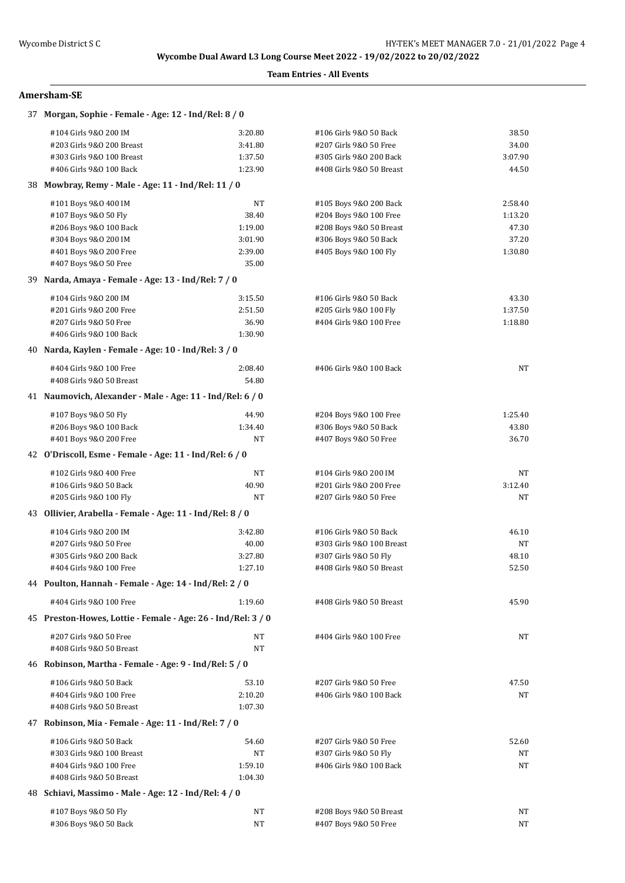**Wycombe Dual Award L3 Long Course Meet 2022 - 19/02/2022 to 20/02/2022**

**Team Entries - All Events**

## Amersham-SE

### 37 Morgan, Sophie - Female - Age: 12 - Ind/Rel: 8 / 0

| Event | Time | Event | Time |
|---|---|---|---|
| #104 Girls 9&O 200 IM | 3:20.80 | #106 Girls 9&O 50 Back | 38.50 |
| #203 Girls 9&O 200 Breast | 3:41.80 | #207 Girls 9&O 50 Free | 34.00 |
| #303 Girls 9&O 100 Breast | 1:37.50 | #305 Girls 9&O 200 Back | 3:07.90 |
| #406 Girls 9&O 100 Back | 1:23.90 | #408 Girls 9&O 50 Breast | 44.50 |

### 38 Mowbray, Remy - Male - Age: 11 - Ind/Rel: 11 / 0

| Event | Time | Event | Time |
|---|---|---|---|
| #101 Boys 9&O 400 IM | NT | #105 Boys 9&O 200 Back | 2:58.40 |
| #107 Boys 9&O 50 Fly | 38.40 | #204 Boys 9&O 100 Free | 1:13.20 |
| #206 Boys 9&O 100 Back | 1:19.00 | #208 Boys 9&O 50 Breast | 47.30 |
| #304 Boys 9&O 200 IM | 3:01.90 | #306 Boys 9&O 50 Back | 37.20 |
| #401 Boys 9&O 200 Free | 2:39.00 | #405 Boys 9&O 100 Fly | 1:30.80 |
| #407 Boys 9&O 50 Free | 35.00 | | |

### 39 Narda, Amaya - Female - Age: 13 - Ind/Rel: 7 / 0

| Event | Time | Event | Time |
|---|---|---|---|
| #104 Girls 9&O 200 IM | 3:15.50 | #106 Girls 9&O 50 Back | 43.30 |
| #201 Girls 9&O 200 Free | 2:51.50 | #205 Girls 9&O 100 Fly | 1:37.50 |
| #207 Girls 9&O 50 Free | 36.90 | #404 Girls 9&O 100 Free | 1:18.80 |
| #406 Girls 9&O 100 Back | 1:30.90 | | |

### 40 Narda, Kaylen - Female - Age: 10 - Ind/Rel: 3 / 0

| Event | Time | Event | Time |
|---|---|---|---|
| #404 Girls 9&O 100 Free | 2:08.40 | #406 Girls 9&O 100 Back | NT |
| #408 Girls 9&O 50 Breast | 54.80 | | |

### 41 Naumovich, Alexander - Male - Age: 11 - Ind/Rel: 6 / 0

| Event | Time | Event | Time |
|---|---|---|---|
| #107 Boys 9&O 50 Fly | 44.90 | #204 Boys 9&O 100 Free | 1:25.40 |
| #206 Boys 9&O 100 Back | 1:34.40 | #306 Boys 9&O 50 Back | 43.80 |
| #401 Boys 9&O 200 Free | NT | #407 Boys 9&O 50 Free | 36.70 |

### 42 O'Driscoll, Esme - Female - Age: 11 - Ind/Rel: 6 / 0

| Event | Time | Event | Time |
|---|---|---|---|
| #102 Girls 9&O 400 Free | NT | #104 Girls 9&O 200 IM | NT |
| #106 Girls 9&O 50 Back | 40.90 | #201 Girls 9&O 200 Free | 3:12.40 |
| #205 Girls 9&O 100 Fly | NT | #207 Girls 9&O 50 Free | NT |

### 43 Ollivier, Arabella - Female - Age: 11 - Ind/Rel: 8 / 0

| Event | Time | Event | Time |
|---|---|---|---|
| #104 Girls 9&O 200 IM | 3:42.80 | #106 Girls 9&O 50 Back | 46.10 |
| #207 Girls 9&O 50 Free | 40.00 | #303 Girls 9&O 100 Breast | NT |
| #305 Girls 9&O 200 Back | 3:27.80 | #307 Girls 9&O 50 Fly | 48.10 |
| #404 Girls 9&O 100 Free | 1:27.10 | #408 Girls 9&O 50 Breast | 52.50 |

### 44 Poulton, Hannah - Female - Age: 14 - Ind/Rel: 2 / 0

| Event | Time | Event | Time |
|---|---|---|---|
| #404 Girls 9&O 100 Free | 1:19.60 | #408 Girls 9&O 50 Breast | 45.90 |

### 45 Preston-Howes, Lottie - Female - Age: 26 - Ind/Rel: 3 / 0

| Event | Time | Event | Time |
|---|---|---|---|
| #207 Girls 9&O 50 Free | NT | #404 Girls 9&O 100 Free | NT |
| #408 Girls 9&O 50 Breast | NT | | |

### 46 Robinson, Martha - Female - Age: 9 - Ind/Rel: 5 / 0

| Event | Time | Event | Time |
|---|---|---|---|
| #106 Girls 9&O 50 Back | 53.10 | #207 Girls 9&O 50 Free | 47.50 |
| #404 Girls 9&O 100 Free | 2:10.20 | #406 Girls 9&O 100 Back | NT |
| #408 Girls 9&O 50 Breast | 1:07.30 | | |

### 47 Robinson, Mia - Female - Age: 11 - Ind/Rel: 7 / 0

| Event | Time | Event | Time |
|---|---|---|---|
| #106 Girls 9&O 50 Back | 54.60 | #207 Girls 9&O 50 Free | 52.60 |
| #303 Girls 9&O 100 Breast | NT | #307 Girls 9&O 50 Fly | NT |
| #404 Girls 9&O 100 Free | 1:59.10 | #406 Girls 9&O 100 Back | NT |
| #408 Girls 9&O 50 Breast | 1:04.30 | | |

### 48 Schiavi, Massimo - Male - Age: 12 - Ind/Rel: 4 / 0

| Event | Time | Event | Time |
|---|---|---|---|
| #107 Boys 9&O 50 Fly | NT | #208 Boys 9&O 50 Breast | NT |
| #306 Boys 9&O 50 Back | NT | #407 Boys 9&O 50 Free | NT |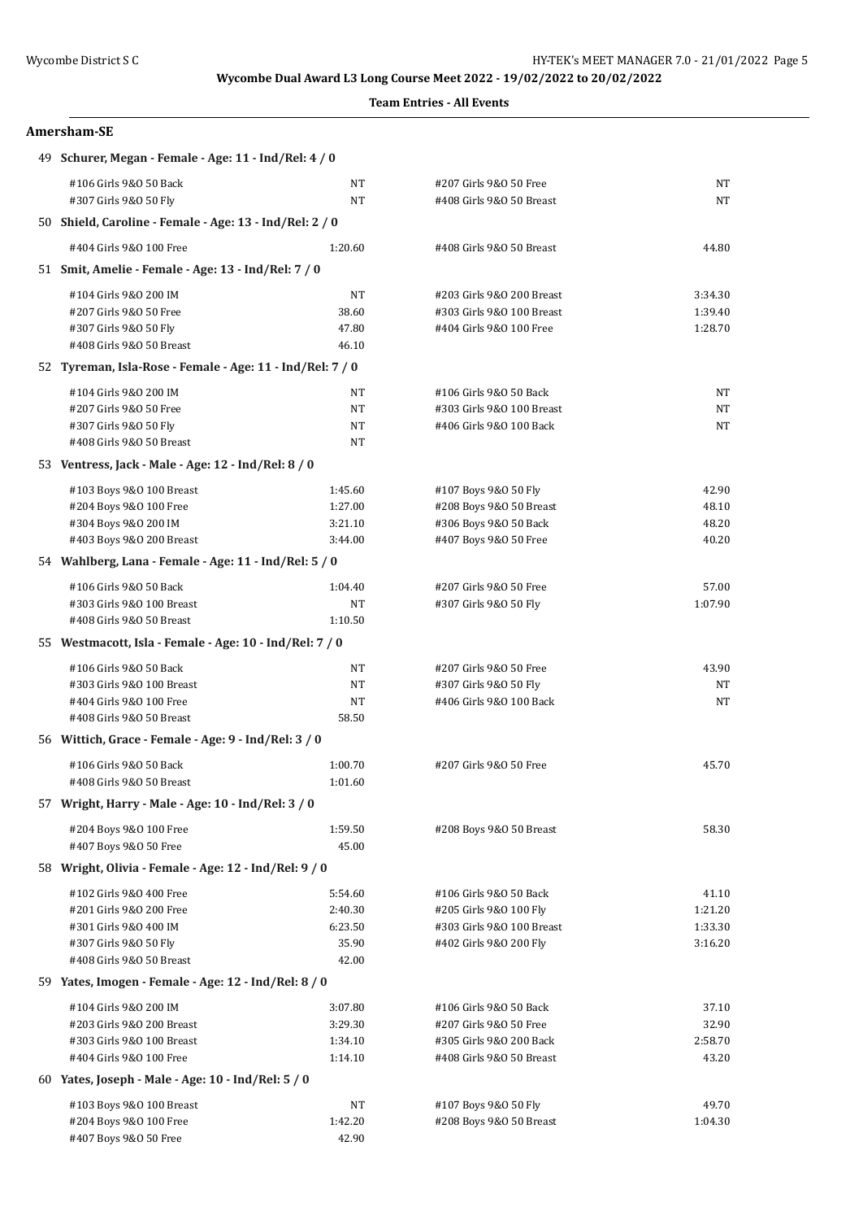**Wycombe Dual Award L3 Long Course Meet 2022 - 19/02/2022 to 20/02/2022**

**Team Entries - All Events**

## Amersham-SE

**49 Schurer, Megan - Female - Age: 11 - Ind/Rel: 4 / 0**

| Event | Time | Event | Time |
|---|---|---|---|
| #106 Girls 9&O 50 Back | NT | #207 Girls 9&O 50 Free | NT |
| #307 Girls 9&O 50 Fly | NT | #408 Girls 9&O 50 Breast | NT |

**50 Shield, Caroline - Female - Age: 13 - Ind/Rel: 2 / 0**

| Event | Time | Event | Time |
|---|---|---|---|
| #404 Girls 9&O 100 Free | 1:20.60 | #408 Girls 9&O 50 Breast | 44.80 |

**51 Smit, Amelie - Female - Age: 13 - Ind/Rel: 7 / 0**

| Event | Time | Event | Time |
|---|---|---|---|
| #104 Girls 9&O 200 IM | NT | #203 Girls 9&O 200 Breast | 3:34.30 |
| #207 Girls 9&O 50 Free | 38.60 | #303 Girls 9&O 100 Breast | 1:39.40 |
| #307 Girls 9&O 50 Fly | 47.80 | #404 Girls 9&O 100 Free | 1:28.70 |
| #408 Girls 9&O 50 Breast | 46.10 | | |

**52 Tyreman, Isla-Rose - Female - Age: 11 - Ind/Rel: 7 / 0**

| Event | Time | Event | Time |
|---|---|---|---|
| #104 Girls 9&O 200 IM | NT | #106 Girls 9&O 50 Back | NT |
| #207 Girls 9&O 50 Free | NT | #303 Girls 9&O 100 Breast | NT |
| #307 Girls 9&O 50 Fly | NT | #406 Girls 9&O 100 Back | NT |
| #408 Girls 9&O 50 Breast | NT | | |

**53 Ventress, Jack - Male - Age: 12 - Ind/Rel: 8 / 0**

| Event | Time | Event | Time |
|---|---|---|---|
| #103 Boys 9&O 100 Breast | 1:45.60 | #107 Boys 9&O 50 Fly | 42.90 |
| #204 Boys 9&O 100 Free | 1:27.00 | #208 Boys 9&O 50 Breast | 48.10 |
| #304 Boys 9&O 200 IM | 3:21.10 | #306 Boys 9&O 50 Back | 48.20 |
| #403 Boys 9&O 200 Breast | 3:44.00 | #407 Boys 9&O 50 Free | 40.20 |

**54 Wahlberg, Lana - Female - Age: 11 - Ind/Rel: 5 / 0**

| Event | Time | Event | Time |
|---|---|---|---|
| #106 Girls 9&O 50 Back | 1:04.40 | #207 Girls 9&O 50 Free | 57.00 |
| #303 Girls 9&O 100 Breast | NT | #307 Girls 9&O 50 Fly | 1:07.90 |
| #408 Girls 9&O 50 Breast | 1:10.50 | | |

**55 Westmacott, Isla - Female - Age: 10 - Ind/Rel: 7 / 0**

| Event | Time | Event | Time |
|---|---|---|---|
| #106 Girls 9&O 50 Back | NT | #207 Girls 9&O 50 Free | 43.90 |
| #303 Girls 9&O 100 Breast | NT | #307 Girls 9&O 50 Fly | NT |
| #404 Girls 9&O 100 Free | NT | #406 Girls 9&O 100 Back | NT |
| #408 Girls 9&O 50 Breast | 58.50 | | |

**56 Wittich, Grace - Female - Age: 9 - Ind/Rel: 3 / 0**

| Event | Time | Event | Time |
|---|---|---|---|
| #106 Girls 9&O 50 Back | 1:00.70 | #207 Girls 9&O 50 Free | 45.70 |
| #408 Girls 9&O 50 Breast | 1:01.60 | | |

**57 Wright, Harry - Male - Age: 10 - Ind/Rel: 3 / 0**

| Event | Time | Event | Time |
|---|---|---|---|
| #204 Boys 9&O 100 Free | 1:59.50 | #208 Boys 9&O 50 Breast | 58.30 |
| #407 Boys 9&O 50 Free | 45.00 | | |

**58 Wright, Olivia - Female - Age: 12 - Ind/Rel: 9 / 0**

| Event | Time | Event | Time |
|---|---|---|---|
| #102 Girls 9&O 400 Free | 5:54.60 | #106 Girls 9&O 50 Back | 41.10 |
| #201 Girls 9&O 200 Free | 2:40.30 | #205 Girls 9&O 100 Fly | 1:21.20 |
| #301 Girls 9&O 400 IM | 6:23.50 | #303 Girls 9&O 100 Breast | 1:33.30 |
| #307 Girls 9&O 50 Fly | 35.90 | #402 Girls 9&O 200 Fly | 3:16.20 |
| #408 Girls 9&O 50 Breast | 42.00 | | |

**59 Yates, Imogen - Female - Age: 12 - Ind/Rel: 8 / 0**

| Event | Time | Event | Time |
|---|---|---|---|
| #104 Girls 9&O 200 IM | 3:07.80 | #106 Girls 9&O 50 Back | 37.10 |
| #203 Girls 9&O 200 Breast | 3:29.30 | #207 Girls 9&O 50 Free | 32.90 |
| #303 Girls 9&O 100 Breast | 1:34.10 | #305 Girls 9&O 200 Back | 2:58.70 |
| #404 Girls 9&O 100 Free | 1:14.10 | #408 Girls 9&O 50 Breast | 43.20 |

**60 Yates, Joseph - Male - Age: 10 - Ind/Rel: 5 / 0**

| Event | Time | Event | Time |
|---|---|---|---|
| #103 Boys 9&O 100 Breast | NT | #107 Boys 9&O 50 Fly | 49.70 |
| #204 Boys 9&O 100 Free | 1:42.20 | #208 Boys 9&O 50 Breast | 1:04.30 |
| #407 Boys 9&O 50 Free | 42.90 | | |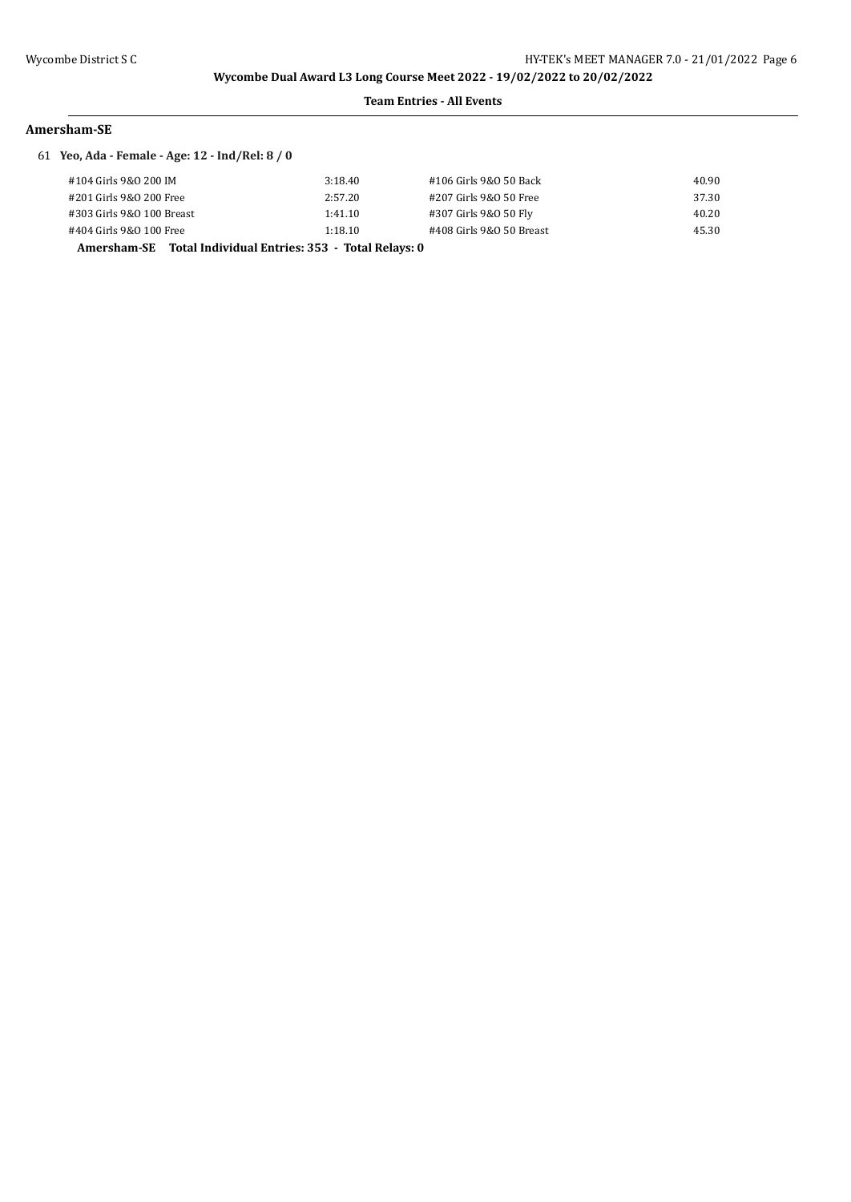Wycombe Dual Award L3 Long Course Meet 2022 - 19/02/2022 to 20/02/2022

**Team Entries - All Events**

## Amersham-SE

61 **Yeo, Ada - Female - Age: 12 - Ind/Rel: 8 / 0**

| Event | Time | Event | Time |
|---|---|---|---|
| #104 Girls 9&O 200 IM | 3:18.40 | #106 Girls 9&O 50 Back | 40.90 |
| #201 Girls 9&O 200 Free | 2:57.20 | #207 Girls 9&O 50 Free | 37.30 |
| #303 Girls 9&O 100 Breast | 1:41.10 | #307 Girls 9&O 50 Fly | 40.20 |
| #404 Girls 9&O 100 Free | 1:18.10 | #408 Girls 9&O 50 Breast | 45.30 |

**Amersham-SE Total Individual Entries: 353 - Total Relays: 0**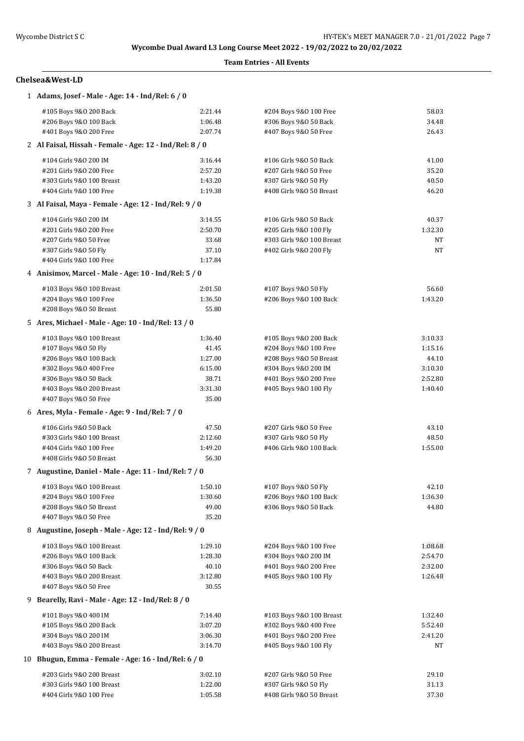**Wycombe Dual Award L3 Long Course Meet 2022 - 19/02/2022 to 20/02/2022**

**Team Entries - All Events**

## Chelsea&West-LD

### 1 Adams, Josef - Male - Age: 14 - Ind/Rel: 6 / 0

| Event | Time | Event | Time |
|---|---|---|---|
| #105 Boys 9&O 200 Back | 2:21.44 | #204 Boys 9&O 100 Free | 58.03 |
| #206 Boys 9&O 100 Back | 1:06.48 | #306 Boys 9&O 50 Back | 34.48 |
| #401 Boys 9&O 200 Free | 2:07.74 | #407 Boys 9&O 50 Free | 26.43 |

### 2 Al Faisal, Hissah - Female - Age: 12 - Ind/Rel: 8 / 0

| Event | Time | Event | Time |
|---|---|---|---|
| #104 Girls 9&O 200 IM | 3:16.44 | #106 Girls 9&O 50 Back | 41.00 |
| #201 Girls 9&O 200 Free | 2:57.20 | #207 Girls 9&O 50 Free | 35.20 |
| #303 Girls 9&O 100 Breast | 1:43.20 | #307 Girls 9&O 50 Fly | 40.50 |
| #404 Girls 9&O 100 Free | 1:19.38 | #408 Girls 9&O 50 Breast | 46.20 |

### 3 Al Faisal, Maya - Female - Age: 12 - Ind/Rel: 9 / 0

| Event | Time | Event | Time |
|---|---|---|---|
| #104 Girls 9&O 200 IM | 3:14.55 | #106 Girls 9&O 50 Back | 40.37 |
| #201 Girls 9&O 200 Free | 2:50.70 | #205 Girls 9&O 100 Fly | 1:32.30 |
| #207 Girls 9&O 50 Free | 33.68 | #303 Girls 9&O 100 Breast | NT |
| #307 Girls 9&O 50 Fly | 37.10 | #402 Girls 9&O 200 Fly | NT |
| #404 Girls 9&O 100 Free | 1:17.84 | | |

### 4 Anisimov, Marcel - Male - Age: 10 - Ind/Rel: 5 / 0

| Event | Time | Event | Time |
|---|---|---|---|
| #103 Boys 9&O 100 Breast | 2:01.50 | #107 Boys 9&O 50 Fly | 56.60 |
| #204 Boys 9&O 100 Free | 1:36.50 | #206 Boys 9&O 100 Back | 1:43.20 |
| #208 Boys 9&O 50 Breast | 55.80 | | |

### 5 Ares, Michael - Male - Age: 10 - Ind/Rel: 13 / 0

| Event | Time | Event | Time |
|---|---|---|---|
| #103 Boys 9&O 100 Breast | 1:36.40 | #105 Boys 9&O 200 Back | 3:10.33 |
| #107 Boys 9&O 50 Fly | 41.45 | #204 Boys 9&O 100 Free | 1:15.16 |
| #206 Boys 9&O 100 Back | 1:27.00 | #208 Boys 9&O 50 Breast | 44.10 |
| #302 Boys 9&O 400 Free | 6:15.00 | #304 Boys 9&O 200 IM | 3:10.30 |
| #306 Boys 9&O 50 Back | 38.71 | #401 Boys 9&O 200 Free | 2:52.80 |
| #403 Boys 9&O 200 Breast | 3:31.30 | #405 Boys 9&O 100 Fly | 1:40.40 |
| #407 Boys 9&O 50 Free | 35.00 | | |

### 6 Ares, Myla - Female - Age: 9 - Ind/Rel: 7 / 0

| Event | Time | Event | Time |
|---|---|---|---|
| #106 Girls 9&O 50 Back | 47.50 | #207 Girls 9&O 50 Free | 43.10 |
| #303 Girls 9&O 100 Breast | 2:12.60 | #307 Girls 9&O 50 Fly | 48.50 |
| #404 Girls 9&O 100 Free | 1:49.20 | #406 Girls 9&O 100 Back | 1:55.00 |
| #408 Girls 9&O 50 Breast | 56.30 | | |

### 7 Augustine, Daniel - Male - Age: 11 - Ind/Rel: 7 / 0

| Event | Time | Event | Time |
|---|---|---|---|
| #103 Boys 9&O 100 Breast | 1:50.10 | #107 Boys 9&O 50 Fly | 42.10 |
| #204 Boys 9&O 100 Free | 1:30.60 | #206 Boys 9&O 100 Back | 1:36.30 |
| #208 Boys 9&O 50 Breast | 49.00 | #306 Boys 9&O 50 Back | 44.80 |
| #407 Boys 9&O 50 Free | 35.20 | | |

### 8 Augustine, Joseph - Male - Age: 12 - Ind/Rel: 9 / 0

| Event | Time | Event | Time |
|---|---|---|---|
| #103 Boys 9&O 100 Breast | 1:29.10 | #204 Boys 9&O 100 Free | 1:08.68 |
| #206 Boys 9&O 100 Back | 1:28.30 | #304 Boys 9&O 200 IM | 2:54.70 |
| #306 Boys 9&O 50 Back | 40.10 | #401 Boys 9&O 200 Free | 2:32.00 |
| #403 Boys 9&O 200 Breast | 3:12.80 | #405 Boys 9&O 100 Fly | 1:26.48 |
| #407 Boys 9&O 50 Free | 30.55 | | |

### 9 Bearelly, Ravi - Male - Age: 12 - Ind/Rel: 8 / 0

| Event | Time | Event | Time |
|---|---|---|---|
| #101 Boys 9&O 400 IM | 7:14.40 | #103 Boys 9&O 100 Breast | 1:32.40 |
| #105 Boys 9&O 200 Back | 3:07.20 | #302 Boys 9&O 400 Free | 5:52.40 |
| #304 Boys 9&O 200 IM | 3:06.30 | #401 Boys 9&O 200 Free | 2:41.20 |
| #403 Boys 9&O 200 Breast | 3:14.70 | #405 Boys 9&O 100 Fly | NT |

### 10 Bhugun, Emma - Female - Age: 16 - Ind/Rel: 6 / 0

| Event | Time | Event | Time |
|---|---|---|---|
| #203 Girls 9&O 200 Breast | 3:02.10 | #207 Girls 9&O 50 Free | 29.10 |
| #303 Girls 9&O 100 Breast | 1:22.00 | #307 Girls 9&O 50 Fly | 31.13 |
| #404 Girls 9&O 100 Free | 1:05.58 | #408 Girls 9&O 50 Breast | 37.30 |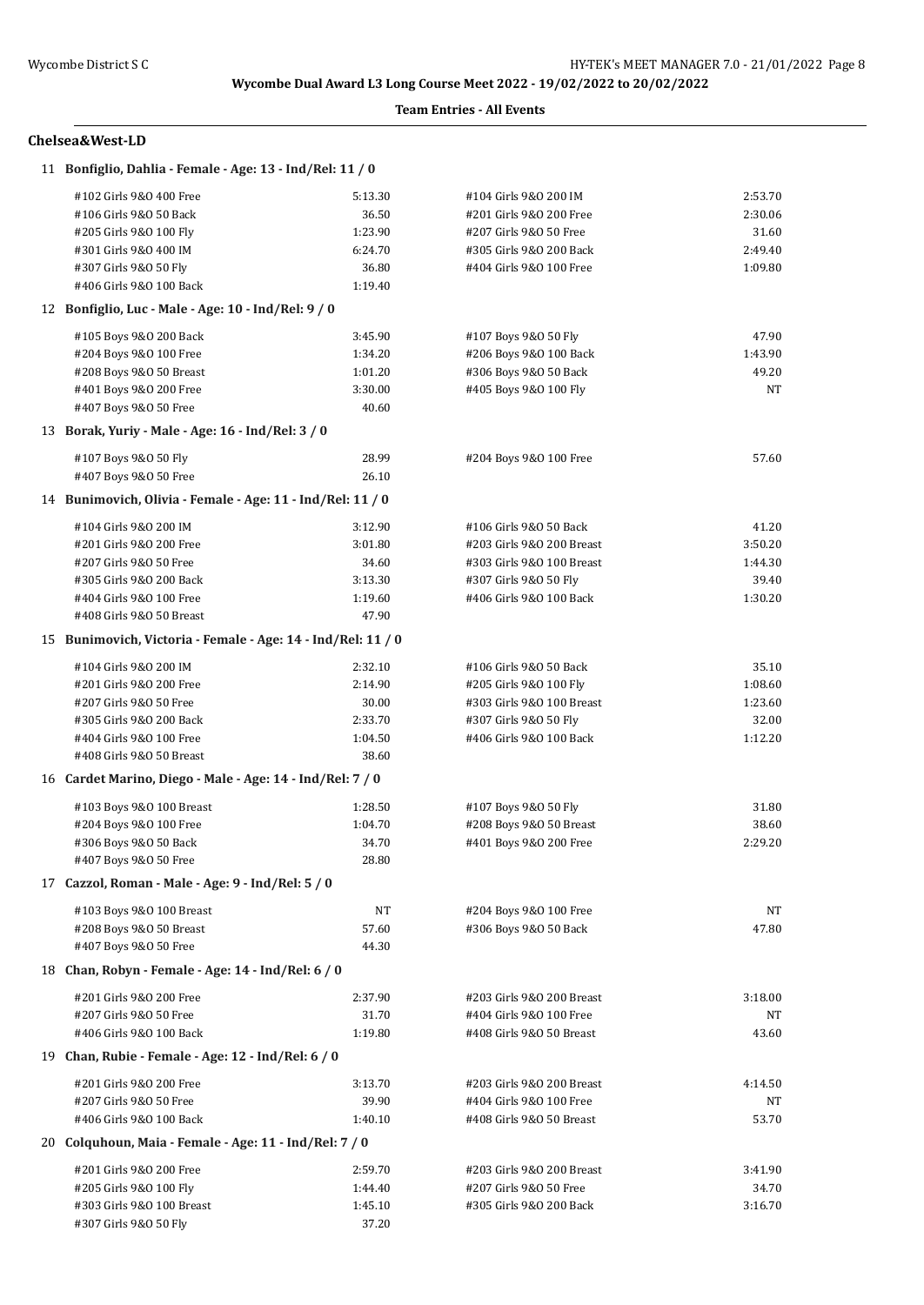**Wycombe Dual Award L3 Long Course Meet 2022 - 19/02/2022 to 20/02/2022**

**Team Entries - All Events**

## Chelsea&West-LD

### 11 Bonfiglio, Dahlia - Female - Age: 13 - Ind/Rel: 11 / 0

| Event | Time | Event | Time |
|---|---|---|---|
| #102 Girls 9&O 400 Free | 5:13.30 | #104 Girls 9&O 200 IM | 2:53.70 |
| #106 Girls 9&O 50 Back | 36.50 | #201 Girls 9&O 200 Free | 2:30.06 |
| #205 Girls 9&O 100 Fly | 1:23.90 | #207 Girls 9&O 50 Free | 31.60 |
| #301 Girls 9&O 400 IM | 6:24.70 | #305 Girls 9&O 200 Back | 2:49.40 |
| #307 Girls 9&O 50 Fly | 36.80 | #404 Girls 9&O 100 Free | 1:09.80 |
| #406 Girls 9&O 100 Back | 1:19.40 | | |

### 12 Bonfiglio, Luc - Male - Age: 10 - Ind/Rel: 9 / 0

| Event | Time | Event | Time |
|---|---|---|---|
| #105 Boys 9&O 200 Back | 3:45.90 | #107 Boys 9&O 50 Fly | 47.90 |
| #204 Boys 9&O 100 Free | 1:34.20 | #206 Boys 9&O 100 Back | 1:43.90 |
| #208 Boys 9&O 50 Breast | 1:01.20 | #306 Boys 9&O 50 Back | 49.20 |
| #401 Boys 9&O 200 Free | 3:30.00 | #405 Boys 9&O 100 Fly | NT |
| #407 Boys 9&O 50 Free | 40.60 | | |

### 13 Borak, Yuriy - Male - Age: 16 - Ind/Rel: 3 / 0

| Event | Time | Event | Time |
|---|---|---|---|
| #107 Boys 9&O 50 Fly | 28.99 | #204 Boys 9&O 100 Free | 57.60 |
| #407 Boys 9&O 50 Free | 26.10 | | |

### 14 Bunimovich, Olivia - Female - Age: 11 - Ind/Rel: 11 / 0

| Event | Time | Event | Time |
|---|---|---|---|
| #104 Girls 9&O 200 IM | 3:12.90 | #106 Girls 9&O 50 Back | 41.20 |
| #201 Girls 9&O 200 Free | 3:01.80 | #203 Girls 9&O 200 Breast | 3:50.20 |
| #207 Girls 9&O 50 Free | 34.60 | #303 Girls 9&O 100 Breast | 1:44.30 |
| #305 Girls 9&O 200 Back | 3:13.30 | #307 Girls 9&O 50 Fly | 39.40 |
| #404 Girls 9&O 100 Free | 1:19.60 | #406 Girls 9&O 100 Back | 1:30.20 |
| #408 Girls 9&O 50 Breast | 47.90 | | |

### 15 Bunimovich, Victoria - Female - Age: 14 - Ind/Rel: 11 / 0

| Event | Time | Event | Time |
|---|---|---|---|
| #104 Girls 9&O 200 IM | 2:32.10 | #106 Girls 9&O 50 Back | 35.10 |
| #201 Girls 9&O 200 Free | 2:14.90 | #205 Girls 9&O 100 Fly | 1:08.60 |
| #207 Girls 9&O 50 Free | 30.00 | #303 Girls 9&O 100 Breast | 1:23.60 |
| #305 Girls 9&O 200 Back | 2:33.70 | #307 Girls 9&O 50 Fly | 32.00 |
| #404 Girls 9&O 100 Free | 1:04.50 | #406 Girls 9&O 100 Back | 1:12.20 |
| #408 Girls 9&O 50 Breast | 38.60 | | |

### 16 Cardet Marino, Diego - Male - Age: 14 - Ind/Rel: 7 / 0

| Event | Time | Event | Time |
|---|---|---|---|
| #103 Boys 9&O 100 Breast | 1:28.50 | #107 Boys 9&O 50 Fly | 31.80 |
| #204 Boys 9&O 100 Free | 1:04.70 | #208 Boys 9&O 50 Breast | 38.60 |
| #306 Boys 9&O 50 Back | 34.70 | #401 Boys 9&O 200 Free | 2:29.20 |
| #407 Boys 9&O 50 Free | 28.80 | | |

### 17 Cazzol, Roman - Male - Age: 9 - Ind/Rel: 5 / 0

| Event | Time | Event | Time |
|---|---|---|---|
| #103 Boys 9&O 100 Breast | NT | #204 Boys 9&O 100 Free | NT |
| #208 Boys 9&O 50 Breast | 57.60 | #306 Boys 9&O 50 Back | 47.80 |
| #407 Boys 9&O 50 Free | 44.30 | | |

### 18 Chan, Robyn - Female - Age: 14 - Ind/Rel: 6 / 0

| Event | Time | Event | Time |
|---|---|---|---|
| #201 Girls 9&O 200 Free | 2:37.90 | #203 Girls 9&O 200 Breast | 3:18.00 |
| #207 Girls 9&O 50 Free | 31.70 | #404 Girls 9&O 100 Free | NT |
| #406 Girls 9&O 100 Back | 1:19.80 | #408 Girls 9&O 50 Breast | 43.60 |

### 19 Chan, Rubie - Female - Age: 12 - Ind/Rel: 6 / 0

| Event | Time | Event | Time |
|---|---|---|---|
| #201 Girls 9&O 200 Free | 3:13.70 | #203 Girls 9&O 200 Breast | 4:14.50 |
| #207 Girls 9&O 50 Free | 39.90 | #404 Girls 9&O 100 Free | NT |
| #406 Girls 9&O 100 Back | 1:40.10 | #408 Girls 9&O 50 Breast | 53.70 |

### 20 Colquhoun, Maia - Female - Age: 11 - Ind/Rel: 7 / 0

| Event | Time | Event | Time |
|---|---|---|---|
| #201 Girls 9&O 200 Free | 2:59.70 | #203 Girls 9&O 200 Breast | 3:41.90 |
| #205 Girls 9&O 100 Fly | 1:44.40 | #207 Girls 9&O 50 Free | 34.70 |
| #303 Girls 9&O 100 Breast | 1:45.10 | #305 Girls 9&O 200 Back | 3:16.70 |
| #307 Girls 9&O 50 Fly | 37.20 | | |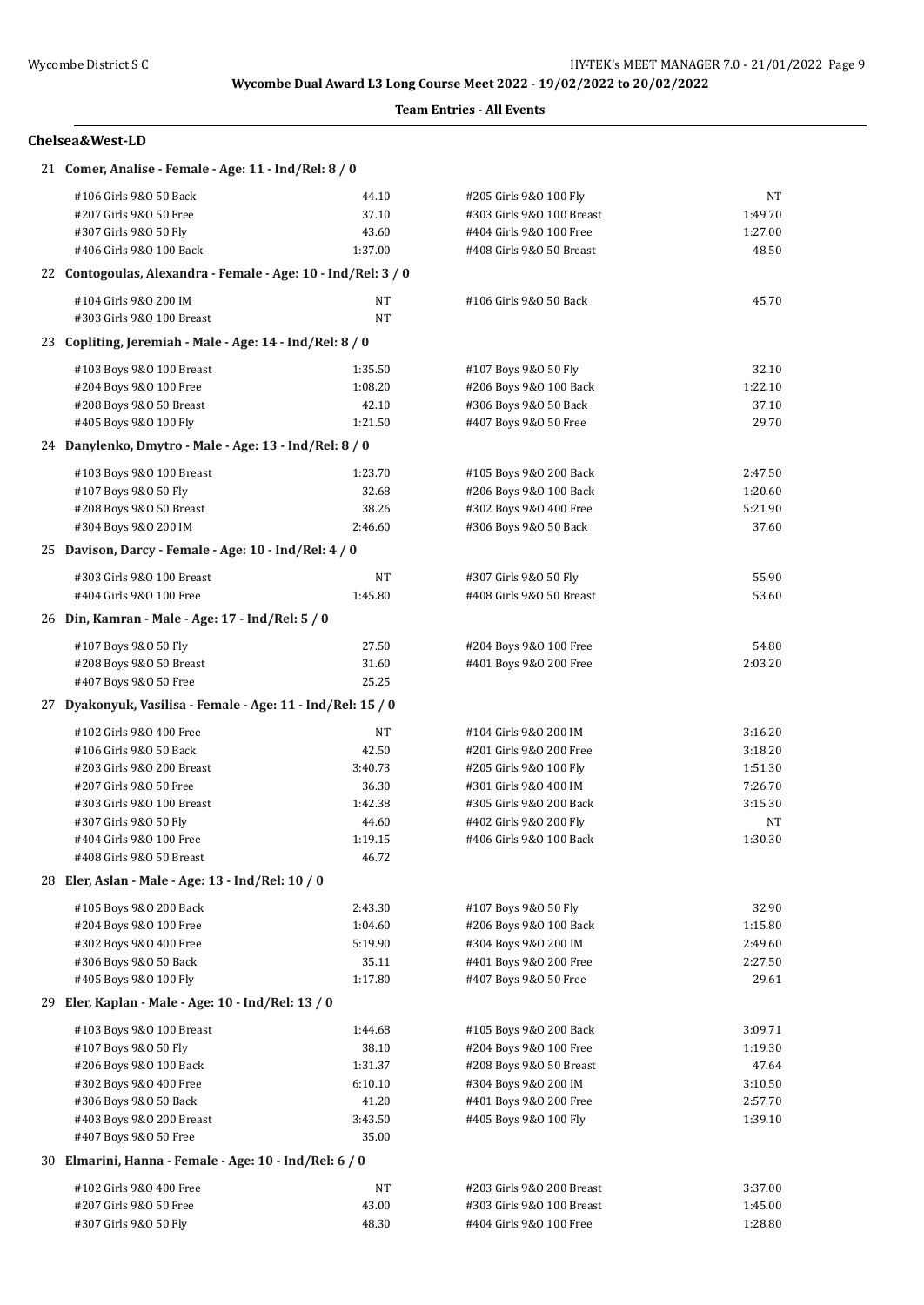# Wycombe Dual Award L3 Long Course Meet 2022 - 19/02/2022 to 20/02/2022

**Team Entries - All Events**

## Chelsea&West-LD

### 21 Comer, Analise - Female - Age: 11 - Ind/Rel: 8 / 0

| Event | Time | Event | Time |
|---|---|---|---|
| #106 Girls 9&O 50 Back | 44.10 | #205 Girls 9&O 100 Fly | NT |
| #207 Girls 9&O 50 Free | 37.10 | #303 Girls 9&O 100 Breast | 1:49.70 |
| #307 Girls 9&O 50 Fly | 43.60 | #404 Girls 9&O 100 Free | 1:27.00 |
| #406 Girls 9&O 100 Back | 1:37.00 | #408 Girls 9&O 50 Breast | 48.50 |

### 22 Contogoulas, Alexandra - Female - Age: 10 - Ind/Rel: 3 / 0

| Event | Time | Event | Time |
|---|---|---|---|
| #104 Girls 9&O 200 IM | NT | #106 Girls 9&O 50 Back | 45.70 |
| #303 Girls 9&O 100 Breast | NT | | |

### 23 Copliting, Jeremiah - Male - Age: 14 - Ind/Rel: 8 / 0

| Event | Time | Event | Time |
|---|---|---|---|
| #103 Boys 9&O 100 Breast | 1:35.50 | #107 Boys 9&O 50 Fly | 32.10 |
| #204 Boys 9&O 100 Free | 1:08.20 | #206 Boys 9&O 100 Back | 1:22.10 |
| #208 Boys 9&O 50 Breast | 42.10 | #306 Boys 9&O 50 Back | 37.10 |
| #405 Boys 9&O 100 Fly | 1:21.50 | #407 Boys 9&O 50 Free | 29.70 |

### 24 Danylenko, Dmytro - Male - Age: 13 - Ind/Rel: 8 / 0

| Event | Time | Event | Time |
|---|---|---|---|
| #103 Boys 9&O 100 Breast | 1:23.70 | #105 Boys 9&O 200 Back | 2:47.50 |
| #107 Boys 9&O 50 Fly | 32.68 | #206 Boys 9&O 100 Back | 1:20.60 |
| #208 Boys 9&O 50 Breast | 38.26 | #302 Boys 9&O 400 Free | 5:21.90 |
| #304 Boys 9&O 200 IM | 2:46.60 | #306 Boys 9&O 50 Back | 37.60 |

### 25 Davison, Darcy - Female - Age: 10 - Ind/Rel: 4 / 0

| Event | Time | Event | Time |
|---|---|---|---|
| #303 Girls 9&O 100 Breast | NT | #307 Girls 9&O 50 Fly | 55.90 |
| #404 Girls 9&O 100 Free | 1:45.80 | #408 Girls 9&O 50 Breast | 53.60 |

### 26 Din, Kamran - Male - Age: 17 - Ind/Rel: 5 / 0

| Event | Time | Event | Time |
|---|---|---|---|
| #107 Boys 9&O 50 Fly | 27.50 | #204 Boys 9&O 100 Free | 54.80 |
| #208 Boys 9&O 50 Breast | 31.60 | #401 Boys 9&O 200 Free | 2:03.20 |
| #407 Boys 9&O 50 Free | 25.25 | | |

### 27 Dyakonyuk, Vasilisa - Female - Age: 11 - Ind/Rel: 15 / 0

| Event | Time | Event | Time |
|---|---|---|---|
| #102 Girls 9&O 400 Free | NT | #104 Girls 9&O 200 IM | 3:16.20 |
| #106 Girls 9&O 50 Back | 42.50 | #201 Girls 9&O 200 Free | 3:18.20 |
| #203 Girls 9&O 200 Breast | 3:40.73 | #205 Girls 9&O 100 Fly | 1:51.30 |
| #207 Girls 9&O 50 Free | 36.30 | #301 Girls 9&O 400 IM | 7:26.70 |
| #303 Girls 9&O 100 Breast | 1:42.38 | #305 Girls 9&O 200 Back | 3:15.30 |
| #307 Girls 9&O 50 Fly | 44.60 | #402 Girls 9&O 200 Fly | NT |
| #404 Girls 9&O 100 Free | 1:19.15 | #406 Girls 9&O 100 Back | 1:30.30 |
| #408 Girls 9&O 50 Breast | 46.72 | | |

### 28 Eler, Aslan - Male - Age: 13 - Ind/Rel: 10 / 0

| Event | Time | Event | Time |
|---|---|---|---|
| #105 Boys 9&O 200 Back | 2:43.30 | #107 Boys 9&O 50 Fly | 32.90 |
| #204 Boys 9&O 100 Free | 1:04.60 | #206 Boys 9&O 100 Back | 1:15.80 |
| #302 Boys 9&O 400 Free | 5:19.90 | #304 Boys 9&O 200 IM | 2:49.60 |
| #306 Boys 9&O 50 Back | 35.11 | #401 Boys 9&O 200 Free | 2:27.50 |
| #405 Boys 9&O 100 Fly | 1:17.80 | #407 Boys 9&O 50 Free | 29.61 |

### 29 Eler, Kaplan - Male - Age: 10 - Ind/Rel: 13 / 0

| Event | Time | Event | Time |
|---|---|---|---|
| #103 Boys 9&O 100 Breast | 1:44.68 | #105 Boys 9&O 200 Back | 3:09.71 |
| #107 Boys 9&O 50 Fly | 38.10 | #204 Boys 9&O 100 Free | 1:19.30 |
| #206 Boys 9&O 100 Back | 1:31.37 | #208 Boys 9&O 50 Breast | 47.64 |
| #302 Boys 9&O 400 Free | 6:10.10 | #304 Boys 9&O 200 IM | 3:10.50 |
| #306 Boys 9&O 50 Back | 41.20 | #401 Boys 9&O 200 Free | 2:57.70 |
| #403 Boys 9&O 200 Breast | 3:43.50 | #405 Boys 9&O 100 Fly | 1:39.10 |
| #407 Boys 9&O 50 Free | 35.00 | | |

### 30 Elmarini, Hanna - Female - Age: 10 - Ind/Rel: 6 / 0

| Event | Time | Event | Time |
|---|---|---|---|
| #102 Girls 9&O 400 Free | NT | #203 Girls 9&O 200 Breast | 3:37.00 |
| #207 Girls 9&O 50 Free | 43.00 | #303 Girls 9&O 100 Breast | 1:45.00 |
| #307 Girls 9&O 50 Fly | 48.30 | #404 Girls 9&O 100 Free | 1:28.80 |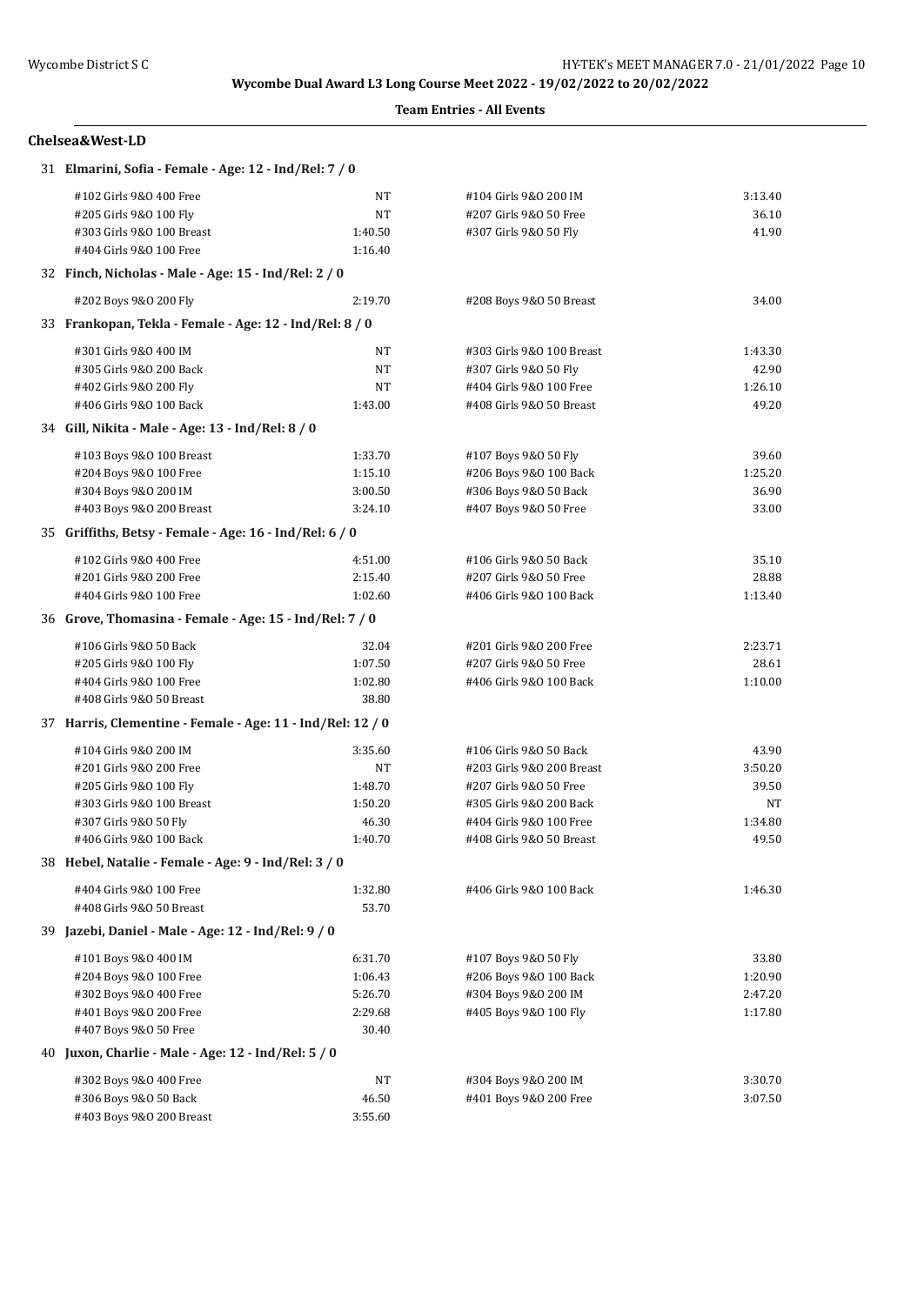**Wycombe Dual Award L3 Long Course Meet 2022 - 19/02/2022 to 20/02/2022**

**Team Entries - All Events**

### Chelsea&West-LD

**31 Elmarini, Sofia - Female - Age: 12 - Ind/Rel: 7 / 0**

| Event | Time | Event | Time |
|---|---|---|---|
| #102 Girls 9&O 400 Free | NT | #104 Girls 9&O 200 IM | 3:13.40 |
| #205 Girls 9&O 100 Fly | NT | #207 Girls 9&O 50 Free | 36.10 |
| #303 Girls 9&O 100 Breast | 1:40.50 | #307 Girls 9&O 50 Fly | 41.90 |
| #404 Girls 9&O 100 Free | 1:16.40 | | |

**32 Finch, Nicholas - Male - Age: 15 - Ind/Rel: 2 / 0**

| Event | Time | Event | Time |
|---|---|---|---|
| #202 Boys 9&O 200 Fly | 2:19.70 | #208 Boys 9&O 50 Breast | 34.00 |

**33 Frankopan, Tekla - Female - Age: 12 - Ind/Rel: 8 / 0**

| Event | Time | Event | Time |
|---|---|---|---|
| #301 Girls 9&O 400 IM | NT | #303 Girls 9&O 100 Breast | 1:43.30 |
| #305 Girls 9&O 200 Back | NT | #307 Girls 9&O 50 Fly | 42.90 |
| #402 Girls 9&O 200 Fly | NT | #404 Girls 9&O 100 Free | 1:26.10 |
| #406 Girls 9&O 100 Back | 1:43.00 | #408 Girls 9&O 50 Breast | 49.20 |

**34 Gill, Nikita - Male - Age: 13 - Ind/Rel: 8 / 0**

| Event | Time | Event | Time |
|---|---|---|---|
| #103 Boys 9&O 100 Breast | 1:33.70 | #107 Boys 9&O 50 Fly | 39.60 |
| #204 Boys 9&O 100 Free | 1:15.10 | #206 Boys 9&O 100 Back | 1:25.20 |
| #304 Boys 9&O 200 IM | 3:00.50 | #306 Boys 9&O 50 Back | 36.90 |
| #403 Boys 9&O 200 Breast | 3:24.10 | #407 Boys 9&O 50 Free | 33.00 |

**35 Griffiths, Betsy - Female - Age: 16 - Ind/Rel: 6 / 0**

| Event | Time | Event | Time |
|---|---|---|---|
| #102 Girls 9&O 400 Free | 4:51.00 | #106 Girls 9&O 50 Back | 35.10 |
| #201 Girls 9&O 200 Free | 2:15.40 | #207 Girls 9&O 50 Free | 28.88 |
| #404 Girls 9&O 100 Free | 1:02.60 | #406 Girls 9&O 100 Back | 1:13.40 |

**36 Grove, Thomasina - Female - Age: 15 - Ind/Rel: 7 / 0**

| Event | Time | Event | Time |
|---|---|---|---|
| #106 Girls 9&O 50 Back | 32.04 | #201 Girls 9&O 200 Free | 2:23.71 |
| #205 Girls 9&O 100 Fly | 1:07.50 | #207 Girls 9&O 50 Free | 28.61 |
| #404 Girls 9&O 100 Free | 1:02.80 | #406 Girls 9&O 100 Back | 1:10.00 |
| #408 Girls 9&O 50 Breast | 38.80 | | |

**37 Harris, Clementine - Female - Age: 11 - Ind/Rel: 12 / 0**

| Event | Time | Event | Time |
|---|---|---|---|
| #104 Girls 9&O 200 IM | 3:35.60 | #106 Girls 9&O 50 Back | 43.90 |
| #201 Girls 9&O 200 Free | NT | #203 Girls 9&O 200 Breast | 3:50.20 |
| #205 Girls 9&O 100 Fly | 1:48.70 | #207 Girls 9&O 50 Free | 39.50 |
| #303 Girls 9&O 100 Breast | 1:50.20 | #305 Girls 9&O 200 Back | NT |
| #307 Girls 9&O 50 Fly | 46.30 | #404 Girls 9&O 100 Free | 1:34.80 |
| #406 Girls 9&O 100 Back | 1:40.70 | #408 Girls 9&O 50 Breast | 49.50 |

**38 Hebel, Natalie - Female - Age: 9 - Ind/Rel: 3 / 0**

| Event | Time | Event | Time |
|---|---|---|---|
| #404 Girls 9&O 100 Free | 1:32.80 | #406 Girls 9&O 100 Back | 1:46.30 |
| #408 Girls 9&O 50 Breast | 53.70 | | |

**39 Jazebi, Daniel - Male - Age: 12 - Ind/Rel: 9 / 0**

| Event | Time | Event | Time |
|---|---|---|---|
| #101 Boys 9&O 400 IM | 6:31.70 | #107 Boys 9&O 50 Fly | 33.80 |
| #204 Boys 9&O 100 Free | 1:06.43 | #206 Boys 9&O 100 Back | 1:20.90 |
| #302 Boys 9&O 400 Free | 5:26.70 | #304 Boys 9&O 200 IM | 2:47.20 |
| #401 Boys 9&O 200 Free | 2:29.68 | #405 Boys 9&O 100 Fly | 1:17.80 |
| #407 Boys 9&O 50 Free | 30.40 | | |

**40 Juxon, Charlie - Male - Age: 12 - Ind/Rel: 5 / 0**

| Event | Time | Event | Time |
|---|---|---|---|
| #302 Boys 9&O 400 Free | NT | #304 Boys 9&O 200 IM | 3:30.70 |
| #306 Boys 9&O 50 Back | 46.50 | #401 Boys 9&O 200 Free | 3:07.50 |
| #403 Boys 9&O 200 Breast | 3:55.60 | | |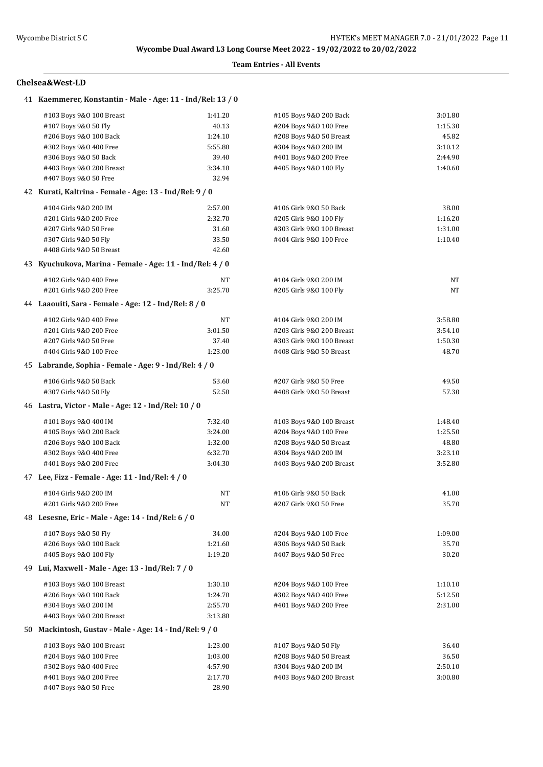**Wycombe Dual Award L3 Long Course Meet 2022 - 19/02/2022 to 20/02/2022**

**Team Entries - All Events**

### Chelsea&West-LD

**41 Kaemmerer, Konstantin - Male - Age: 11 - Ind/Rel: 13 / 0**

| Event | Time | Event | Time |
|---|---|---|---|
| #103 Boys 9&O 100 Breast | 1:41.20 | #105 Boys 9&O 200 Back | 3:01.80 |
| #107 Boys 9&O 50 Fly | 40.13 | #204 Boys 9&O 100 Free | 1:15.30 |
| #206 Boys 9&O 100 Back | 1:24.10 | #208 Boys 9&O 50 Breast | 45.82 |
| #302 Boys 9&O 400 Free | 5:55.80 | #304 Boys 9&O 200 IM | 3:10.12 |
| #306 Boys 9&O 50 Back | 39.40 | #401 Boys 9&O 200 Free | 2:44.90 |
| #403 Boys 9&O 200 Breast | 3:34.10 | #405 Boys 9&O 100 Fly | 1:40.60 |
| #407 Boys 9&O 50 Free | 32.94 | | |

**42 Kurati, Kaltrina - Female - Age: 13 - Ind/Rel: 9 / 0**

| Event | Time | Event | Time |
|---|---|---|---|
| #104 Girls 9&O 200 IM | 2:57.00 | #106 Girls 9&O 50 Back | 38.00 |
| #201 Girls 9&O 200 Free | 2:32.70 | #205 Girls 9&O 100 Fly | 1:16.20 |
| #207 Girls 9&O 50 Free | 31.60 | #303 Girls 9&O 100 Breast | 1:31.00 |
| #307 Girls 9&O 50 Fly | 33.50 | #404 Girls 9&O 100 Free | 1:10.40 |
| #408 Girls 9&O 50 Breast | 42.60 | | |

**43 Kyuchukova, Marina - Female - Age: 11 - Ind/Rel: 4 / 0**

| Event | Time | Event | Time |
|---|---|---|---|
| #102 Girls 9&O 400 Free | NT | #104 Girls 9&O 200 IM | NT |
| #201 Girls 9&O 200 Free | 3:25.70 | #205 Girls 9&O 100 Fly | NT |

**44 Laaouiti, Sara - Female - Age: 12 - Ind/Rel: 8 / 0**

| Event | Time | Event | Time |
|---|---|---|---|
| #102 Girls 9&O 400 Free | NT | #104 Girls 9&O 200 IM | 3:58.80 |
| #201 Girls 9&O 200 Free | 3:01.50 | #203 Girls 9&O 200 Breast | 3:54.10 |
| #207 Girls 9&O 50 Free | 37.40 | #303 Girls 9&O 100 Breast | 1:50.30 |
| #404 Girls 9&O 100 Free | 1:23.00 | #408 Girls 9&O 50 Breast | 48.70 |

**45 Labrande, Sophia - Female - Age: 9 - Ind/Rel: 4 / 0**

| Event | Time | Event | Time |
|---|---|---|---|
| #106 Girls 9&O 50 Back | 53.60 | #207 Girls 9&O 50 Free | 49.50 |
| #307 Girls 9&O 50 Fly | 52.50 | #408 Girls 9&O 50 Breast | 57.30 |

**46 Lastra, Victor - Male - Age: 12 - Ind/Rel: 10 / 0**

| Event | Time | Event | Time |
|---|---|---|---|
| #101 Boys 9&O 400 IM | 7:32.40 | #103 Boys 9&O 100 Breast | 1:48.40 |
| #105 Boys 9&O 200 Back | 3:24.00 | #204 Boys 9&O 100 Free | 1:25.50 |
| #206 Boys 9&O 100 Back | 1:32.00 | #208 Boys 9&O 50 Breast | 48.80 |
| #302 Boys 9&O 400 Free | 6:32.70 | #304 Boys 9&O 200 IM | 3:23.10 |
| #401 Boys 9&O 200 Free | 3:04.30 | #403 Boys 9&O 200 Breast | 3:52.80 |

**47 Lee, Fizz - Female - Age: 11 - Ind/Rel: 4 / 0**

| Event | Time | Event | Time |
|---|---|---|---|
| #104 Girls 9&O 200 IM | NT | #106 Girls 9&O 50 Back | 41.00 |
| #201 Girls 9&O 200 Free | NT | #207 Girls 9&O 50 Free | 35.70 |

**48 Lesesne, Eric - Male - Age: 14 - Ind/Rel: 6 / 0**

| Event | Time | Event | Time |
|---|---|---|---|
| #107 Boys 9&O 50 Fly | 34.00 | #204 Boys 9&O 100 Free | 1:09.00 |
| #206 Boys 9&O 100 Back | 1:21.60 | #306 Boys 9&O 50 Back | 35.70 |
| #405 Boys 9&O 100 Fly | 1:19.20 | #407 Boys 9&O 50 Free | 30.20 |

**49 Lui, Maxwell - Male - Age: 13 - Ind/Rel: 7 / 0**

| Event | Time | Event | Time |
|---|---|---|---|
| #103 Boys 9&O 100 Breast | 1:30.10 | #204 Boys 9&O 100 Free | 1:10.10 |
| #206 Boys 9&O 100 Back | 1:24.70 | #302 Boys 9&O 400 Free | 5:12.50 |
| #304 Boys 9&O 200 IM | 2:55.70 | #401 Boys 9&O 200 Free | 2:31.00 |
| #403 Boys 9&O 200 Breast | 3:13.80 | | |

**50 Mackintosh, Gustav - Male - Age: 14 - Ind/Rel: 9 / 0**

| Event | Time | Event | Time |
|---|---|---|---|
| #103 Boys 9&O 100 Breast | 1:23.00 | #107 Boys 9&O 50 Fly | 36.40 |
| #204 Boys 9&O 100 Free | 1:03.00 | #208 Boys 9&O 50 Breast | 36.50 |
| #302 Boys 9&O 400 Free | 4:57.90 | #304 Boys 9&O 200 IM | 2:50.10 |
| #401 Boys 9&O 200 Free | 2:17.70 | #403 Boys 9&O 200 Breast | 3:00.80 |
| #407 Boys 9&O 50 Free | 28.90 | | |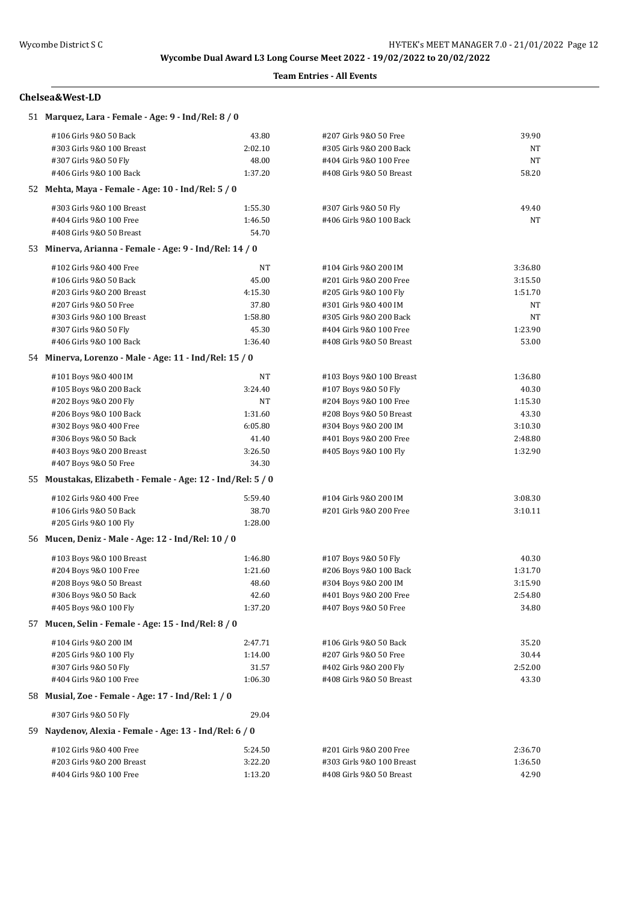**Wycombe Dual Award L3 Long Course Meet 2022 - 19/02/2022 to 20/02/2022**

**Team Entries - All Events**

### Chelsea&West-LD

**51 Marquez, Lara - Female - Age: 9 - Ind/Rel: 8 / 0**

| | | | |
|---|---|---|---|
| #106 Girls 9&O 50 Back | 43.80 | #207 Girls 9&O 50 Free | 39.90 |
| #303 Girls 9&O 100 Breast | 2:02.10 | #305 Girls 9&O 200 Back | NT |
| #307 Girls 9&O 50 Fly | 48.00 | #404 Girls 9&O 100 Free | NT |
| #406 Girls 9&O 100 Back | 1:37.20 | #408 Girls 9&O 50 Breast | 58.20 |

**52 Mehta, Maya - Female - Age: 10 - Ind/Rel: 5 / 0**

| | | | |
|---|---|---|---|
| #303 Girls 9&O 100 Breast | 1:55.30 | #307 Girls 9&O 50 Fly | 49.40 |
| #404 Girls 9&O 100 Free | 1:46.50 | #406 Girls 9&O 100 Back | NT |
| #408 Girls 9&O 50 Breast | 54.70 | | |

**53 Minerva, Arianna - Female - Age: 9 - Ind/Rel: 14 / 0**

| | | | |
|---|---|---|---|
| #102 Girls 9&O 400 Free | NT | #104 Girls 9&O 200 IM | 3:36.80 |
| #106 Girls 9&O 50 Back | 45.00 | #201 Girls 9&O 200 Free | 3:15.50 |
| #203 Girls 9&O 200 Breast | 4:15.30 | #205 Girls 9&O 100 Fly | 1:51.70 |
| #207 Girls 9&O 50 Free | 37.80 | #301 Girls 9&O 400 IM | NT |
| #303 Girls 9&O 100 Breast | 1:58.80 | #305 Girls 9&O 200 Back | NT |
| #307 Girls 9&O 50 Fly | 45.30 | #404 Girls 9&O 100 Free | 1:23.90 |
| #406 Girls 9&O 100 Back | 1:36.40 | #408 Girls 9&O 50 Breast | 53.00 |

**54 Minerva, Lorenzo - Male - Age: 11 - Ind/Rel: 15 / 0**

| | | | |
|---|---|---|---|
| #101 Boys 9&O 400 IM | NT | #103 Boys 9&O 100 Breast | 1:36.80 |
| #105 Boys 9&O 200 Back | 3:24.40 | #107 Boys 9&O 50 Fly | 40.30 |
| #202 Boys 9&O 200 Fly | NT | #204 Boys 9&O 100 Free | 1:15.30 |
| #206 Boys 9&O 100 Back | 1:31.60 | #208 Boys 9&O 50 Breast | 43.30 |
| #302 Boys 9&O 400 Free | 6:05.80 | #304 Boys 9&O 200 IM | 3:10.30 |
| #306 Boys 9&O 50 Back | 41.40 | #401 Boys 9&O 200 Free | 2:48.80 |
| #403 Boys 9&O 200 Breast | 3:26.50 | #405 Boys 9&O 100 Fly | 1:32.90 |
| #407 Boys 9&O 50 Free | 34.30 | | |

**55 Moustakas, Elizabeth - Female - Age: 12 - Ind/Rel: 5 / 0**

| | | | |
|---|---|---|---|
| #102 Girls 9&O 400 Free | 5:59.40 | #104 Girls 9&O 200 IM | 3:08.30 |
| #106 Girls 9&O 50 Back | 38.70 | #201 Girls 9&O 200 Free | 3:10.11 |
| #205 Girls 9&O 100 Fly | 1:28.00 | | |

**56 Mucen, Deniz - Male - Age: 12 - Ind/Rel: 10 / 0**

| | | | |
|---|---|---|---|
| #103 Boys 9&O 100 Breast | 1:46.80 | #107 Boys 9&O 50 Fly | 40.30 |
| #204 Boys 9&O 100 Free | 1:21.60 | #206 Boys 9&O 100 Back | 1:31.70 |
| #208 Boys 9&O 50 Breast | 48.60 | #304 Boys 9&O 200 IM | 3:15.90 |
| #306 Boys 9&O 50 Back | 42.60 | #401 Boys 9&O 200 Free | 2:54.80 |
| #405 Boys 9&O 100 Fly | 1:37.20 | #407 Boys 9&O 50 Free | 34.80 |

**57 Mucen, Selin - Female - Age: 15 - Ind/Rel: 8 / 0**

| | | | |
|---|---|---|---|
| #104 Girls 9&O 200 IM | 2:47.71 | #106 Girls 9&O 50 Back | 35.20 |
| #205 Girls 9&O 100 Fly | 1:14.00 | #207 Girls 9&O 50 Free | 30.44 |
| #307 Girls 9&O 50 Fly | 31.57 | #402 Girls 9&O 200 Fly | 2:52.00 |
| #404 Girls 9&O 100 Free | 1:06.30 | #408 Girls 9&O 50 Breast | 43.30 |

**58 Musial, Zoe - Female - Age: 17 - Ind/Rel: 1 / 0**

| | |
|---|---|
| #307 Girls 9&O 50 Fly | 29.04 |

**59 Naydenov, Alexia - Female - Age: 13 - Ind/Rel: 6 / 0**

| | | | |
|---|---|---|---|
| #102 Girls 9&O 400 Free | 5:24.50 | #201 Girls 9&O 200 Free | 2:36.70 |
| #203 Girls 9&O 200 Breast | 3:22.20 | #303 Girls 9&O 100 Breast | 1:36.50 |
| #404 Girls 9&O 100 Free | 1:13.20 | #408 Girls 9&O 50 Breast | 42.90 |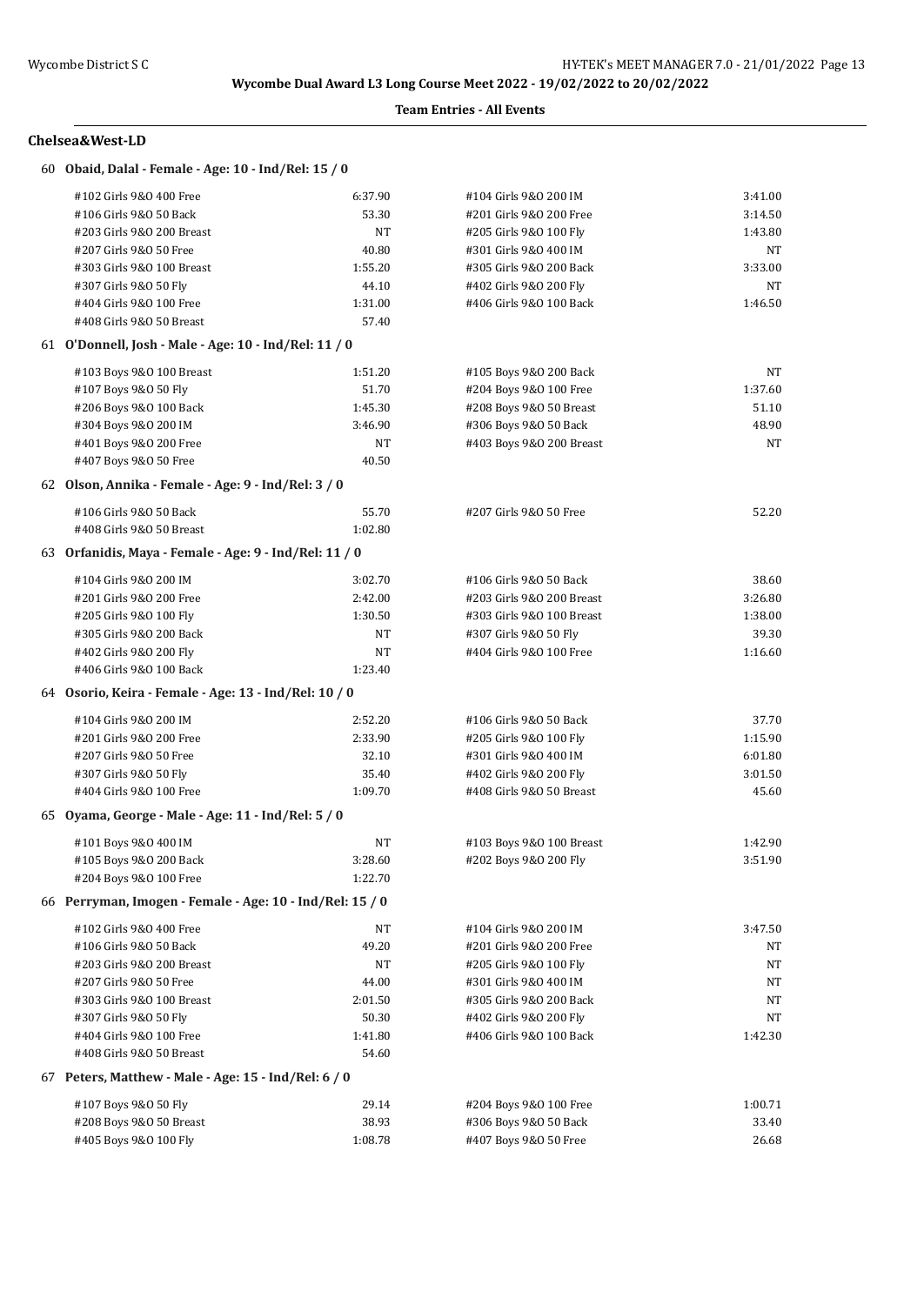**Wycombe Dual Award L3 Long Course Meet 2022 - 19/02/2022 to 20/02/2022**

**Team Entries - All Events**

### Chelsea&West-LD

**60 Obaid, Dalal - Female - Age: 10 - Ind/Rel: 15 / 0**

| Event | Time | Event | Time |
|---|---|---|---|
| #102 Girls 9&O 400 Free | 6:37.90 | #104 Girls 9&O 200 IM | 3:41.00 |
| #106 Girls 9&O 50 Back | 53.30 | #201 Girls 9&O 200 Free | 3:14.50 |
| #203 Girls 9&O 200 Breast | NT | #205 Girls 9&O 100 Fly | 1:43.80 |
| #207 Girls 9&O 50 Free | 40.80 | #301 Girls 9&O 400 IM | NT |
| #303 Girls 9&O 100 Breast | 1:55.20 | #305 Girls 9&O 200 Back | 3:33.00 |
| #307 Girls 9&O 50 Fly | 44.10 | #402 Girls 9&O 200 Fly | NT |
| #404 Girls 9&O 100 Free | 1:31.00 | #406 Girls 9&O 100 Back | 1:46.50 |
| #408 Girls 9&O 50 Breast | 57.40 | | |

**61 O'Donnell, Josh - Male - Age: 10 - Ind/Rel: 11 / 0**

| Event | Time | Event | Time |
|---|---|---|---|
| #103 Boys 9&O 100 Breast | 1:51.20 | #105 Boys 9&O 200 Back | NT |
| #107 Boys 9&O 50 Fly | 51.70 | #204 Boys 9&O 100 Free | 1:37.60 |
| #206 Boys 9&O 100 Back | 1:45.30 | #208 Boys 9&O 50 Breast | 51.10 |
| #304 Boys 9&O 200 IM | 3:46.90 | #306 Boys 9&O 50 Back | 48.90 |
| #401 Boys 9&O 200 Free | NT | #403 Boys 9&O 200 Breast | NT |
| #407 Boys 9&O 50 Free | 40.50 | | |

**62 Olson, Annika - Female - Age: 9 - Ind/Rel: 3 / 0**

| Event | Time | Event | Time |
|---|---|---|---|
| #106 Girls 9&O 50 Back | 55.70 | #207 Girls 9&O 50 Free | 52.20 |
| #408 Girls 9&O 50 Breast | 1:02.80 | | |

**63 Orfanidis, Maya - Female - Age: 9 - Ind/Rel: 11 / 0**

| Event | Time | Event | Time |
|---|---|---|---|
| #104 Girls 9&O 200 IM | 3:02.70 | #106 Girls 9&O 50 Back | 38.60 |
| #201 Girls 9&O 200 Free | 2:42.00 | #203 Girls 9&O 200 Breast | 3:26.80 |
| #205 Girls 9&O 100 Fly | 1:30.50 | #303 Girls 9&O 100 Breast | 1:38.00 |
| #305 Girls 9&O 200 Back | NT | #307 Girls 9&O 50 Fly | 39.30 |
| #402 Girls 9&O 200 Fly | NT | #404 Girls 9&O 100 Free | 1:16.60 |
| #406 Girls 9&O 100 Back | 1:23.40 | | |

**64 Osorio, Keira - Female - Age: 13 - Ind/Rel: 10 / 0**

| Event | Time | Event | Time |
|---|---|---|---|
| #104 Girls 9&O 200 IM | 2:52.20 | #106 Girls 9&O 50 Back | 37.70 |
| #201 Girls 9&O 200 Free | 2:33.90 | #205 Girls 9&O 100 Fly | 1:15.90 |
| #207 Girls 9&O 50 Free | 32.10 | #301 Girls 9&O 400 IM | 6:01.80 |
| #307 Girls 9&O 50 Fly | 35.40 | #402 Girls 9&O 200 Fly | 3:01.50 |
| #404 Girls 9&O 100 Free | 1:09.70 | #408 Girls 9&O 50 Breast | 45.60 |

**65 Oyama, George - Male - Age: 11 - Ind/Rel: 5 / 0**

| Event | Time | Event | Time |
|---|---|---|---|
| #101 Boys 9&O 400 IM | NT | #103 Boys 9&O 100 Breast | 1:42.90 |
| #105 Boys 9&O 200 Back | 3:28.60 | #202 Boys 9&O 200 Fly | 3:51.90 |
| #204 Boys 9&O 100 Free | 1:22.70 | | |

**66 Perryman, Imogen - Female - Age: 10 - Ind/Rel: 15 / 0**

| Event | Time | Event | Time |
|---|---|---|---|
| #102 Girls 9&O 400 Free | NT | #104 Girls 9&O 200 IM | 3:47.50 |
| #106 Girls 9&O 50 Back | 49.20 | #201 Girls 9&O 200 Free | NT |
| #203 Girls 9&O 200 Breast | NT | #205 Girls 9&O 100 Fly | NT |
| #207 Girls 9&O 50 Free | 44.00 | #301 Girls 9&O 400 IM | NT |
| #303 Girls 9&O 100 Breast | 2:01.50 | #305 Girls 9&O 200 Back | NT |
| #307 Girls 9&O 50 Fly | 50.30 | #402 Girls 9&O 200 Fly | NT |
| #404 Girls 9&O 100 Free | 1:41.80 | #406 Girls 9&O 100 Back | 1:42.30 |
| #408 Girls 9&O 50 Breast | 54.60 | | |

**67 Peters, Matthew - Male - Age: 15 - Ind/Rel: 6 / 0**

| Event | Time | Event | Time |
|---|---|---|---|
| #107 Boys 9&O 50 Fly | 29.14 | #204 Boys 9&O 100 Free | 1:00.71 |
| #208 Boys 9&O 50 Breast | 38.93 | #306 Boys 9&O 50 Back | 33.40 |
| #405 Boys 9&O 100 Fly | 1:08.78 | #407 Boys 9&O 50 Free | 26.68 |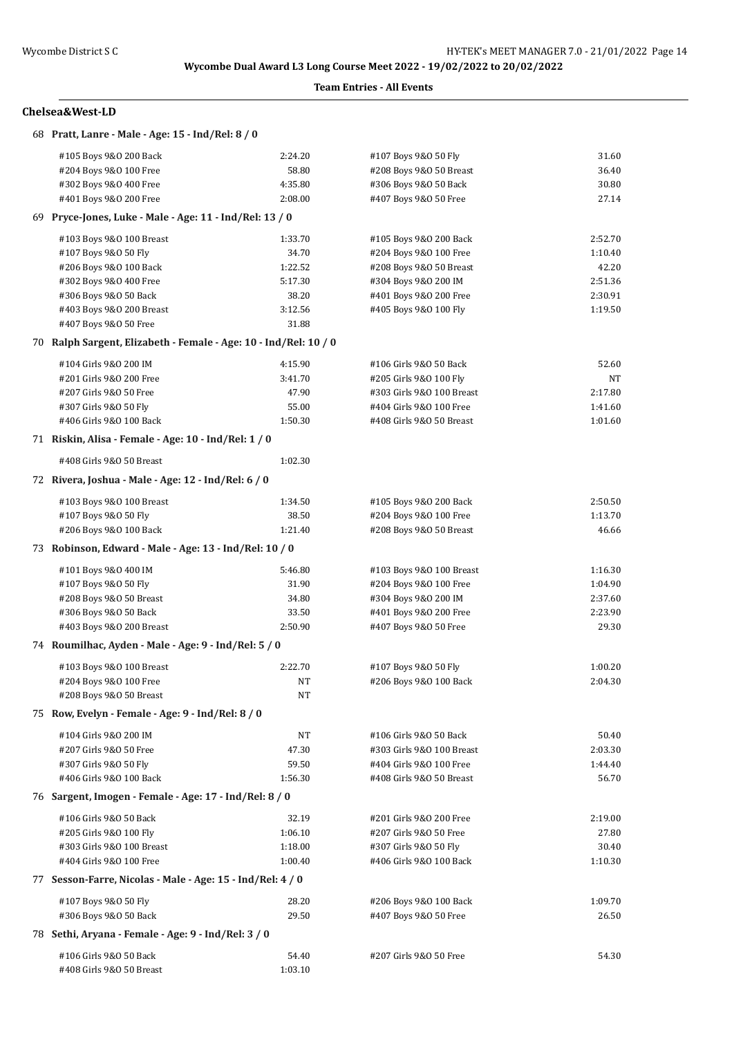**Wycombe Dual Award L3 Long Course Meet 2022 - 19/02/2022 to 20/02/2022**

**Team Entries - All Events**

### Chelsea&West-LD

**68 Pratt, Lanre - Male - Age: 15 - Ind/Rel: 8 / 0**

| Event | Time | Event | Time |
|---|---|---|---|
| #105 Boys 9&O 200 Back | 2:24.20 | #107 Boys 9&O 50 Fly | 31.60 |
| #204 Boys 9&O 100 Free | 58.80 | #208 Boys 9&O 50 Breast | 36.40 |
| #302 Boys 9&O 400 Free | 4:35.80 | #306 Boys 9&O 50 Back | 30.80 |
| #401 Boys 9&O 200 Free | 2:08.00 | #407 Boys 9&O 50 Free | 27.14 |

**69 Pryce-Jones, Luke - Male - Age: 11 - Ind/Rel: 13 / 0**

| Event | Time | Event | Time |
|---|---|---|---|
| #103 Boys 9&O 100 Breast | 1:33.70 | #105 Boys 9&O 200 Back | 2:52.70 |
| #107 Boys 9&O 50 Fly | 34.70 | #204 Boys 9&O 100 Free | 1:10.40 |
| #206 Boys 9&O 100 Back | 1:22.52 | #208 Boys 9&O 50 Breast | 42.20 |
| #302 Boys 9&O 400 Free | 5:17.30 | #304 Boys 9&O 200 IM | 2:51.36 |
| #306 Boys 9&O 50 Back | 38.20 | #401 Boys 9&O 200 Free | 2:30.91 |
| #403 Boys 9&O 200 Breast | 3:12.56 | #405 Boys 9&O 100 Fly | 1:19.50 |
| #407 Boys 9&O 50 Free | 31.88 | | |

**70 Ralph Sargent, Elizabeth - Female - Age: 10 - Ind/Rel: 10 / 0**

| Event | Time | Event | Time |
|---|---|---|---|
| #104 Girls 9&O 200 IM | 4:15.90 | #106 Girls 9&O 50 Back | 52.60 |
| #201 Girls 9&O 200 Free | 3:41.70 | #205 Girls 9&O 100 Fly | NT |
| #207 Girls 9&O 50 Free | 47.90 | #303 Girls 9&O 100 Breast | 2:17.80 |
| #307 Girls 9&O 50 Fly | 55.00 | #404 Girls 9&O 100 Free | 1:41.60 |
| #406 Girls 9&O 100 Back | 1:50.30 | #408 Girls 9&O 50 Breast | 1:01.60 |

**71 Riskin, Alisa - Female - Age: 10 - Ind/Rel: 1 / 0**

| Event | Time | Event | Time |
|---|---|---|---|
| #408 Girls 9&O 50 Breast | 1:02.30 | | |

**72 Rivera, Joshua - Male - Age: 12 - Ind/Rel: 6 / 0**

| Event | Time | Event | Time |
|---|---|---|---|
| #103 Boys 9&O 100 Breast | 1:34.50 | #105 Boys 9&O 200 Back | 2:50.50 |
| #107 Boys 9&O 50 Fly | 38.50 | #204 Boys 9&O 100 Free | 1:13.70 |
| #206 Boys 9&O 100 Back | 1:21.40 | #208 Boys 9&O 50 Breast | 46.66 |

**73 Robinson, Edward - Male - Age: 13 - Ind/Rel: 10 / 0**

| Event | Time | Event | Time |
|---|---|---|---|
| #101 Boys 9&O 400 IM | 5:46.80 | #103 Boys 9&O 100 Breast | 1:16.30 |
| #107 Boys 9&O 50 Fly | 31.90 | #204 Boys 9&O 100 Free | 1:04.90 |
| #208 Boys 9&O 50 Breast | 34.80 | #304 Boys 9&O 200 IM | 2:37.60 |
| #306 Boys 9&O 50 Back | 33.50 | #401 Boys 9&O 200 Free | 2:23.90 |
| #403 Boys 9&O 200 Breast | 2:50.90 | #407 Boys 9&O 50 Free | 29.30 |

**74 Roumilhac, Ayden - Male - Age: 9 - Ind/Rel: 5 / 0**

| Event | Time | Event | Time |
|---|---|---|---|
| #103 Boys 9&O 100 Breast | 2:22.70 | #107 Boys 9&O 50 Fly | 1:00.20 |
| #204 Boys 9&O 100 Free | NT | #206 Boys 9&O 100 Back | 2:04.30 |
| #208 Boys 9&O 50 Breast | NT | | |

**75 Row, Evelyn - Female - Age: 9 - Ind/Rel: 8 / 0**

| Event | Time | Event | Time |
|---|---|---|---|
| #104 Girls 9&O 200 IM | NT | #106 Girls 9&O 50 Back | 50.40 |
| #207 Girls 9&O 50 Free | 47.30 | #303 Girls 9&O 100 Breast | 2:03.30 |
| #307 Girls 9&O 50 Fly | 59.50 | #404 Girls 9&O 100 Free | 1:44.40 |
| #406 Girls 9&O 100 Back | 1:56.30 | #408 Girls 9&O 50 Breast | 56.70 |

**76 Sargent, Imogen - Female - Age: 17 - Ind/Rel: 8 / 0**

| Event | Time | Event | Time |
|---|---|---|---|
| #106 Girls 9&O 50 Back | 32.19 | #201 Girls 9&O 200 Free | 2:19.00 |
| #205 Girls 9&O 100 Fly | 1:06.10 | #207 Girls 9&O 50 Free | 27.80 |
| #303 Girls 9&O 100 Breast | 1:18.00 | #307 Girls 9&O 50 Fly | 30.40 |
| #404 Girls 9&O 100 Free | 1:00.40 | #406 Girls 9&O 100 Back | 1:10.30 |

**77 Sesson-Farre, Nicolas - Male - Age: 15 - Ind/Rel: 4 / 0**

| Event | Time | Event | Time |
|---|---|---|---|
| #107 Boys 9&O 50 Fly | 28.20 | #206 Boys 9&O 100 Back | 1:09.70 |
| #306 Boys 9&O 50 Back | 29.50 | #407 Boys 9&O 50 Free | 26.50 |

**78 Sethi, Aryana - Female - Age: 9 - Ind/Rel: 3 / 0**

| Event | Time | Event | Time |
|---|---|---|---|
| #106 Girls 9&O 50 Back | 54.40 | #207 Girls 9&O 50 Free | 54.30 |
| #408 Girls 9&O 50 Breast | 1:03.10 | | |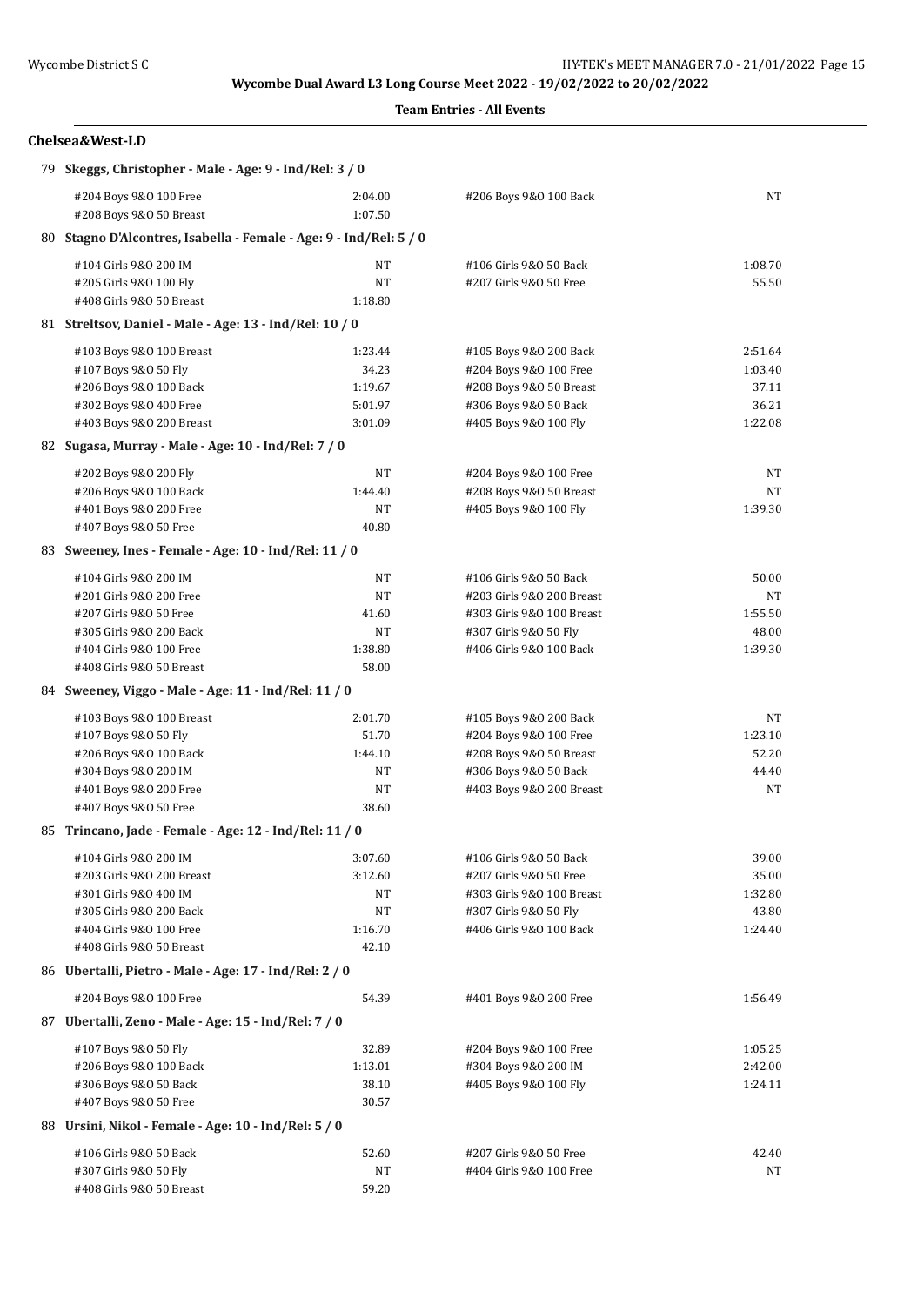**Wycombe Dual Award L3 Long Course Meet 2022 - 19/02/2022 to 20/02/2022**

**Team Entries - All Events**

## Chelsea&West-LD

### 79 Skeggs, Christopher - Male - Age: 9 - Ind/Rel: 3 / 0

| Event | Time | Event | Time |
|---|---|---|---|
| #204 Boys 9&O 100 Free | 2:04.00 | #206 Boys 9&O 100 Back | NT |
| #208 Boys 9&O 50 Breast | 1:07.50 | | |

### 80 Stagno D'Alcontres, Isabella - Female - Age: 9 - Ind/Rel: 5 / 0

| Event | Time | Event | Time |
|---|---|---|---|
| #104 Girls 9&O 200 IM | NT | #106 Girls 9&O 50 Back | 1:08.70 |
| #205 Girls 9&O 100 Fly | NT | #207 Girls 9&O 50 Free | 55.50 |
| #408 Girls 9&O 50 Breast | 1:18.80 | | |

### 81 Streltsov, Daniel - Male - Age: 13 - Ind/Rel: 10 / 0

| Event | Time | Event | Time |
|---|---|---|---|
| #103 Boys 9&O 100 Breast | 1:23.44 | #105 Boys 9&O 200 Back | 2:51.64 |
| #107 Boys 9&O 50 Fly | 34.23 | #204 Boys 9&O 100 Free | 1:03.40 |
| #206 Boys 9&O 100 Back | 1:19.67 | #208 Boys 9&O 50 Breast | 37.11 |
| #302 Boys 9&O 400 Free | 5:01.97 | #306 Boys 9&O 50 Back | 36.21 |
| #403 Boys 9&O 200 Breast | 3:01.09 | #405 Boys 9&O 100 Fly | 1:22.08 |

### 82 Sugasa, Murray - Male - Age: 10 - Ind/Rel: 7 / 0

| Event | Time | Event | Time |
|---|---|---|---|
| #202 Boys 9&O 200 Fly | NT | #204 Boys 9&O 100 Free | NT |
| #206 Boys 9&O 100 Back | 1:44.40 | #208 Boys 9&O 50 Breast | NT |
| #401 Boys 9&O 200 Free | NT | #405 Boys 9&O 100 Fly | 1:39.30 |
| #407 Boys 9&O 50 Free | 40.80 | | |

### 83 Sweeney, Ines - Female - Age: 10 - Ind/Rel: 11 / 0

| Event | Time | Event | Time |
|---|---|---|---|
| #104 Girls 9&O 200 IM | NT | #106 Girls 9&O 50 Back | 50.00 |
| #201 Girls 9&O 200 Free | NT | #203 Girls 9&O 200 Breast | NT |
| #207 Girls 9&O 50 Free | 41.60 | #303 Girls 9&O 100 Breast | 1:55.50 |
| #305 Girls 9&O 200 Back | NT | #307 Girls 9&O 50 Fly | 48.00 |
| #404 Girls 9&O 100 Free | 1:38.80 | #406 Girls 9&O 100 Back | 1:39.30 |
| #408 Girls 9&O 50 Breast | 58.00 | | |

### 84 Sweeney, Viggo - Male - Age: 11 - Ind/Rel: 11 / 0

| Event | Time | Event | Time |
|---|---|---|---|
| #103 Boys 9&O 100 Breast | 2:01.70 | #105 Boys 9&O 200 Back | NT |
| #107 Boys 9&O 50 Fly | 51.70 | #204 Boys 9&O 100 Free | 1:23.10 |
| #206 Boys 9&O 100 Back | 1:44.10 | #208 Boys 9&O 50 Breast | 52.20 |
| #304 Boys 9&O 200 IM | NT | #306 Boys 9&O 50 Back | 44.40 |
| #401 Boys 9&O 200 Free | NT | #403 Boys 9&O 200 Breast | NT |
| #407 Boys 9&O 50 Free | 38.60 | | |

### 85 Trincano, Jade - Female - Age: 12 - Ind/Rel: 11 / 0

| Event | Time | Event | Time |
|---|---|---|---|
| #104 Girls 9&O 200 IM | 3:07.60 | #106 Girls 9&O 50 Back | 39.00 |
| #203 Girls 9&O 200 Breast | 3:12.60 | #207 Girls 9&O 50 Free | 35.00 |
| #301 Girls 9&O 400 IM | NT | #303 Girls 9&O 100 Breast | 1:32.80 |
| #305 Girls 9&O 200 Back | NT | #307 Girls 9&O 50 Fly | 43.80 |
| #404 Girls 9&O 100 Free | 1:16.70 | #406 Girls 9&O 100 Back | 1:24.40 |
| #408 Girls 9&O 50 Breast | 42.10 | | |

### 86 Ubertalli, Pietro - Male - Age: 17 - Ind/Rel: 2 / 0

| Event | Time | Event | Time |
|---|---|---|---|
| #204 Boys 9&O 100 Free | 54.39 | #401 Boys 9&O 200 Free | 1:56.49 |

### 87 Ubertalli, Zeno - Male - Age: 15 - Ind/Rel: 7 / 0

| Event | Time | Event | Time |
|---|---|---|---|
| #107 Boys 9&O 50 Fly | 32.89 | #204 Boys 9&O 100 Free | 1:05.25 |
| #206 Boys 9&O 100 Back | 1:13.01 | #304 Boys 9&O 200 IM | 2:42.00 |
| #306 Boys 9&O 50 Back | 38.10 | #405 Boys 9&O 100 Fly | 1:24.11 |
| #407 Boys 9&O 50 Free | 30.57 | | |

### 88 Ursini, Nikol - Female - Age: 10 - Ind/Rel: 5 / 0

| Event | Time | Event | Time |
|---|---|---|---|
| #106 Girls 9&O 50 Back | 52.60 | #207 Girls 9&O 50 Free | 42.40 |
| #307 Girls 9&O 50 Fly | NT | #404 Girls 9&O 100 Free | NT |
| #408 Girls 9&O 50 Breast | 59.20 | | |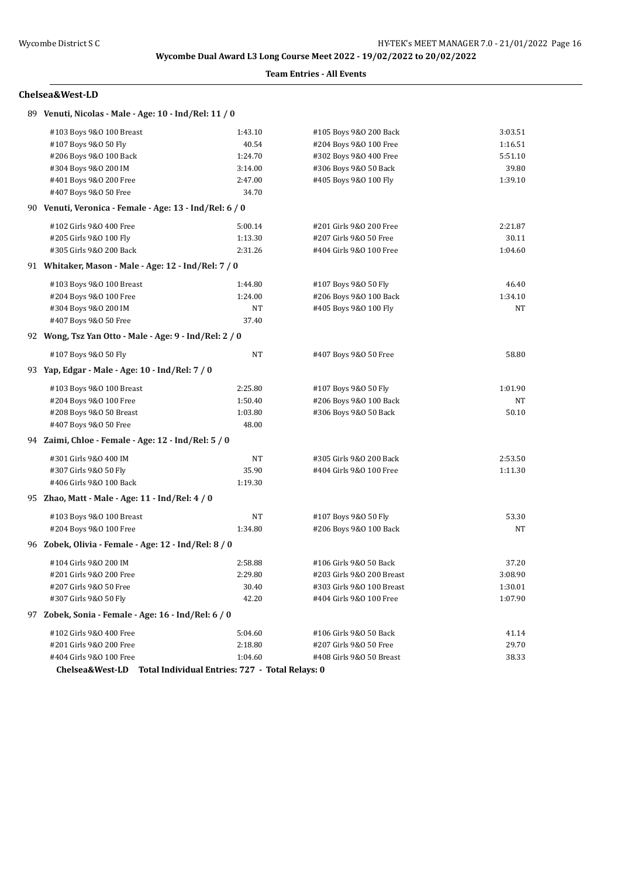**Wycombe Dual Award L3 Long Course Meet 2022 - 19/02/2022 to 20/02/2022**

**Team Entries - All Events**

## Chelsea&West-LD

**89 Venuti, Nicolas - Male - Age: 10 - Ind/Rel: 11 / 0**

| Event | Time | Event | Time |
|---|---|---|---|
| #103 Boys 9&O 100 Breast | 1:43.10 | #105 Boys 9&O 200 Back | 3:03.51 |
| #107 Boys 9&O 50 Fly | 40.54 | #204 Boys 9&O 100 Free | 1:16.51 |
| #206 Boys 9&O 100 Back | 1:24.70 | #302 Boys 9&O 400 Free | 5:51.10 |
| #304 Boys 9&O 200 IM | 3:14.00 | #306 Boys 9&O 50 Back | 39.80 |
| #401 Boys 9&O 200 Free | 2:47.00 | #405 Boys 9&O 100 Fly | 1:39.10 |
| #407 Boys 9&O 50 Free | 34.70 | | |

**90 Venuti, Veronica - Female - Age: 13 - Ind/Rel: 6 / 0**

| Event | Time | Event | Time |
|---|---|---|---|
| #102 Girls 9&O 400 Free | 5:00.14 | #201 Girls 9&O 200 Free | 2:21.87 |
| #205 Girls 9&O 100 Fly | 1:13.30 | #207 Girls 9&O 50 Free | 30.11 |
| #305 Girls 9&O 200 Back | 2:31.26 | #404 Girls 9&O 100 Free | 1:04.60 |

**91 Whitaker, Mason - Male - Age: 12 - Ind/Rel: 7 / 0**

| Event | Time | Event | Time |
|---|---|---|---|
| #103 Boys 9&O 100 Breast | 1:44.80 | #107 Boys 9&O 50 Fly | 46.40 |
| #204 Boys 9&O 100 Free | 1:24.00 | #206 Boys 9&O 100 Back | 1:34.10 |
| #304 Boys 9&O 200 IM | NT | #405 Boys 9&O 100 Fly | NT |
| #407 Boys 9&O 50 Free | 37.40 | | |

**92 Wong, Tsz Yan Otto - Male - Age: 9 - Ind/Rel: 2 / 0**

| Event | Time | Event | Time |
|---|---|---|---|
| #107 Boys 9&O 50 Fly | NT | #407 Boys 9&O 50 Free | 58.80 |

**93 Yap, Edgar - Male - Age: 10 - Ind/Rel: 7 / 0**

| Event | Time | Event | Time |
|---|---|---|---|
| #103 Boys 9&O 100 Breast | 2:25.80 | #107 Boys 9&O 50 Fly | 1:01.90 |
| #204 Boys 9&O 100 Free | 1:50.40 | #206 Boys 9&O 100 Back | NT |
| #208 Boys 9&O 50 Breast | 1:03.80 | #306 Boys 9&O 50 Back | 50.10 |
| #407 Boys 9&O 50 Free | 48.00 | | |

**94 Zaimi, Chloe - Female - Age: 12 - Ind/Rel: 5 / 0**

| Event | Time | Event | Time |
|---|---|---|---|
| #301 Girls 9&O 400 IM | NT | #305 Girls 9&O 200 Back | 2:53.50 |
| #307 Girls 9&O 50 Fly | 35.90 | #404 Girls 9&O 100 Free | 1:11.30 |
| #406 Girls 9&O 100 Back | 1:19.30 | | |

**95 Zhao, Matt - Male - Age: 11 - Ind/Rel: 4 / 0**

| Event | Time | Event | Time |
|---|---|---|---|
| #103 Boys 9&O 100 Breast | NT | #107 Boys 9&O 50 Fly | 53.30 |
| #204 Boys 9&O 100 Free | 1:34.80 | #206 Boys 9&O 100 Back | NT |

**96 Zobek, Olivia - Female - Age: 12 - Ind/Rel: 8 / 0**

| Event | Time | Event | Time |
|---|---|---|---|
| #104 Girls 9&O 200 IM | 2:58.88 | #106 Girls 9&O 50 Back | 37.20 |
| #201 Girls 9&O 200 Free | 2:29.80 | #203 Girls 9&O 200 Breast | 3:08.90 |
| #207 Girls 9&O 50 Free | 30.40 | #303 Girls 9&O 100 Breast | 1:30.01 |
| #307 Girls 9&O 50 Fly | 42.20 | #404 Girls 9&O 100 Free | 1:07.90 |

**97 Zobek, Sonia - Female - Age: 16 - Ind/Rel: 6 / 0**

| Event | Time | Event | Time |
|---|---|---|---|
| #102 Girls 9&O 400 Free | 5:04.60 | #106 Girls 9&O 50 Back | 41.14 |
| #201 Girls 9&O 200 Free | 2:18.80 | #207 Girls 9&O 50 Free | 29.70 |
| #404 Girls 9&O 100 Free | 1:04.60 | #408 Girls 9&O 50 Breast | 38.33 |

**Chelsea&West-LD Total Individual Entries: 727 - Total Relays: 0**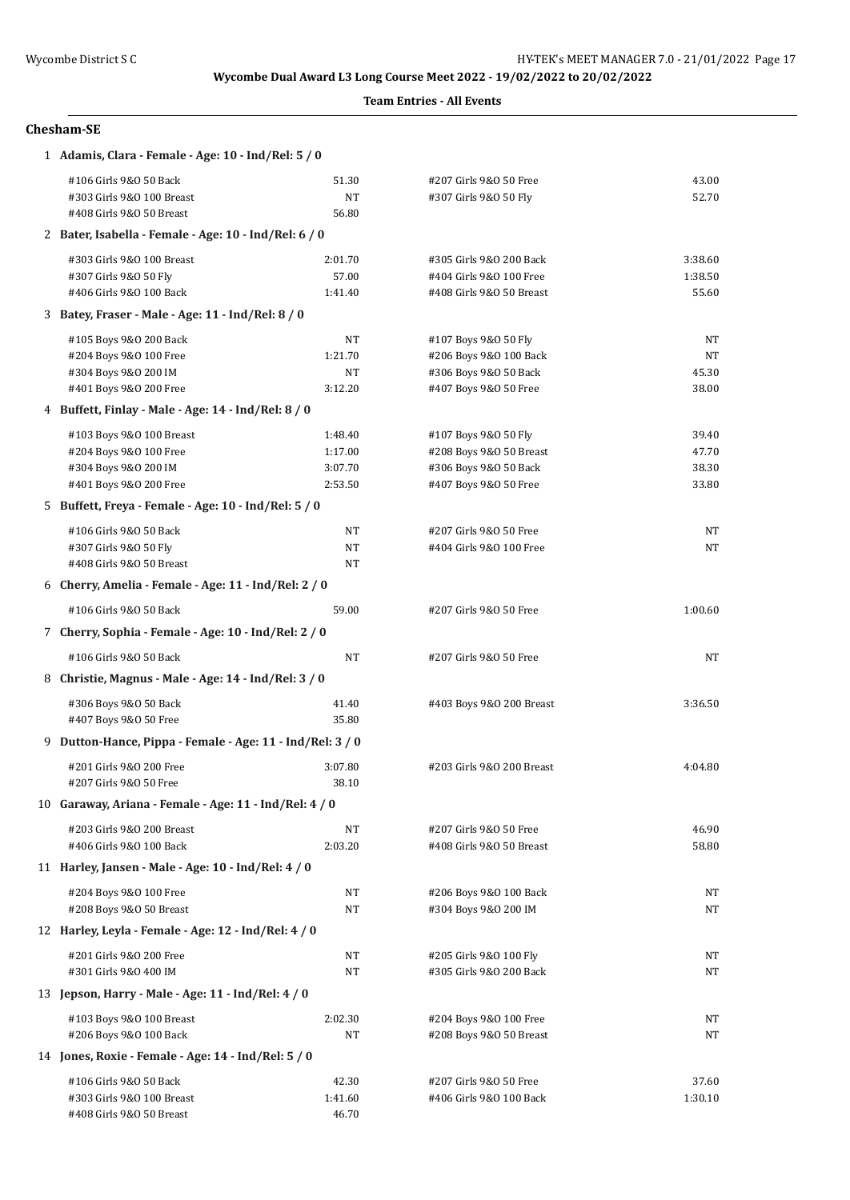**Wycombe Dual Award L3 Long Course Meet 2022 - 19/02/2022 to 20/02/2022**

**Team Entries - All Events**

## Chesham-SE

**1 Adamis, Clara - Female - Age: 10 - Ind/Rel: 5 / 0**

| Event | Time | Event | Time |
|---|---|---|---|
| #106 Girls 9&O 50 Back | 51.30 | #207 Girls 9&O 50 Free | 43.00 |
| #303 Girls 9&O 100 Breast | NT | #307 Girls 9&O 50 Fly | 52.70 |
| #408 Girls 9&O 50 Breast | 56.80 | | |

**2 Bater, Isabella - Female - Age: 10 - Ind/Rel: 6 / 0**

| Event | Time | Event | Time |
|---|---|---|---|
| #303 Girls 9&O 100 Breast | 2:01.70 | #305 Girls 9&O 200 Back | 3:38.60 |
| #307 Girls 9&O 50 Fly | 57.00 | #404 Girls 9&O 100 Free | 1:38.50 |
| #406 Girls 9&O 100 Back | 1:41.40 | #408 Girls 9&O 50 Breast | 55.60 |

**3 Batey, Fraser - Male - Age: 11 - Ind/Rel: 8 / 0**

| Event | Time | Event | Time |
|---|---|---|---|
| #105 Boys 9&O 200 Back | NT | #107 Boys 9&O 50 Fly | NT |
| #204 Boys 9&O 100 Free | 1:21.70 | #206 Boys 9&O 100 Back | NT |
| #304 Boys 9&O 200 IM | NT | #306 Boys 9&O 50 Back | 45.30 |
| #401 Boys 9&O 200 Free | 3:12.20 | #407 Boys 9&O 50 Free | 38.00 |

**4 Buffett, Finlay - Male - Age: 14 - Ind/Rel: 8 / 0**

| Event | Time | Event | Time |
|---|---|---|---|
| #103 Boys 9&O 100 Breast | 1:48.40 | #107 Boys 9&O 50 Fly | 39.40 |
| #204 Boys 9&O 100 Free | 1:17.00 | #208 Boys 9&O 50 Breast | 47.70 |
| #304 Boys 9&O 200 IM | 3:07.70 | #306 Boys 9&O 50 Back | 38.30 |
| #401 Boys 9&O 200 Free | 2:53.50 | #407 Boys 9&O 50 Free | 33.80 |

**5 Buffett, Freya - Female - Age: 10 - Ind/Rel: 5 / 0**

| Event | Time | Event | Time |
|---|---|---|---|
| #106 Girls 9&O 50 Back | NT | #207 Girls 9&O 50 Free | NT |
| #307 Girls 9&O 50 Fly | NT | #404 Girls 9&O 100 Free | NT |
| #408 Girls 9&O 50 Breast | NT | | |

**6 Cherry, Amelia - Female - Age: 11 - Ind/Rel: 2 / 0**

| Event | Time | Event | Time |
|---|---|---|---|
| #106 Girls 9&O 50 Back | 59.00 | #207 Girls 9&O 50 Free | 1:00.60 |

**7 Cherry, Sophia - Female - Age: 10 - Ind/Rel: 2 / 0**

| Event | Time | Event | Time |
|---|---|---|---|
| #106 Girls 9&O 50 Back | NT | #207 Girls 9&O 50 Free | NT |

**8 Christie, Magnus - Male - Age: 14 - Ind/Rel: 3 / 0**

| Event | Time | Event | Time |
|---|---|---|---|
| #306 Boys 9&O 50 Back | 41.40 | #403 Boys 9&O 200 Breast | 3:36.50 |
| #407 Boys 9&O 50 Free | 35.80 | | |

**9 Dutton-Hance, Pippa - Female - Age: 11 - Ind/Rel: 3 / 0**

| Event | Time | Event | Time |
|---|---|---|---|
| #201 Girls 9&O 200 Free | 3:07.80 | #203 Girls 9&O 200 Breast | 4:04.80 |
| #207 Girls 9&O 50 Free | 38.10 | | |

**10 Garaway, Ariana - Female - Age: 11 - Ind/Rel: 4 / 0**

| Event | Time | Event | Time |
|---|---|---|---|
| #203 Girls 9&O 200 Breast | NT | #207 Girls 9&O 50 Free | 46.90 |
| #406 Girls 9&O 100 Back | 2:03.20 | #408 Girls 9&O 50 Breast | 58.80 |

**11 Harley, Jansen - Male - Age: 10 - Ind/Rel: 4 / 0**

| Event | Time | Event | Time |
|---|---|---|---|
| #204 Boys 9&O 100 Free | NT | #206 Boys 9&O 100 Back | NT |
| #208 Boys 9&O 50 Breast | NT | #304 Boys 9&O 200 IM | NT |

**12 Harley, Leyla - Female - Age: 12 - Ind/Rel: 4 / 0**

| Event | Time | Event | Time |
|---|---|---|---|
| #201 Girls 9&O 200 Free | NT | #205 Girls 9&O 100 Fly | NT |
| #301 Girls 9&O 400 IM | NT | #305 Girls 9&O 200 Back | NT |

**13 Jepson, Harry - Male - Age: 11 - Ind/Rel: 4 / 0**

| Event | Time | Event | Time |
|---|---|---|---|
| #103 Boys 9&O 100 Breast | 2:02.30 | #204 Boys 9&O 100 Free | NT |
| #206 Boys 9&O 100 Back | NT | #208 Boys 9&O 50 Breast | NT |

**14 Jones, Roxie - Female - Age: 14 - Ind/Rel: 5 / 0**

| Event | Time | Event | Time |
|---|---|---|---|
| #106 Girls 9&O 50 Back | 42.30 | #207 Girls 9&O 50 Free | 37.60 |
| #303 Girls 9&O 100 Breast | 1:41.60 | #406 Girls 9&O 100 Back | 1:30.10 |
| #408 Girls 9&O 50 Breast | 46.70 | | |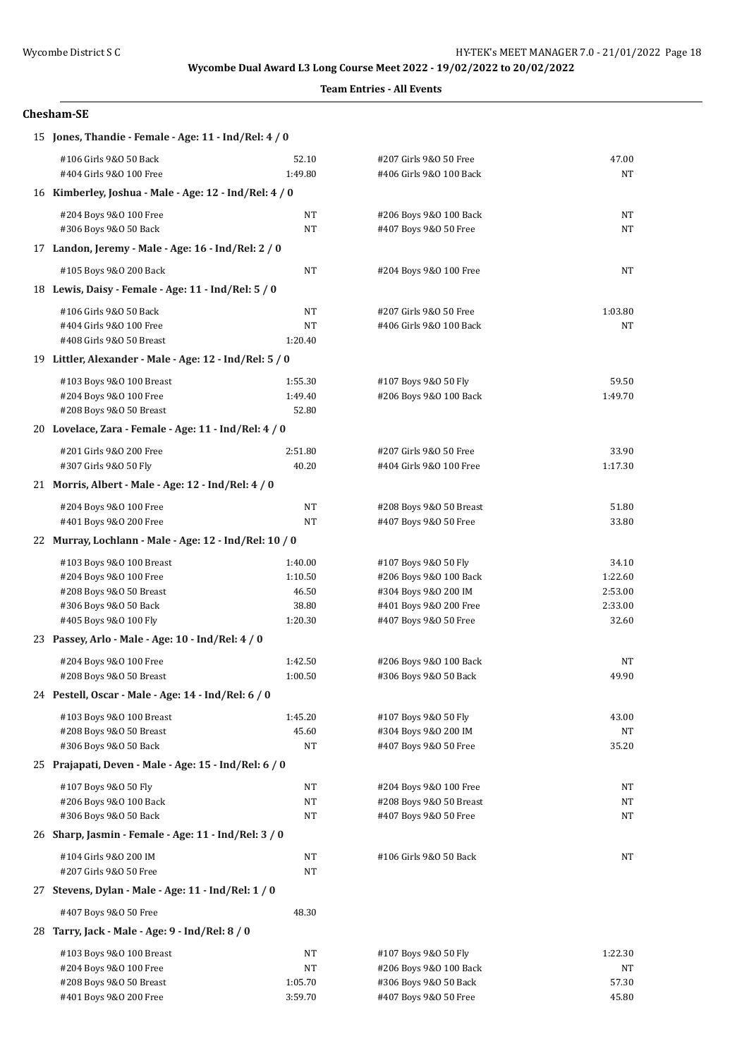**Wycombe Dual Award L3 Long Course Meet 2022 - 19/02/2022 to 20/02/2022**

**Team Entries - All Events**

### Chesham-SE

**15 Jones, Thandie - Female - Age: 11 - Ind/Rel: 4 / 0**

| | | | |
|---|---|---|---|
| #106 Girls 9&O 50 Back | 52.10 | #207 Girls 9&O 50 Free | 47.00 |
| #404 Girls 9&O 100 Free | 1:49.80 | #406 Girls 9&O 100 Back | NT |

**16 Kimberley, Joshua - Male - Age: 12 - Ind/Rel: 4 / 0**

| | | | |
|---|---|---|---|
| #204 Boys 9&O 100 Free | NT | #206 Boys 9&O 100 Back | NT |
| #306 Boys 9&O 50 Back | NT | #407 Boys 9&O 50 Free | NT |

**17 Landon, Jeremy - Male - Age: 16 - Ind/Rel: 2 / 0**

| | | | |
|---|---|---|---|
| #105 Boys 9&O 200 Back | NT | #204 Boys 9&O 100 Free | NT |

**18 Lewis, Daisy - Female - Age: 11 - Ind/Rel: 5 / 0**

| | | | |
|---|---|---|---|
| #106 Girls 9&O 50 Back | NT | #207 Girls 9&O 50 Free | 1:03.80 |
| #404 Girls 9&O 100 Free | NT | #406 Girls 9&O 100 Back | NT |
| #408 Girls 9&O 50 Breast | 1:20.40 | | |

**19 Littler, Alexander - Male - Age: 12 - Ind/Rel: 5 / 0**

| | | | |
|---|---|---|---|
| #103 Boys 9&O 100 Breast | 1:55.30 | #107 Boys 9&O 50 Fly | 59.50 |
| #204 Boys 9&O 100 Free | 1:49.40 | #206 Boys 9&O 100 Back | 1:49.70 |
| #208 Boys 9&O 50 Breast | 52.80 | | |

**20 Lovelace, Zara - Female - Age: 11 - Ind/Rel: 4 / 0**

| | | | |
|---|---|---|---|
| #201 Girls 9&O 200 Free | 2:51.80 | #207 Girls 9&O 50 Free | 33.90 |
| #307 Girls 9&O 50 Fly | 40.20 | #404 Girls 9&O 100 Free | 1:17.30 |

**21 Morris, Albert - Male - Age: 12 - Ind/Rel: 4 / 0**

| | | | |
|---|---|---|---|
| #204 Boys 9&O 100 Free | NT | #208 Boys 9&O 50 Breast | 51.80 |
| #401 Boys 9&O 200 Free | NT | #407 Boys 9&O 50 Free | 33.80 |

**22 Murray, Lochlann - Male - Age: 12 - Ind/Rel: 10 / 0**

| | | | |
|---|---|---|---|
| #103 Boys 9&O 100 Breast | 1:40.00 | #107 Boys 9&O 50 Fly | 34.10 |
| #204 Boys 9&O 100 Free | 1:10.50 | #206 Boys 9&O 100 Back | 1:22.60 |
| #208 Boys 9&O 50 Breast | 46.50 | #304 Boys 9&O 200 IM | 2:53.00 |
| #306 Boys 9&O 50 Back | 38.80 | #401 Boys 9&O 200 Free | 2:33.00 |
| #405 Boys 9&O 100 Fly | 1:20.30 | #407 Boys 9&O 50 Free | 32.60 |

**23 Passey, Arlo - Male - Age: 10 - Ind/Rel: 4 / 0**

| | | | |
|---|---|---|---|
| #204 Boys 9&O 100 Free | 1:42.50 | #206 Boys 9&O 100 Back | NT |
| #208 Boys 9&O 50 Breast | 1:00.50 | #306 Boys 9&O 50 Back | 49.90 |

**24 Pestell, Oscar - Male - Age: 14 - Ind/Rel: 6 / 0**

| | | | |
|---|---|---|---|
| #103 Boys 9&O 100 Breast | 1:45.20 | #107 Boys 9&O 50 Fly | 43.00 |
| #208 Boys 9&O 50 Breast | 45.60 | #304 Boys 9&O 200 IM | NT |
| #306 Boys 9&O 50 Back | NT | #407 Boys 9&O 50 Free | 35.20 |

**25 Prajapati, Deven - Male - Age: 15 - Ind/Rel: 6 / 0**

| | | | |
|---|---|---|---|
| #107 Boys 9&O 50 Fly | NT | #204 Boys 9&O 100 Free | NT |
| #206 Boys 9&O 100 Back | NT | #208 Boys 9&O 50 Breast | NT |
| #306 Boys 9&O 50 Back | NT | #407 Boys 9&O 50 Free | NT |

**26 Sharp, Jasmin - Female - Age: 11 - Ind/Rel: 3 / 0**

| | | | |
|---|---|---|---|
| #104 Girls 9&O 200 IM | NT | #106 Girls 9&O 50 Back | NT |
| #207 Girls 9&O 50 Free | NT | | |

**27 Stevens, Dylan - Male - Age: 11 - Ind/Rel: 1 / 0**

| | | | |
|---|---|---|---|
| #407 Boys 9&O 50 Free | 48.30 | | |

**28 Tarry, Jack - Male - Age: 9 - Ind/Rel: 8 / 0**

| | | | |
|---|---|---|---|
| #103 Boys 9&O 100 Breast | NT | #107 Boys 9&O 50 Fly | 1:22.30 |
| #204 Boys 9&O 100 Free | NT | #206 Boys 9&O 100 Back | NT |
| #208 Boys 9&O 50 Breast | 1:05.70 | #306 Boys 9&O 50 Back | 57.30 |
| #401 Boys 9&O 200 Free | 3:59.70 | #407 Boys 9&O 50 Free | 45.80 |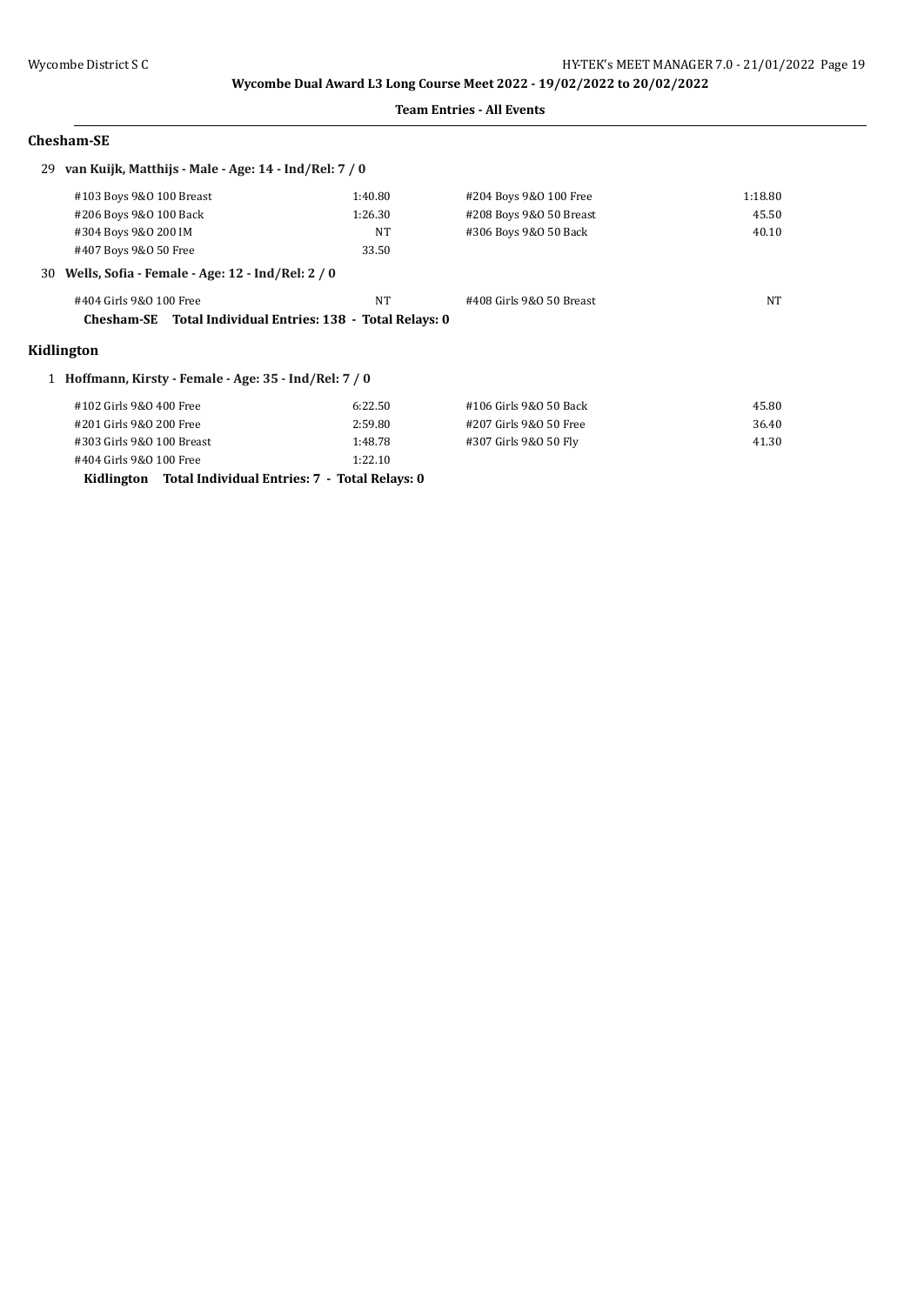**Wycombe Dual Award L3 Long Course Meet 2022 - 19/02/2022 to 20/02/2022**

**Team Entries - All Events**

## Chesham-SE

**29 van Kuijk, Matthijs - Male - Age: 14 - Ind/Rel: 7 / 0**

| Event | Time | Event | Time |
|---|---|---|---|
| #103 Boys 9&O 100 Breast | 1:40.80 | #204 Boys 9&O 100 Free | 1:18.80 |
| #206 Boys 9&O 100 Back | 1:26.30 | #208 Boys 9&O 50 Breast | 45.50 |
| #304 Boys 9&O 200 IM | NT | #306 Boys 9&O 50 Back | 40.10 |
| #407 Boys 9&O 50 Free | 33.50 | | |

**30 Wells, Sofia - Female - Age: 12 - Ind/Rel: 2 / 0**

| Event | Time | Event | Time |
|---|---|---|---|
| #404 Girls 9&O 100 Free | NT | #408 Girls 9&O 50 Breast | NT |

**Chesham-SE Total Individual Entries: 138 - Total Relays: 0**

## Kidlington

**1 Hoffmann, Kirsty - Female - Age: 35 - Ind/Rel: 7 / 0**

| Event | Time | Event | Time |
|---|---|---|---|
| #102 Girls 9&O 400 Free | 6:22.50 | #106 Girls 9&O 50 Back | 45.80 |
| #201 Girls 9&O 200 Free | 2:59.80 | #207 Girls 9&O 50 Free | 36.40 |
| #303 Girls 9&O 100 Breast | 1:48.78 | #307 Girls 9&O 50 Fly | 41.30 |
| #404 Girls 9&O 100 Free | 1:22.10 | | |

**Kidlington Total Individual Entries: 7 - Total Relays: 0**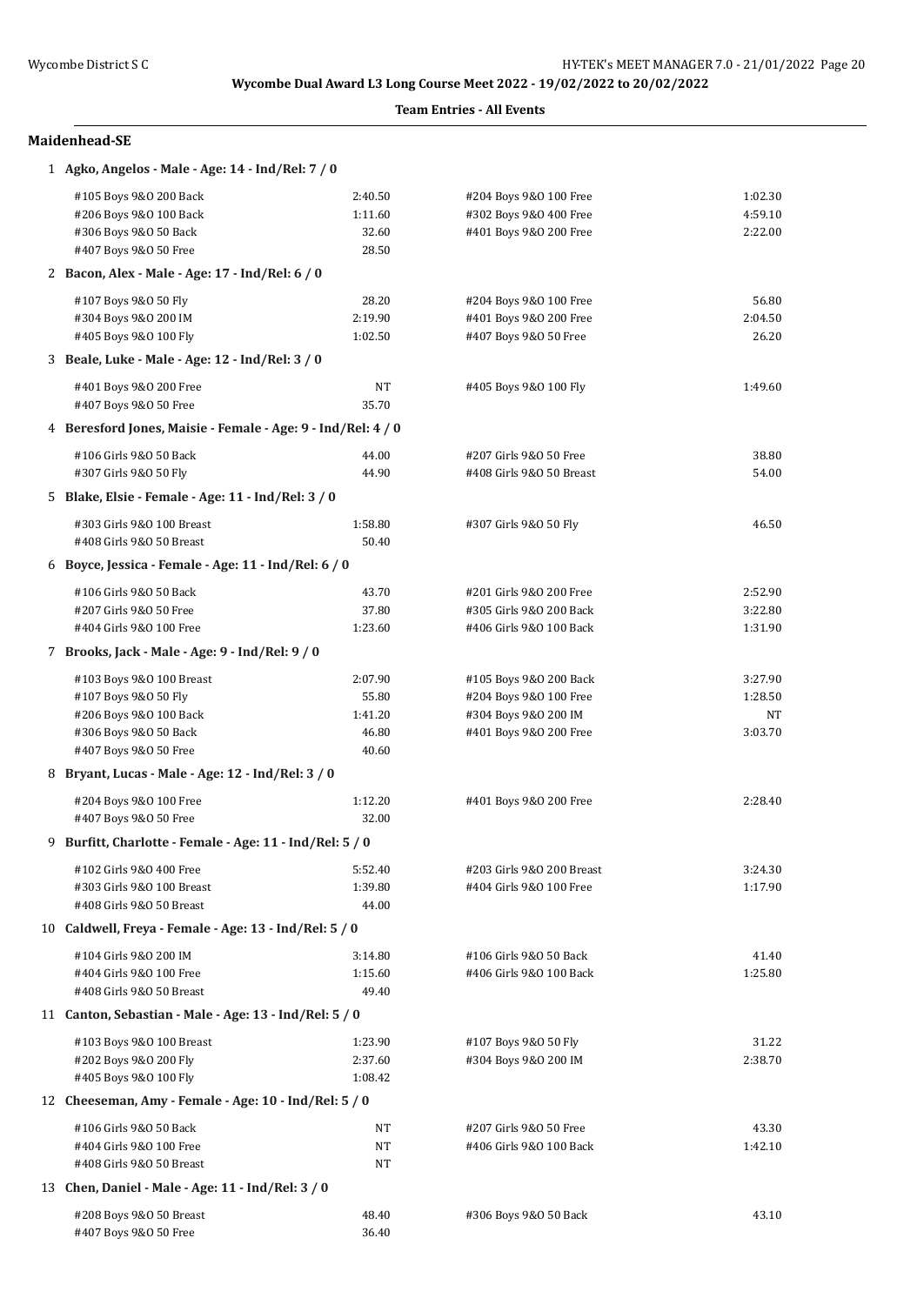**Wycombe Dual Award L3 Long Course Meet 2022 - 19/02/2022 to 20/02/2022**

**Team Entries - All Events**

## Maidenhead-SE

**1 Agko, Angelos - Male - Age: 14 - Ind/Rel: 7 / 0**

| Event | Time | Event | Time |
|---|---|---|---|
| #105 Boys 9&O 200 Back | 2:40.50 | #204 Boys 9&O 100 Free | 1:02.30 |
| #206 Boys 9&O 100 Back | 1:11.60 | #302 Boys 9&O 400 Free | 4:59.10 |
| #306 Boys 9&O 50 Back | 32.60 | #401 Boys 9&O 200 Free | 2:22.00 |
| #407 Boys 9&O 50 Free | 28.50 | | |

**2 Bacon, Alex - Male - Age: 17 - Ind/Rel: 6 / 0**

| Event | Time | Event | Time |
|---|---|---|---|
| #107 Boys 9&O 50 Fly | 28.20 | #204 Boys 9&O 100 Free | 56.80 |
| #304 Boys 9&O 200 IM | 2:19.90 | #401 Boys 9&O 200 Free | 2:04.50 |
| #405 Boys 9&O 100 Fly | 1:02.50 | #407 Boys 9&O 50 Free | 26.20 |

**3 Beale, Luke - Male - Age: 12 - Ind/Rel: 3 / 0**

| Event | Time | Event | Time |
|---|---|---|---|
| #401 Boys 9&O 200 Free | NT | #405 Boys 9&O 100 Fly | 1:49.60 |
| #407 Boys 9&O 50 Free | 35.70 | | |

**4 Beresford Jones, Maisie - Female - Age: 9 - Ind/Rel: 4 / 0**

| Event | Time | Event | Time |
|---|---|---|---|
| #106 Girls 9&O 50 Back | 44.00 | #207 Girls 9&O 50 Free | 38.80 |
| #307 Girls 9&O 50 Fly | 44.90 | #408 Girls 9&O 50 Breast | 54.00 |

**5 Blake, Elsie - Female - Age: 11 - Ind/Rel: 3 / 0**

| Event | Time | Event | Time |
|---|---|---|---|
| #303 Girls 9&O 100 Breast | 1:58.80 | #307 Girls 9&O 50 Fly | 46.50 |
| #408 Girls 9&O 50 Breast | 50.40 | | |

**6 Boyce, Jessica - Female - Age: 11 - Ind/Rel: 6 / 0**

| Event | Time | Event | Time |
|---|---|---|---|
| #106 Girls 9&O 50 Back | 43.70 | #201 Girls 9&O 200 Free | 2:52.90 |
| #207 Girls 9&O 50 Free | 37.80 | #305 Girls 9&O 200 Back | 3:22.80 |
| #404 Girls 9&O 100 Free | 1:23.60 | #406 Girls 9&O 100 Back | 1:31.90 |

**7 Brooks, Jack - Male - Age: 9 - Ind/Rel: 9 / 0**

| Event | Time | Event | Time |
|---|---|---|---|
| #103 Boys 9&O 100 Breast | 2:07.90 | #105 Boys 9&O 200 Back | 3:27.90 |
| #107 Boys 9&O 50 Fly | 55.80 | #204 Boys 9&O 100 Free | 1:28.50 |
| #206 Boys 9&O 100 Back | 1:41.20 | #304 Boys 9&O 200 IM | NT |
| #306 Boys 9&O 50 Back | 46.80 | #401 Boys 9&O 200 Free | 3:03.70 |
| #407 Boys 9&O 50 Free | 40.60 | | |

**8 Bryant, Lucas - Male - Age: 12 - Ind/Rel: 3 / 0**

| Event | Time | Event | Time |
|---|---|---|---|
| #204 Boys 9&O 100 Free | 1:12.20 | #401 Boys 9&O 200 Free | 2:28.40 |
| #407 Boys 9&O 50 Free | 32.00 | | |

**9 Burfitt, Charlotte - Female - Age: 11 - Ind/Rel: 5 / 0**

| Event | Time | Event | Time |
|---|---|---|---|
| #102 Girls 9&O 400 Free | 5:52.40 | #203 Girls 9&O 200 Breast | 3:24.30 |
| #303 Girls 9&O 100 Breast | 1:39.80 | #404 Girls 9&O 100 Free | 1:17.90 |
| #408 Girls 9&O 50 Breast | 44.00 | | |

**10 Caldwell, Freya - Female - Age: 13 - Ind/Rel: 5 / 0**

| Event | Time | Event | Time |
|---|---|---|---|
| #104 Girls 9&O 200 IM | 3:14.80 | #106 Girls 9&O 50 Back | 41.40 |
| #404 Girls 9&O 100 Free | 1:15.60 | #406 Girls 9&O 100 Back | 1:25.80 |
| #408 Girls 9&O 50 Breast | 49.40 | | |

**11 Canton, Sebastian - Male - Age: 13 - Ind/Rel: 5 / 0**

| Event | Time | Event | Time |
|---|---|---|---|
| #103 Boys 9&O 100 Breast | 1:23.90 | #107 Boys 9&O 50 Fly | 31.22 |
| #202 Boys 9&O 200 Fly | 2:37.60 | #304 Boys 9&O 200 IM | 2:38.70 |
| #405 Boys 9&O 100 Fly | 1:08.42 | | |

**12 Cheeseman, Amy - Female - Age: 10 - Ind/Rel: 5 / 0**

| Event | Time | Event | Time |
|---|---|---|---|
| #106 Girls 9&O 50 Back | NT | #207 Girls 9&O 50 Free | 43.30 |
| #404 Girls 9&O 100 Free | NT | #406 Girls 9&O 100 Back | 1:42.10 |
| #408 Girls 9&O 50 Breast | NT | | |

**13 Chen, Daniel - Male - Age: 11 - Ind/Rel: 3 / 0**

| Event | Time | Event | Time |
|---|---|---|---|
| #208 Boys 9&O 50 Breast | 48.40 | #306 Boys 9&O 50 Back | 43.10 |
| #407 Boys 9&O 50 Free | 36.40 | | |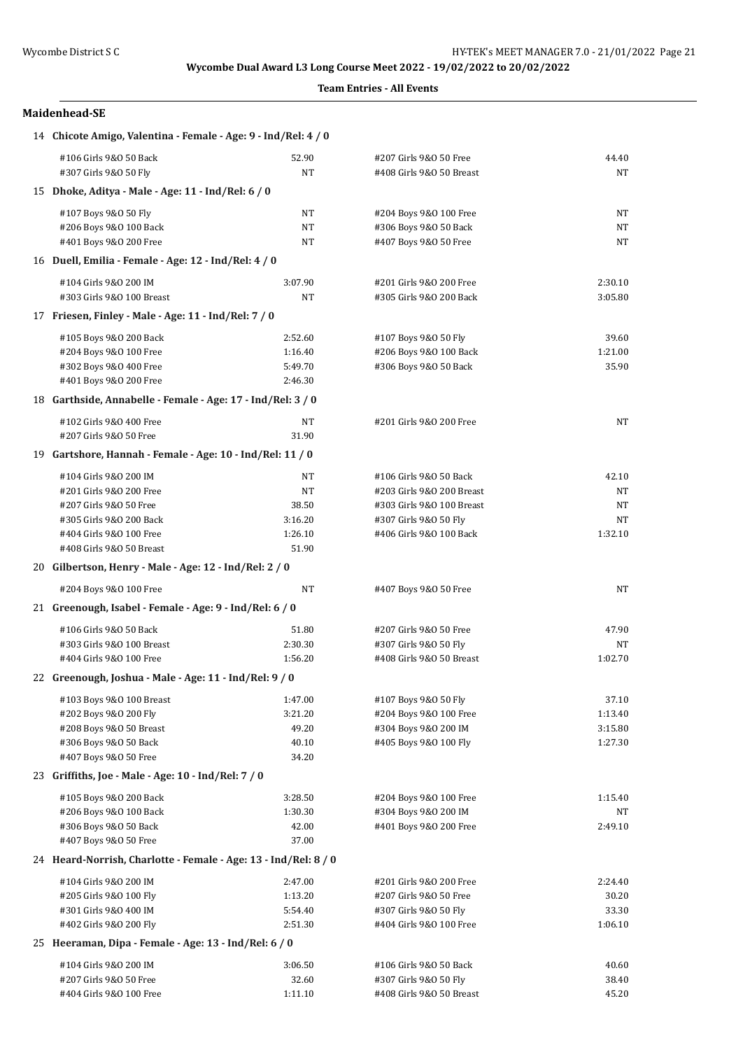Wycombe Dual Award L3 Long Course Meet 2022 - 19/02/2022 to 20/02/2022

**Team Entries - All Events**

### Maidenhead-SE

**14 Chicote Amigo, Valentina - Female - Age: 9 - Ind/Rel: 4 / 0**

| Event | Time | Event | Time |
|---|---|---|---|
| #106 Girls 9&O 50 Back | 52.90 | #207 Girls 9&O 50 Free | 44.40 |
| #307 Girls 9&O 50 Fly | NT | #408 Girls 9&O 50 Breast | NT |

**15 Dhoke, Aditya - Male - Age: 11 - Ind/Rel: 6 / 0**

| Event | Time | Event | Time |
|---|---|---|---|
| #107 Boys 9&O 50 Fly | NT | #204 Boys 9&O 100 Free | NT |
| #206 Boys 9&O 100 Back | NT | #306 Boys 9&O 50 Back | NT |
| #401 Boys 9&O 200 Free | NT | #407 Boys 9&O 50 Free | NT |

**16 Duell, Emilia - Female - Age: 12 - Ind/Rel: 4 / 0**

| Event | Time | Event | Time |
|---|---|---|---|
| #104 Girls 9&O 200 IM | 3:07.90 | #201 Girls 9&O 200 Free | 2:30.10 |
| #303 Girls 9&O 100 Breast | NT | #305 Girls 9&O 200 Back | 3:05.80 |

**17 Friesen, Finley - Male - Age: 11 - Ind/Rel: 7 / 0**

| Event | Time | Event | Time |
|---|---|---|---|
| #105 Boys 9&O 200 Back | 2:52.60 | #107 Boys 9&O 50 Fly | 39.60 |
| #204 Boys 9&O 100 Free | 1:16.40 | #206 Boys 9&O 100 Back | 1:21.00 |
| #302 Boys 9&O 400 Free | 5:49.70 | #306 Boys 9&O 50 Back | 35.90 |
| #401 Boys 9&O 200 Free | 2:46.30 | | |

**18 Garthside, Annabelle - Female - Age: 17 - Ind/Rel: 3 / 0**

| Event | Time | Event | Time |
|---|---|---|---|
| #102 Girls 9&O 400 Free | NT | #201 Girls 9&O 200 Free | NT |
| #207 Girls 9&O 50 Free | 31.90 | | |

**19 Gartshore, Hannah - Female - Age: 10 - Ind/Rel: 11 / 0**

| Event | Time | Event | Time |
|---|---|---|---|
| #104 Girls 9&O 200 IM | NT | #106 Girls 9&O 50 Back | 42.10 |
| #201 Girls 9&O 200 Free | NT | #203 Girls 9&O 200 Breast | NT |
| #207 Girls 9&O 50 Free | 38.50 | #303 Girls 9&O 100 Breast | NT |
| #305 Girls 9&O 200 Back | 3:16.20 | #307 Girls 9&O 50 Fly | NT |
| #404 Girls 9&O 100 Free | 1:26.10 | #406 Girls 9&O 100 Back | 1:32.10 |
| #408 Girls 9&O 50 Breast | 51.90 | | |

**20 Gilbertson, Henry - Male - Age: 12 - Ind/Rel: 2 / 0**

| Event | Time | Event | Time |
|---|---|---|---|
| #204 Boys 9&O 100 Free | NT | #407 Boys 9&O 50 Free | NT |

**21 Greenough, Isabel - Female - Age: 9 - Ind/Rel: 6 / 0**

| Event | Time | Event | Time |
|---|---|---|---|
| #106 Girls 9&O 50 Back | 51.80 | #207 Girls 9&O 50 Free | 47.90 |
| #303 Girls 9&O 100 Breast | 2:30.30 | #307 Girls 9&O 50 Fly | NT |
| #404 Girls 9&O 100 Free | 1:56.20 | #408 Girls 9&O 50 Breast | 1:02.70 |

**22 Greenough, Joshua - Male - Age: 11 - Ind/Rel: 9 / 0**

| Event | Time | Event | Time |
|---|---|---|---|
| #103 Boys 9&O 100 Breast | 1:47.00 | #107 Boys 9&O 50 Fly | 37.10 |
| #202 Boys 9&O 200 Fly | 3:21.20 | #204 Boys 9&O 100 Free | 1:13.40 |
| #208 Boys 9&O 50 Breast | 49.20 | #304 Boys 9&O 200 IM | 3:15.80 |
| #306 Boys 9&O 50 Back | 40.10 | #405 Boys 9&O 100 Fly | 1:27.30 |
| #407 Boys 9&O 50 Free | 34.20 | | |

**23 Griffiths, Joe - Male - Age: 10 - Ind/Rel: 7 / 0**

| Event | Time | Event | Time |
|---|---|---|---|
| #105 Boys 9&O 200 Back | 3:28.50 | #204 Boys 9&O 100 Free | 1:15.40 |
| #206 Boys 9&O 100 Back | 1:30.30 | #304 Boys 9&O 200 IM | NT |
| #306 Boys 9&O 50 Back | 42.00 | #401 Boys 9&O 200 Free | 2:49.10 |
| #407 Boys 9&O 50 Free | 37.00 | | |

**24 Heard-Norrish, Charlotte - Female - Age: 13 - Ind/Rel: 8 / 0**

| Event | Time | Event | Time |
|---|---|---|---|
| #104 Girls 9&O 200 IM | 2:47.00 | #201 Girls 9&O 200 Free | 2:24.40 |
| #205 Girls 9&O 100 Fly | 1:13.20 | #207 Girls 9&O 50 Free | 30.20 |
| #301 Girls 9&O 400 IM | 5:54.40 | #307 Girls 9&O 50 Fly | 33.30 |
| #402 Girls 9&O 200 Fly | 2:51.30 | #404 Girls 9&O 100 Free | 1:06.10 |

**25 Heeraman, Dipa - Female - Age: 13 - Ind/Rel: 6 / 0**

| Event | Time | Event | Time |
|---|---|---|---|
| #104 Girls 9&O 200 IM | 3:06.50 | #106 Girls 9&O 50 Back | 40.60 |
| #207 Girls 9&O 50 Free | 32.60 | #307 Girls 9&O 50 Fly | 38.40 |
| #404 Girls 9&O 100 Free | 1:11.10 | #408 Girls 9&O 50 Breast | 45.20 |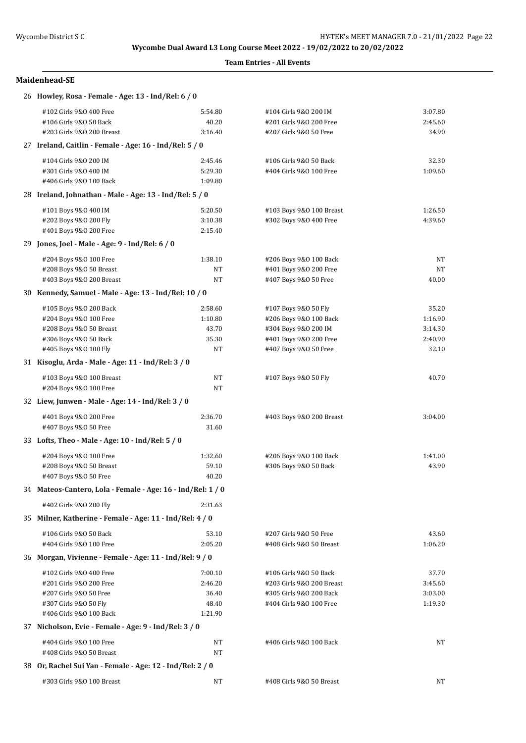**Wycombe Dual Award L3 Long Course Meet 2022 - 19/02/2022 to 20/02/2022**

**Team Entries - All Events**

## Maidenhead-SE

### 26 Howley, Rosa - Female - Age: 13 - Ind/Rel: 6 / 0

| Event | Time | Event | Time |
|---|---|---|---|
| #102 Girls 9&O 400 Free | 5:54.80 | #104 Girls 9&O 200 IM | 3:07.80 |
| #106 Girls 9&O 50 Back | 40.20 | #201 Girls 9&O 200 Free | 2:45.60 |
| #203 Girls 9&O 200 Breast | 3:16.40 | #207 Girls 9&O 50 Free | 34.90 |

### 27 Ireland, Caitlin - Female - Age: 16 - Ind/Rel: 5 / 0

| Event | Time | Event | Time |
|---|---|---|---|
| #104 Girls 9&O 200 IM | 2:45.46 | #106 Girls 9&O 50 Back | 32.30 |
| #301 Girls 9&O 400 IM | 5:29.30 | #404 Girls 9&O 100 Free | 1:09.60 |
| #406 Girls 9&O 100 Back | 1:09.80 | | |

### 28 Ireland, Johnathan - Male - Age: 13 - Ind/Rel: 5 / 0

| Event | Time | Event | Time |
|---|---|---|---|
| #101 Boys 9&O 400 IM | 5:20.50 | #103 Boys 9&O 100 Breast | 1:26.50 |
| #202 Boys 9&O 200 Fly | 3:10.38 | #302 Boys 9&O 400 Free | 4:39.60 |
| #401 Boys 9&O 200 Free | 2:15.40 | | |

### 29 Jones, Joel - Male - Age: 9 - Ind/Rel: 6 / 0

| Event | Time | Event | Time |
|---|---|---|---|
| #204 Boys 9&O 100 Free | 1:38.10 | #206 Boys 9&O 100 Back | NT |
| #208 Boys 9&O 50 Breast | NT | #401 Boys 9&O 200 Free | NT |
| #403 Boys 9&O 200 Breast | NT | #407 Boys 9&O 50 Free | 40.00 |

### 30 Kennedy, Samuel - Male - Age: 13 - Ind/Rel: 10 / 0

| Event | Time | Event | Time |
|---|---|---|---|
| #105 Boys 9&O 200 Back | 2:58.60 | #107 Boys 9&O 50 Fly | 35.20 |
| #204 Boys 9&O 100 Free | 1:10.80 | #206 Boys 9&O 100 Back | 1:16.90 |
| #208 Boys 9&O 50 Breast | 43.70 | #304 Boys 9&O 200 IM | 3:14.30 |
| #306 Boys 9&O 50 Back | 35.30 | #401 Boys 9&O 200 Free | 2:40.90 |
| #405 Boys 9&O 100 Fly | NT | #407 Boys 9&O 50 Free | 32.10 |

### 31 Kisoglu, Arda - Male - Age: 11 - Ind/Rel: 3 / 0

| Event | Time | Event | Time |
|---|---|---|---|
| #103 Boys 9&O 100 Breast | NT | #107 Boys 9&O 50 Fly | 40.70 |
| #204 Boys 9&O 100 Free | NT | | |

### 32 Liew, Junwen - Male - Age: 14 - Ind/Rel: 3 / 0

| Event | Time | Event | Time |
|---|---|---|---|
| #401 Boys 9&O 200 Free | 2:36.70 | #403 Boys 9&O 200 Breast | 3:04.00 |
| #407 Boys 9&O 50 Free | 31.60 | | |

### 33 Lofts, Theo - Male - Age: 10 - Ind/Rel: 5 / 0

| Event | Time | Event | Time |
|---|---|---|---|
| #204 Boys 9&O 100 Free | 1:32.60 | #206 Boys 9&O 100 Back | 1:41.00 |
| #208 Boys 9&O 50 Breast | 59.10 | #306 Boys 9&O 50 Back | 43.90 |
| #407 Boys 9&O 50 Free | 40.20 | | |

### 34 Mateos-Cantero, Lola - Female - Age: 16 - Ind/Rel: 1 / 0

| Event | Time | Event | Time |
|---|---|---|---|
| #402 Girls 9&O 200 Fly | 2:31.63 | | |

### 35 Milner, Katherine - Female - Age: 11 - Ind/Rel: 4 / 0

| Event | Time | Event | Time |
|---|---|---|---|
| #106 Girls 9&O 50 Back | 53.10 | #207 Girls 9&O 50 Free | 43.60 |
| #404 Girls 9&O 100 Free | 2:05.20 | #408 Girls 9&O 50 Breast | 1:06.20 |

### 36 Morgan, Vivienne - Female - Age: 11 - Ind/Rel: 9 / 0

| Event | Time | Event | Time |
|---|---|---|---|
| #102 Girls 9&O 400 Free | 7:00.10 | #106 Girls 9&O 50 Back | 37.70 |
| #201 Girls 9&O 200 Free | 2:46.20 | #203 Girls 9&O 200 Breast | 3:45.60 |
| #207 Girls 9&O 50 Free | 36.40 | #305 Girls 9&O 200 Back | 3:03.00 |
| #307 Girls 9&O 50 Fly | 48.40 | #404 Girls 9&O 100 Free | 1:19.30 |
| #406 Girls 9&O 100 Back | 1:21.90 | | |

### 37 Nicholson, Evie - Female - Age: 9 - Ind/Rel: 3 / 0

| Event | Time | Event | Time |
|---|---|---|---|
| #404 Girls 9&O 100 Free | NT | #406 Girls 9&O 100 Back | NT |
| #408 Girls 9&O 50 Breast | NT | | |

### 38 Or, Rachel Sui Yan - Female - Age: 12 - Ind/Rel: 2 / 0

| Event | Time | Event | Time |
|---|---|---|---|
| #303 Girls 9&O 100 Breast | NT | #408 Girls 9&O 50 Breast | NT |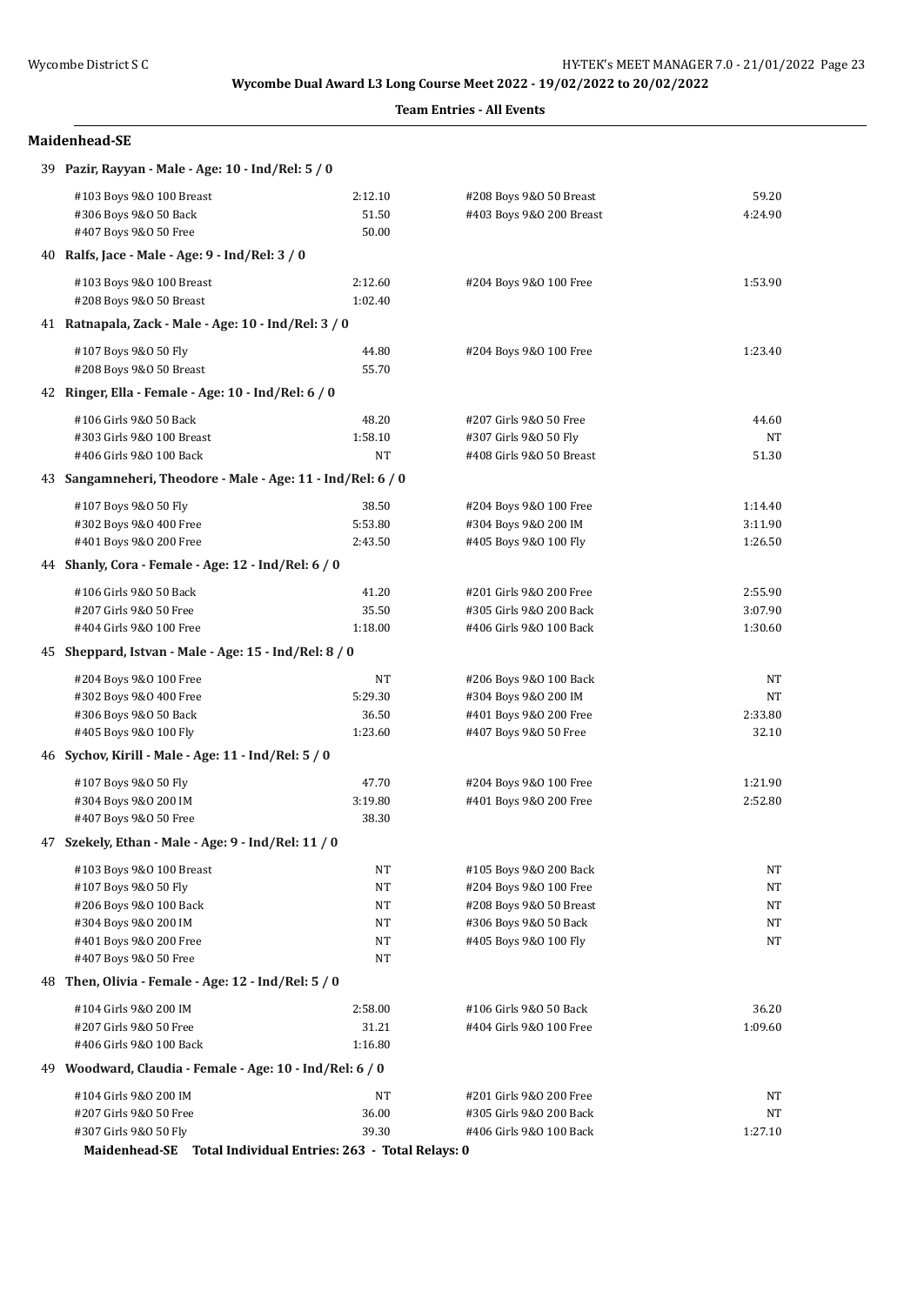**Team Entries - All Events**

## Maidenhead-SE

### 39 Pazir, Rayyan - Male - Age: 10 - Ind/Rel: 5 / 0

| Event | Time | Event | Time |
|---|---|---|---|
| #103 Boys 9&O 100 Breast | 2:12.10 | #208 Boys 9&O 50 Breast | 59.20 |
| #306 Boys 9&O 50 Back | 51.50 | #403 Boys 9&O 200 Breast | 4:24.90 |
| #407 Boys 9&O 50 Free | 50.00 | | |

### 40 Ralfs, Jace - Male - Age: 9 - Ind/Rel: 3 / 0

| Event | Time | Event | Time |
|---|---|---|---|
| #103 Boys 9&O 100 Breast | 2:12.60 | #204 Boys 9&O 100 Free | 1:53.90 |
| #208 Boys 9&O 50 Breast | 1:02.40 | | |

### 41 Ratnapala, Zack - Male - Age: 10 - Ind/Rel: 3 / 0

| Event | Time | Event | Time |
|---|---|---|---|
| #107 Boys 9&O 50 Fly | 44.80 | #204 Boys 9&O 100 Free | 1:23.40 |
| #208 Boys 9&O 50 Breast | 55.70 | | |

### 42 Ringer, Ella - Female - Age: 10 - Ind/Rel: 6 / 0

| Event | Time | Event | Time |
|---|---|---|---|
| #106 Girls 9&O 50 Back | 48.20 | #207 Girls 9&O 50 Free | 44.60 |
| #303 Girls 9&O 100 Breast | 1:58.10 | #307 Girls 9&O 50 Fly | NT |
| #406 Girls 9&O 100 Back | NT | #408 Girls 9&O 50 Breast | 51.30 |

### 43 Sangamneheri, Theodore - Male - Age: 11 - Ind/Rel: 6 / 0

| Event | Time | Event | Time |
|---|---|---|---|
| #107 Boys 9&O 50 Fly | 38.50 | #204 Boys 9&O 100 Free | 1:14.40 |
| #302 Boys 9&O 400 Free | 5:53.80 | #304 Boys 9&O 200 IM | 3:11.90 |
| #401 Boys 9&O 200 Free | 2:43.50 | #405 Boys 9&O 100 Fly | 1:26.50 |

### 44 Shanly, Cora - Female - Age: 12 - Ind/Rel: 6 / 0

| Event | Time | Event | Time |
|---|---|---|---|
| #106 Girls 9&O 50 Back | 41.20 | #201 Girls 9&O 200 Free | 2:55.90 |
| #207 Girls 9&O 50 Free | 35.50 | #305 Girls 9&O 200 Back | 3:07.90 |
| #404 Girls 9&O 100 Free | 1:18.00 | #406 Girls 9&O 100 Back | 1:30.60 |

### 45 Sheppard, Istvan - Male - Age: 15 - Ind/Rel: 8 / 0

| Event | Time | Event | Time |
|---|---|---|---|
| #204 Boys 9&O 100 Free | NT | #206 Boys 9&O 100 Back | NT |
| #302 Boys 9&O 400 Free | 5:29.30 | #304 Boys 9&O 200 IM | NT |
| #306 Boys 9&O 50 Back | 36.50 | #401 Boys 9&O 200 Free | 2:33.80 |
| #405 Boys 9&O 100 Fly | 1:23.60 | #407 Boys 9&O 50 Free | 32.10 |

### 46 Sychov, Kirill - Male - Age: 11 - Ind/Rel: 5 / 0

| Event | Time | Event | Time |
|---|---|---|---|
| #107 Boys 9&O 50 Fly | 47.70 | #204 Boys 9&O 100 Free | 1:21.90 |
| #304 Boys 9&O 200 IM | 3:19.80 | #401 Boys 9&O 200 Free | 2:52.80 |
| #407 Boys 9&O 50 Free | 38.30 | | |

### 47 Szekely, Ethan - Male - Age: 9 - Ind/Rel: 11 / 0

| Event | Time | Event | Time |
|---|---|---|---|
| #103 Boys 9&O 100 Breast | NT | #105 Boys 9&O 200 Back | NT |
| #107 Boys 9&O 50 Fly | NT | #204 Boys 9&O 100 Free | NT |
| #206 Boys 9&O 100 Back | NT | #208 Boys 9&O 50 Breast | NT |
| #304 Boys 9&O 200 IM | NT | #306 Boys 9&O 50 Back | NT |
| #401 Boys 9&O 200 Free | NT | #405 Boys 9&O 100 Fly | NT |
| #407 Boys 9&O 50 Free | NT | | |

### 48 Then, Olivia - Female - Age: 12 - Ind/Rel: 5 / 0

| Event | Time | Event | Time |
|---|---|---|---|
| #104 Girls 9&O 200 IM | 2:58.00 | #106 Girls 9&O 50 Back | 36.20 |
| #207 Girls 9&O 50 Free | 31.21 | #404 Girls 9&O 100 Free | 1:09.60 |
| #406 Girls 9&O 100 Back | 1:16.80 | | |

### 49 Woodward, Claudia - Female - Age: 10 - Ind/Rel: 6 / 0

| Event | Time | Event | Time |
|---|---|---|---|
| #104 Girls 9&O 200 IM | NT | #201 Girls 9&O 200 Free | NT |
| #207 Girls 9&O 50 Free | 36.00 | #305 Girls 9&O 200 Back | NT |
| #307 Girls 9&O 50 Fly | 39.30 | #406 Girls 9&O 100 Back | 1:27.10 |

**Maidenhead-SE Total Individual Entries: 263 - Total Relays: 0**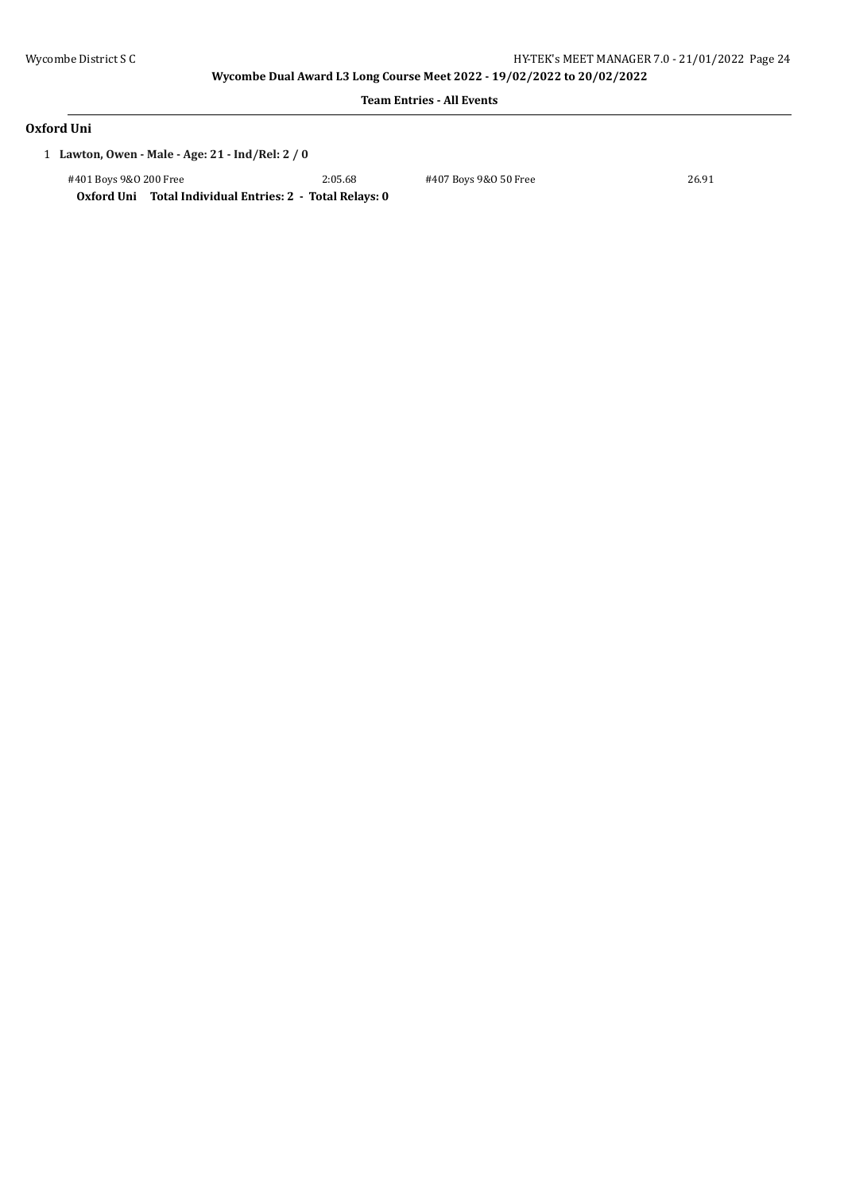**Team Entries - All Events**

### Oxford Uni

1 **Lawton, Owen - Male - Age: 21 - Ind/Rel: 2 / 0**

| | | | |
|---|---|---|---|
| #401 Boys 9&O 200 Free | 2:05.68 | #407 Boys 9&O 50 Free | 26.91 |

**Oxford Uni Total Individual Entries: 2 - Total Relays: 0**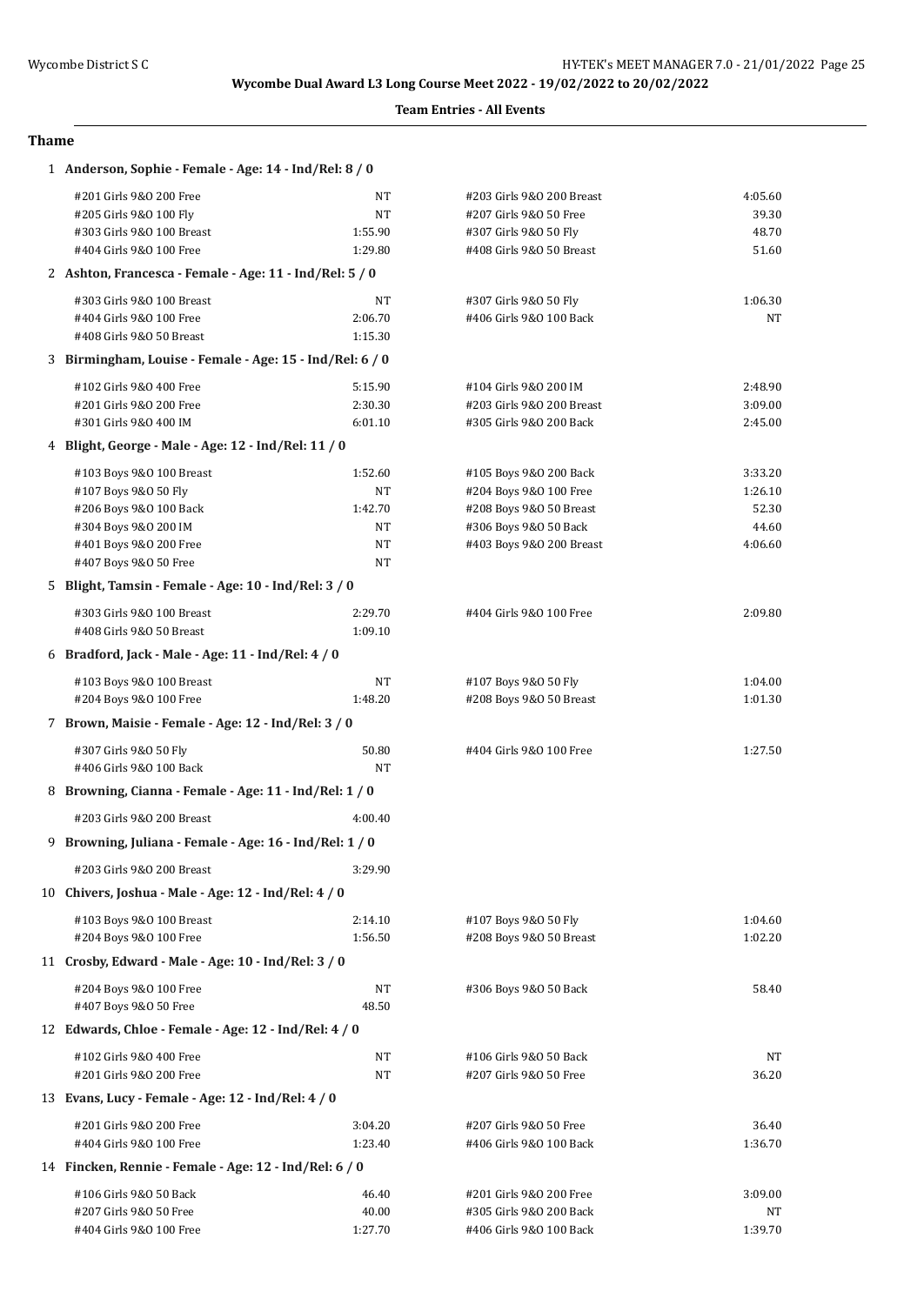**Wycombe Dual Award L3 Long Course Meet 2022 - 19/02/2022 to 20/02/2022**

**Team Entries - All Events**

## Thame

**1 Anderson, Sophie - Female - Age: 14 - Ind/Rel: 8 / 0**

| Event | Time | Event | Time |
|---|---|---|---|
| #201 Girls 9&O 200 Free | NT | #203 Girls 9&O 200 Breast | 4:05.60 |
| #205 Girls 9&O 100 Fly | NT | #207 Girls 9&O 50 Free | 39.30 |
| #303 Girls 9&O 100 Breast | 1:55.90 | #307 Girls 9&O 50 Fly | 48.70 |
| #404 Girls 9&O 100 Free | 1:29.80 | #408 Girls 9&O 50 Breast | 51.60 |

**2 Ashton, Francesca - Female - Age: 11 - Ind/Rel: 5 / 0**

| Event | Time | Event | Time |
|---|---|---|---|
| #303 Girls 9&O 100 Breast | NT | #307 Girls 9&O 50 Fly | 1:06.30 |
| #404 Girls 9&O 100 Free | 2:06.70 | #406 Girls 9&O 100 Back | NT |
| #408 Girls 9&O 50 Breast | 1:15.30 | | |

**3 Birmingham, Louise - Female - Age: 15 - Ind/Rel: 6 / 0**

| Event | Time | Event | Time |
|---|---|---|---|
| #102 Girls 9&O 400 Free | 5:15.90 | #104 Girls 9&O 200 IM | 2:48.90 |
| #201 Girls 9&O 200 Free | 2:30.30 | #203 Girls 9&O 200 Breast | 3:09.00 |
| #301 Girls 9&O 400 IM | 6:01.10 | #305 Girls 9&O 200 Back | 2:45.00 |

**4 Blight, George - Male - Age: 12 - Ind/Rel: 11 / 0**

| Event | Time | Event | Time |
|---|---|---|---|
| #103 Boys 9&O 100 Breast | 1:52.60 | #105 Boys 9&O 200 Back | 3:33.20 |
| #107 Boys 9&O 50 Fly | NT | #204 Boys 9&O 100 Free | 1:26.10 |
| #206 Boys 9&O 100 Back | 1:42.70 | #208 Boys 9&O 50 Breast | 52.30 |
| #304 Boys 9&O 200 IM | NT | #306 Boys 9&O 50 Back | 44.60 |
| #401 Boys 9&O 200 Free | NT | #403 Boys 9&O 200 Breast | 4:06.60 |
| #407 Boys 9&O 50 Free | NT | | |

**5 Blight, Tamsin - Female - Age: 10 - Ind/Rel: 3 / 0**

| Event | Time | Event | Time |
|---|---|---|---|
| #303 Girls 9&O 100 Breast | 2:29.70 | #404 Girls 9&O 100 Free | 2:09.80 |
| #408 Girls 9&O 50 Breast | 1:09.10 | | |

**6 Bradford, Jack - Male - Age: 11 - Ind/Rel: 4 / 0**

| Event | Time | Event | Time |
|---|---|---|---|
| #103 Boys 9&O 100 Breast | NT | #107 Boys 9&O 50 Fly | 1:04.00 |
| #204 Boys 9&O 100 Free | 1:48.20 | #208 Boys 9&O 50 Breast | 1:01.30 |

**7 Brown, Maisie - Female - Age: 12 - Ind/Rel: 3 / 0**

| Event | Time | Event | Time |
|---|---|---|---|
| #307 Girls 9&O 50 Fly | 50.80 | #404 Girls 9&O 100 Free | 1:27.50 |
| #406 Girls 9&O 100 Back | NT | | |

**8 Browning, Cianna - Female - Age: 11 - Ind/Rel: 1 / 0**

| Event | Time |
|---|---|
| #203 Girls 9&O 200 Breast | 4:00.40 |

**9 Browning, Juliana - Female - Age: 16 - Ind/Rel: 1 / 0**

| Event | Time |
|---|---|
| #203 Girls 9&O 200 Breast | 3:29.90 |

**10 Chivers, Joshua - Male - Age: 12 - Ind/Rel: 4 / 0**

| Event | Time | Event | Time |
|---|---|---|---|
| #103 Boys 9&O 100 Breast | 2:14.10 | #107 Boys 9&O 50 Fly | 1:04.60 |
| #204 Boys 9&O 100 Free | 1:56.50 | #208 Boys 9&O 50 Breast | 1:02.20 |

**11 Crosby, Edward - Male - Age: 10 - Ind/Rel: 3 / 0**

| Event | Time | Event | Time |
|---|---|---|---|
| #204 Boys 9&O 100 Free | NT | #306 Boys 9&O 50 Back | 58.40 |
| #407 Boys 9&O 50 Free | 48.50 | | |

**12 Edwards, Chloe - Female - Age: 12 - Ind/Rel: 4 / 0**

| Event | Time | Event | Time |
|---|---|---|---|
| #102 Girls 9&O 400 Free | NT | #106 Girls 9&O 50 Back | NT |
| #201 Girls 9&O 200 Free | NT | #207 Girls 9&O 50 Free | 36.20 |

**13 Evans, Lucy - Female - Age: 12 - Ind/Rel: 4 / 0**

| Event | Time | Event | Time |
|---|---|---|---|
| #201 Girls 9&O 200 Free | 3:04.20 | #207 Girls 9&O 50 Free | 36.40 |
| #404 Girls 9&O 100 Free | 1:23.40 | #406 Girls 9&O 100 Back | 1:36.70 |

**14 Fincken, Rennie - Female - Age: 12 - Ind/Rel: 6 / 0**

| Event | Time | Event | Time |
|---|---|---|---|
| #106 Girls 9&O 50 Back | 46.40 | #201 Girls 9&O 200 Free | 3:09.00 |
| #207 Girls 9&O 50 Free | 40.00 | #305 Girls 9&O 200 Back | NT |
| #404 Girls 9&O 100 Free | 1:27.70 | #406 Girls 9&O 100 Back | 1:39.70 |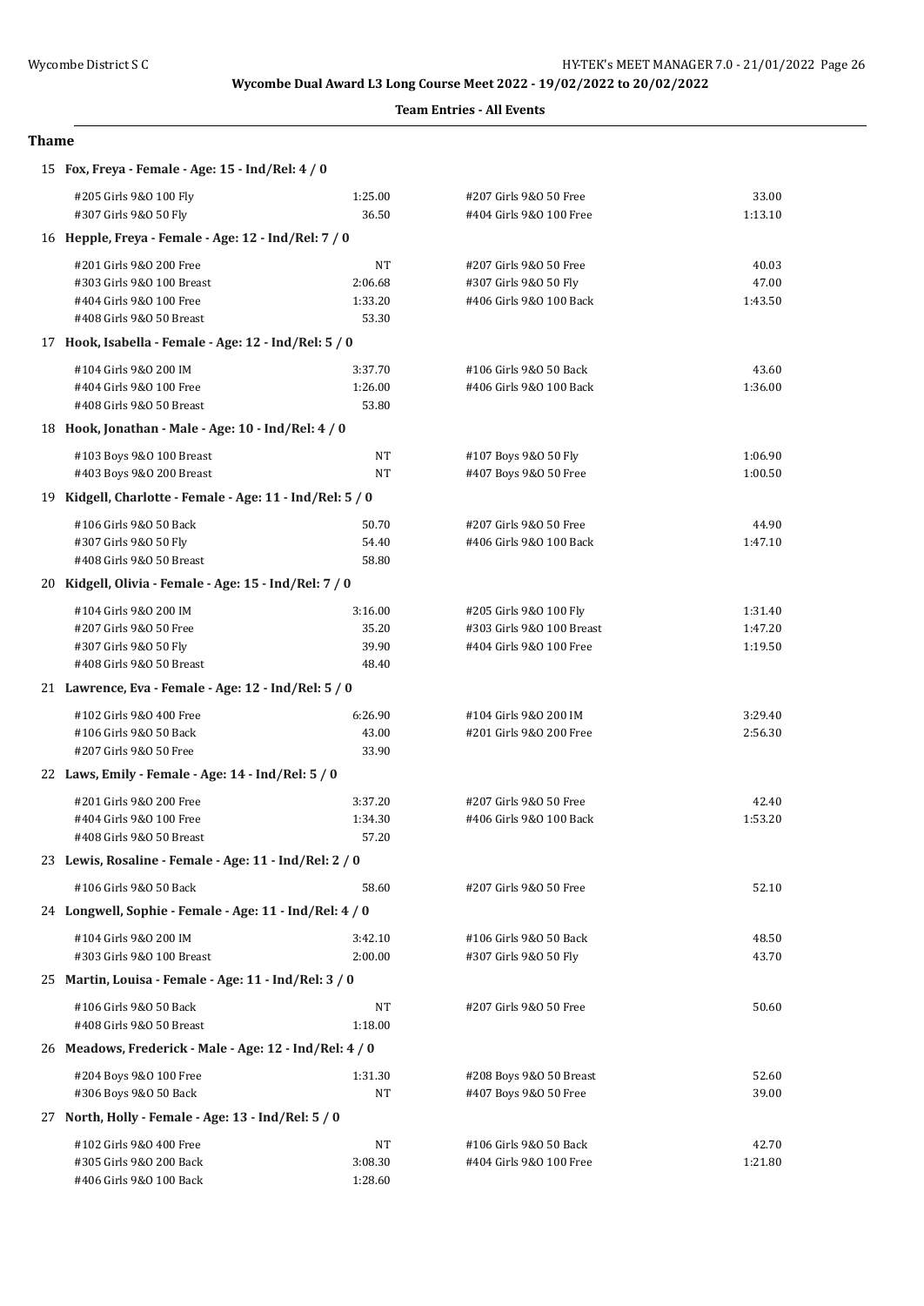Wycombe Dual Award L3 Long Course Meet 2022 - 19/02/2022 to 20/02/2022

**Team Entries - All Events**

## Thame

**15 Fox, Freya - Female - Age: 15 - Ind/Rel: 4 / 0**

| Event | Time | Event | Time |
|---|---|---|---|
| #205 Girls 9&O 100 Fly | 1:25.00 | #207 Girls 9&O 50 Free | 33.00 |
| #307 Girls 9&O 50 Fly | 36.50 | #404 Girls 9&O 100 Free | 1:13.10 |

**16 Hepple, Freya - Female - Age: 12 - Ind/Rel: 7 / 0**

| Event | Time | Event | Time |
|---|---|---|---|
| #201 Girls 9&O 200 Free | NT | #207 Girls 9&O 50 Free | 40.03 |
| #303 Girls 9&O 100 Breast | 2:06.68 | #307 Girls 9&O 50 Fly | 47.00 |
| #404 Girls 9&O 100 Free | 1:33.20 | #406 Girls 9&O 100 Back | 1:43.50 |
| #408 Girls 9&O 50 Breast | 53.30 | | |

**17 Hook, Isabella - Female - Age: 12 - Ind/Rel: 5 / 0**

| Event | Time | Event | Time |
|---|---|---|---|
| #104 Girls 9&O 200 IM | 3:37.70 | #106 Girls 9&O 50 Back | 43.60 |
| #404 Girls 9&O 100 Free | 1:26.00 | #406 Girls 9&O 100 Back | 1:36.00 |
| #408 Girls 9&O 50 Breast | 53.80 | | |

**18 Hook, Jonathan - Male - Age: 10 - Ind/Rel: 4 / 0**

| Event | Time | Event | Time |
|---|---|---|---|
| #103 Boys 9&O 100 Breast | NT | #107 Boys 9&O 50 Fly | 1:06.90 |
| #403 Boys 9&O 200 Breast | NT | #407 Boys 9&O 50 Free | 1:00.50 |

**19 Kidgell, Charlotte - Female - Age: 11 - Ind/Rel: 5 / 0**

| Event | Time | Event | Time |
|---|---|---|---|
| #106 Girls 9&O 50 Back | 50.70 | #207 Girls 9&O 50 Free | 44.90 |
| #307 Girls 9&O 50 Fly | 54.40 | #406 Girls 9&O 100 Back | 1:47.10 |
| #408 Girls 9&O 50 Breast | 58.80 | | |

**20 Kidgell, Olivia - Female - Age: 15 - Ind/Rel: 7 / 0**

| Event | Time | Event | Time |
|---|---|---|---|
| #104 Girls 9&O 200 IM | 3:16.00 | #205 Girls 9&O 100 Fly | 1:31.40 |
| #207 Girls 9&O 50 Free | 35.20 | #303 Girls 9&O 100 Breast | 1:47.20 |
| #307 Girls 9&O 50 Fly | 39.90 | #404 Girls 9&O 100 Free | 1:19.50 |
| #408 Girls 9&O 50 Breast | 48.40 | | |

**21 Lawrence, Eva - Female - Age: 12 - Ind/Rel: 5 / 0**

| Event | Time | Event | Time |
|---|---|---|---|
| #102 Girls 9&O 400 Free | 6:26.90 | #104 Girls 9&O 200 IM | 3:29.40 |
| #106 Girls 9&O 50 Back | 43.00 | #201 Girls 9&O 200 Free | 2:56.30 |
| #207 Girls 9&O 50 Free | 33.90 | | |

**22 Laws, Emily - Female - Age: 14 - Ind/Rel: 5 / 0**

| Event | Time | Event | Time |
|---|---|---|---|
| #201 Girls 9&O 200 Free | 3:37.20 | #207 Girls 9&O 50 Free | 42.40 |
| #404 Girls 9&O 100 Free | 1:34.30 | #406 Girls 9&O 100 Back | 1:53.20 |
| #408 Girls 9&O 50 Breast | 57.20 | | |

**23 Lewis, Rosaline - Female - Age: 11 - Ind/Rel: 2 / 0**

| Event | Time | Event | Time |
|---|---|---|---|
| #106 Girls 9&O 50 Back | 58.60 | #207 Girls 9&O 50 Free | 52.10 |

**24 Longwell, Sophie - Female - Age: 11 - Ind/Rel: 4 / 0**

| Event | Time | Event | Time |
|---|---|---|---|
| #104 Girls 9&O 200 IM | 3:42.10 | #106 Girls 9&O 50 Back | 48.50 |
| #303 Girls 9&O 100 Breast | 2:00.00 | #307 Girls 9&O 50 Fly | 43.70 |

**25 Martin, Louisa - Female - Age: 11 - Ind/Rel: 3 / 0**

| Event | Time | Event | Time |
|---|---|---|---|
| #106 Girls 9&O 50 Back | NT | #207 Girls 9&O 50 Free | 50.60 |
| #408 Girls 9&O 50 Breast | 1:18.00 | | |

**26 Meadows, Frederick - Male - Age: 12 - Ind/Rel: 4 / 0**

| Event | Time | Event | Time |
|---|---|---|---|
| #204 Boys 9&O 100 Free | 1:31.30 | #208 Boys 9&O 50 Breast | 52.60 |
| #306 Boys 9&O 50 Back | NT | #407 Boys 9&O 50 Free | 39.00 |

**27 North, Holly - Female - Age: 13 - Ind/Rel: 5 / 0**

| Event | Time | Event | Time |
|---|---|---|---|
| #102 Girls 9&O 400 Free | NT | #106 Girls 9&O 50 Back | 42.70 |
| #305 Girls 9&O 200 Back | 3:08.30 | #404 Girls 9&O 100 Free | 1:21.80 |
| #406 Girls 9&O 100 Back | 1:28.60 | | |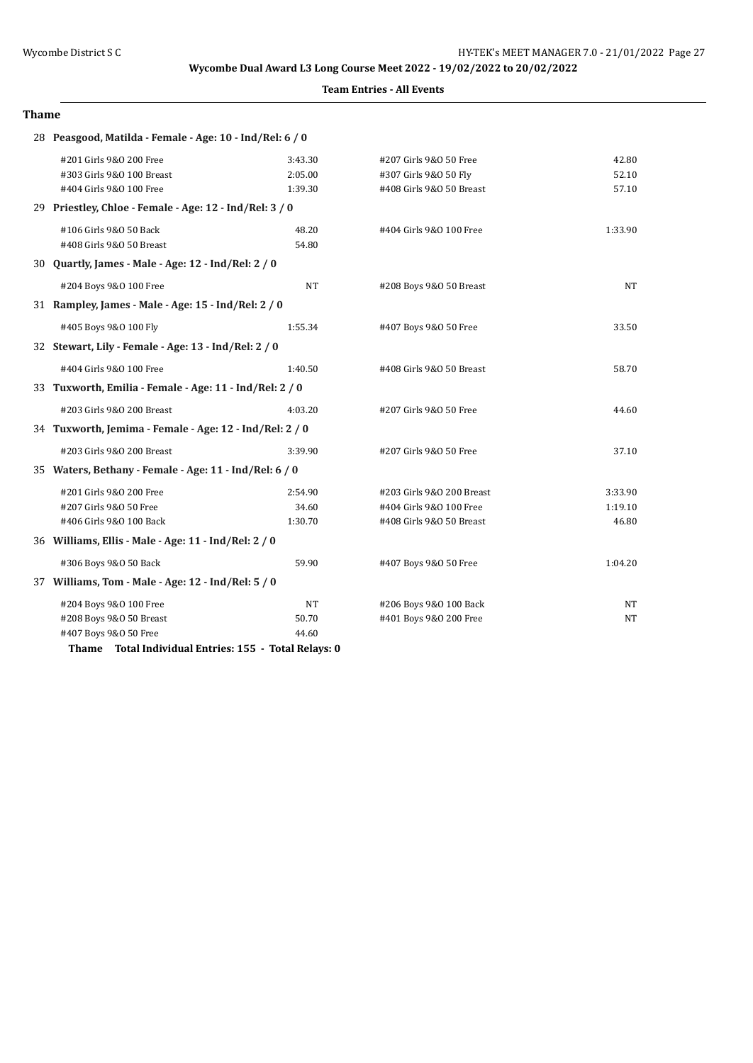## Wycombe Dual Award L3 Long Course Meet 2022 - 19/02/2022 to 20/02/2022

**Team Entries - All Events**

### Thame

**28 Peasgood, Matilda - Female - Age: 10 - Ind/Rel: 6 / 0**

| Event | Time | Event | Time |
|---|---|---|---|
| #201 Girls 9&O 200 Free | 3:43.30 | #207 Girls 9&O 50 Free | 42.80 |
| #303 Girls 9&O 100 Breast | 2:05.00 | #307 Girls 9&O 50 Fly | 52.10 |
| #404 Girls 9&O 100 Free | 1:39.30 | #408 Girls 9&O 50 Breast | 57.10 |

**29 Priestley, Chloe - Female - Age: 12 - Ind/Rel: 3 / 0**

| Event | Time | Event | Time |
|---|---|---|---|
| #106 Girls 9&O 50 Back | 48.20 | #404 Girls 9&O 100 Free | 1:33.90 |
| #408 Girls 9&O 50 Breast | 54.80 | | |

**30 Quartly, James - Male - Age: 12 - Ind/Rel: 2 / 0**

| Event | Time | Event | Time |
|---|---|---|---|
| #204 Boys 9&O 100 Free | NT | #208 Boys 9&O 50 Breast | NT |

**31 Rampley, James - Male - Age: 15 - Ind/Rel: 2 / 0**

| Event | Time | Event | Time |
|---|---|---|---|
| #405 Boys 9&O 100 Fly | 1:55.34 | #407 Boys 9&O 50 Free | 33.50 |

**32 Stewart, Lily - Female - Age: 13 - Ind/Rel: 2 / 0**

| Event | Time | Event | Time |
|---|---|---|---|
| #404 Girls 9&O 100 Free | 1:40.50 | #408 Girls 9&O 50 Breast | 58.70 |

**33 Tuxworth, Emilia - Female - Age: 11 - Ind/Rel: 2 / 0**

| Event | Time | Event | Time |
|---|---|---|---|
| #203 Girls 9&O 200 Breast | 4:03.20 | #207 Girls 9&O 50 Free | 44.60 |

**34 Tuxworth, Jemima - Female - Age: 12 - Ind/Rel: 2 / 0**

| Event | Time | Event | Time |
|---|---|---|---|
| #203 Girls 9&O 200 Breast | 3:39.90 | #207 Girls 9&O 50 Free | 37.10 |

**35 Waters, Bethany - Female - Age: 11 - Ind/Rel: 6 / 0**

| Event | Time | Event | Time |
|---|---|---|---|
| #201 Girls 9&O 200 Free | 2:54.90 | #203 Girls 9&O 200 Breast | 3:33.90 |
| #207 Girls 9&O 50 Free | 34.60 | #404 Girls 9&O 100 Free | 1:19.10 |
| #406 Girls 9&O 100 Back | 1:30.70 | #408 Girls 9&O 50 Breast | 46.80 |

**36 Williams, Ellis - Male - Age: 11 - Ind/Rel: 2 / 0**

| Event | Time | Event | Time |
|---|---|---|---|
| #306 Boys 9&O 50 Back | 59.90 | #407 Boys 9&O 50 Free | 1:04.20 |

**37 Williams, Tom - Male - Age: 12 - Ind/Rel: 5 / 0**

| Event | Time | Event | Time |
|---|---|---|---|
| #204 Boys 9&O 100 Free | NT | #206 Boys 9&O 100 Back | NT |
| #208 Boys 9&O 50 Breast | 50.70 | #401 Boys 9&O 200 Free | NT |
| #407 Boys 9&O 50 Free | 44.60 | | |

**Thame Total Individual Entries: 155 - Total Relays: 0**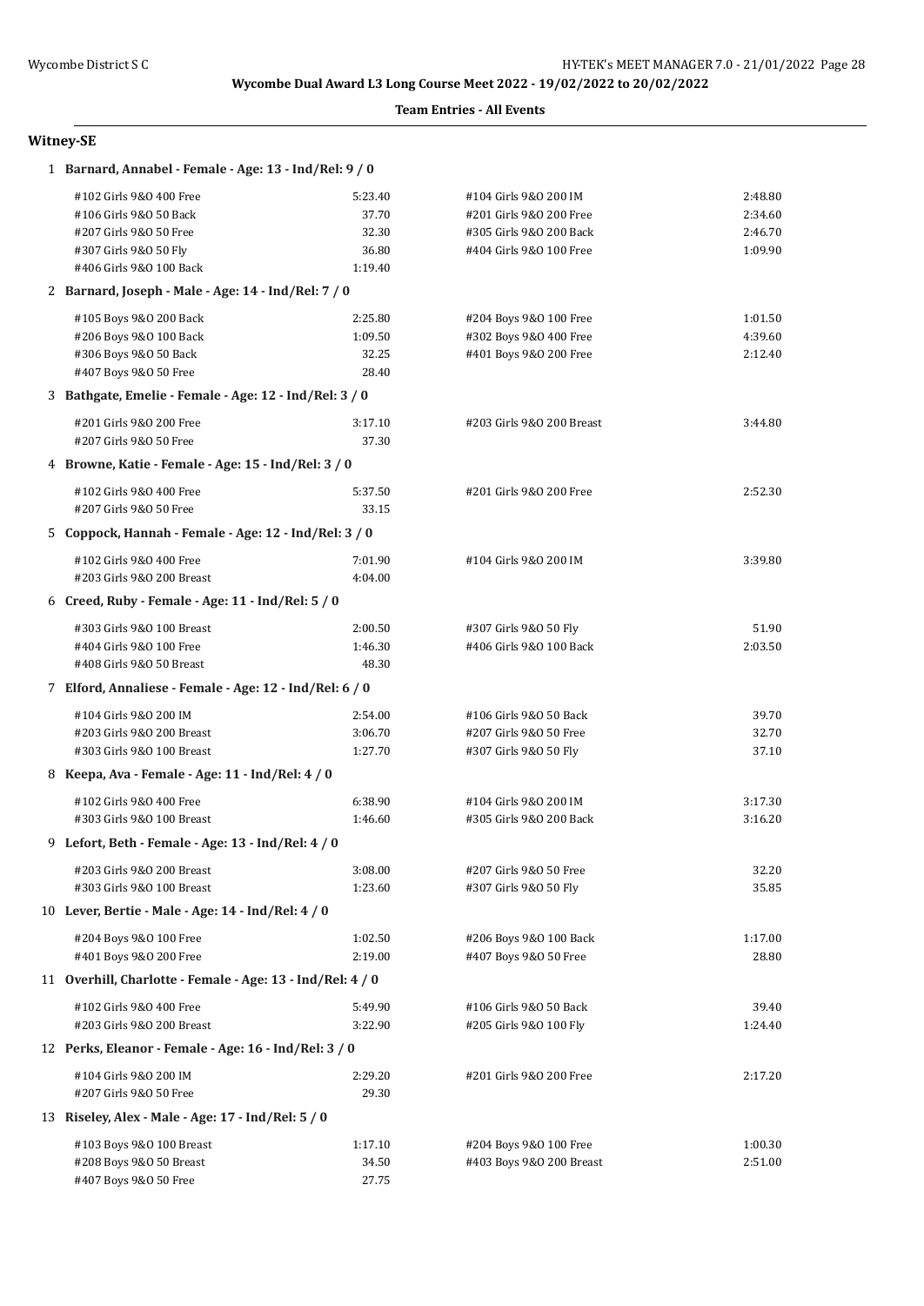**Wycombe Dual Award L3 Long Course Meet 2022 - 19/02/2022 to 20/02/2022**

**Team Entries - All Events**

## Witney-SE

**1 Barnard, Annabel - Female - Age: 13 - Ind/Rel: 9 / 0**

| Event | Time | Event | Time |
|---|---|---|---|
| #102 Girls 9&O 400 Free | 5:23.40 | #104 Girls 9&O 200 IM | 2:48.80 |
| #106 Girls 9&O 50 Back | 37.70 | #201 Girls 9&O 200 Free | 2:34.60 |
| #207 Girls 9&O 50 Free | 32.30 | #305 Girls 9&O 200 Back | 2:46.70 |
| #307 Girls 9&O 50 Fly | 36.80 | #404 Girls 9&O 100 Free | 1:09.90 |
| #406 Girls 9&O 100 Back | 1:19.40 | | |

**2 Barnard, Joseph - Male - Age: 14 - Ind/Rel: 7 / 0**

| Event | Time | Event | Time |
|---|---|---|---|
| #105 Boys 9&O 200 Back | 2:25.80 | #204 Boys 9&O 100 Free | 1:01.50 |
| #206 Boys 9&O 100 Back | 1:09.50 | #302 Boys 9&O 400 Free | 4:39.60 |
| #306 Boys 9&O 50 Back | 32.25 | #401 Boys 9&O 200 Free | 2:12.40 |
| #407 Boys 9&O 50 Free | 28.40 | | |

**3 Bathgate, Emelie - Female - Age: 12 - Ind/Rel: 3 / 0**

| Event | Time | Event | Time |
|---|---|---|---|
| #201 Girls 9&O 200 Free | 3:17.10 | #203 Girls 9&O 200 Breast | 3:44.80 |
| #207 Girls 9&O 50 Free | 37.30 | | |

**4 Browne, Katie - Female - Age: 15 - Ind/Rel: 3 / 0**

| Event | Time | Event | Time |
|---|---|---|---|
| #102 Girls 9&O 400 Free | 5:37.50 | #201 Girls 9&O 200 Free | 2:52.30 |
| #207 Girls 9&O 50 Free | 33.15 | | |

**5 Coppock, Hannah - Female - Age: 12 - Ind/Rel: 3 / 0**

| Event | Time | Event | Time |
|---|---|---|---|
| #102 Girls 9&O 400 Free | 7:01.90 | #104 Girls 9&O 200 IM | 3:39.80 |
| #203 Girls 9&O 200 Breast | 4:04.00 | | |

**6 Creed, Ruby - Female - Age: 11 - Ind/Rel: 5 / 0**

| Event | Time | Event | Time |
|---|---|---|---|
| #303 Girls 9&O 100 Breast | 2:00.50 | #307 Girls 9&O 50 Fly | 51.90 |
| #404 Girls 9&O 100 Free | 1:46.30 | #406 Girls 9&O 100 Back | 2:03.50 |
| #408 Girls 9&O 50 Breast | 48.30 | | |

**7 Elford, Annaliese - Female - Age: 12 - Ind/Rel: 6 / 0**

| Event | Time | Event | Time |
|---|---|---|---|
| #104 Girls 9&O 200 IM | 2:54.00 | #106 Girls 9&O 50 Back | 39.70 |
| #203 Girls 9&O 200 Breast | 3:06.70 | #207 Girls 9&O 50 Free | 32.70 |
| #303 Girls 9&O 100 Breast | 1:27.70 | #307 Girls 9&O 50 Fly | 37.10 |

**8 Keepa, Ava - Female - Age: 11 - Ind/Rel: 4 / 0**

| Event | Time | Event | Time |
|---|---|---|---|
| #102 Girls 9&O 400 Free | 6:38.90 | #104 Girls 9&O 200 IM | 3:17.30 |
| #303 Girls 9&O 100 Breast | 1:46.60 | #305 Girls 9&O 200 Back | 3:16.20 |

**9 Lefort, Beth - Female - Age: 13 - Ind/Rel: 4 / 0**

| Event | Time | Event | Time |
|---|---|---|---|
| #203 Girls 9&O 200 Breast | 3:08.00 | #207 Girls 9&O 50 Free | 32.20 |
| #303 Girls 9&O 100 Breast | 1:23.60 | #307 Girls 9&O 50 Fly | 35.85 |

**10 Lever, Bertie - Male - Age: 14 - Ind/Rel: 4 / 0**

| Event | Time | Event | Time |
|---|---|---|---|
| #204 Boys 9&O 100 Free | 1:02.50 | #206 Boys 9&O 100 Back | 1:17.00 |
| #401 Boys 9&O 200 Free | 2:19.00 | #407 Boys 9&O 50 Free | 28.80 |

**11 Overhill, Charlotte - Female - Age: 13 - Ind/Rel: 4 / 0**

| Event | Time | Event | Time |
|---|---|---|---|
| #102 Girls 9&O 400 Free | 5:49.90 | #106 Girls 9&O 50 Back | 39.40 |
| #203 Girls 9&O 200 Breast | 3:22.90 | #205 Girls 9&O 100 Fly | 1:24.40 |

**12 Perks, Eleanor - Female - Age: 16 - Ind/Rel: 3 / 0**

| Event | Time | Event | Time |
|---|---|---|---|
| #104 Girls 9&O 200 IM | 2:29.20 | #201 Girls 9&O 200 Free | 2:17.20 |
| #207 Girls 9&O 50 Free | 29.30 | | |

**13 Riseley, Alex - Male - Age: 17 - Ind/Rel: 5 / 0**

| Event | Time | Event | Time |
|---|---|---|---|
| #103 Boys 9&O 100 Breast | 1:17.10 | #204 Boys 9&O 100 Free | 1:00.30 |
| #208 Boys 9&O 50 Breast | 34.50 | #403 Boys 9&O 200 Breast | 2:51.00 |
| #407 Boys 9&O 50 Free | 27.75 | | |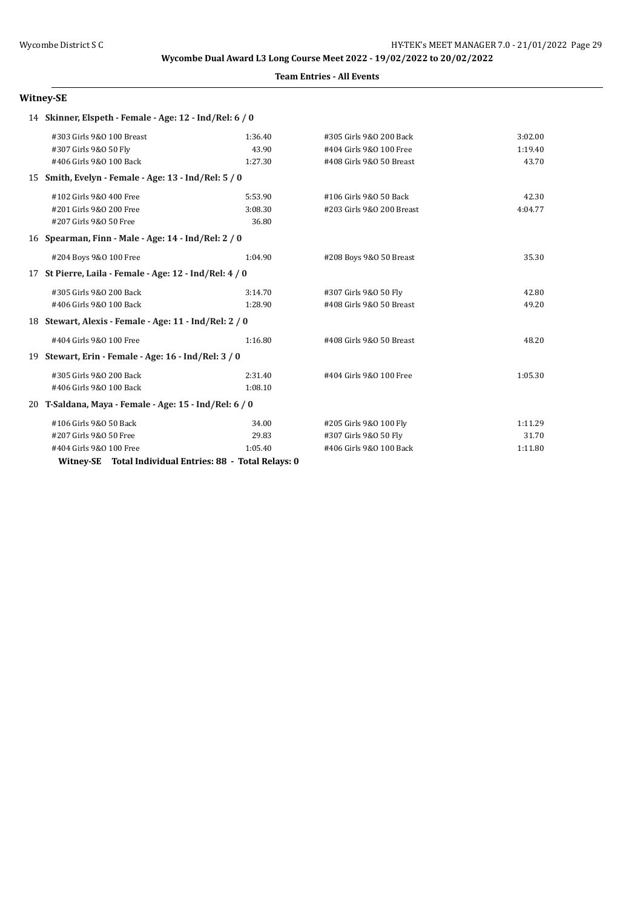**Wycombe Dual Award L3 Long Course Meet 2022 - 19/02/2022 to 20/02/2022**

**Team Entries - All Events**

## Witney-SE

**14 Skinner, Elspeth - Female - Age: 12 - Ind/Rel: 6 / 0**

| Event | Time | Event | Time |
|---|---|---|---|
| #303 Girls 9&O 100 Breast | 1:36.40 | #305 Girls 9&O 200 Back | 3:02.00 |
| #307 Girls 9&O 50 Fly | 43.90 | #404 Girls 9&O 100 Free | 1:19.40 |
| #406 Girls 9&O 100 Back | 1:27.30 | #408 Girls 9&O 50 Breast | 43.70 |

**15 Smith, Evelyn - Female - Age: 13 - Ind/Rel: 5 / 0**

| Event | Time | Event | Time |
|---|---|---|---|
| #102 Girls 9&O 400 Free | 5:53.90 | #106 Girls 9&O 50 Back | 42.30 |
| #201 Girls 9&O 200 Free | 3:08.30 | #203 Girls 9&O 200 Breast | 4:04.77 |
| #207 Girls 9&O 50 Free | 36.80 | | |

**16 Spearman, Finn - Male - Age: 14 - Ind/Rel: 2 / 0**

| Event | Time | Event | Time |
|---|---|---|---|
| #204 Boys 9&O 100 Free | 1:04.90 | #208 Boys 9&O 50 Breast | 35.30 |

**17 St Pierre, Laila - Female - Age: 12 - Ind/Rel: 4 / 0**

| Event | Time | Event | Time |
|---|---|---|---|
| #305 Girls 9&O 200 Back | 3:14.70 | #307 Girls 9&O 50 Fly | 42.80 |
| #406 Girls 9&O 100 Back | 1:28.90 | #408 Girls 9&O 50 Breast | 49.20 |

**18 Stewart, Alexis - Female - Age: 11 - Ind/Rel: 2 / 0**

| Event | Time | Event | Time |
|---|---|---|---|
| #404 Girls 9&O 100 Free | 1:16.80 | #408 Girls 9&O 50 Breast | 48.20 |

**19 Stewart, Erin - Female - Age: 16 - Ind/Rel: 3 / 0**

| Event | Time | Event | Time |
|---|---|---|---|
| #305 Girls 9&O 200 Back | 2:31.40 | #404 Girls 9&O 100 Free | 1:05.30 |
| #406 Girls 9&O 100 Back | 1:08.10 | | |

**20 T-Saldana, Maya - Female - Age: 15 - Ind/Rel: 6 / 0**

| Event | Time | Event | Time |
|---|---|---|---|
| #106 Girls 9&O 50 Back | 34.00 | #205 Girls 9&O 100 Fly | 1:11.29 |
| #207 Girls 9&O 50 Free | 29.83 | #307 Girls 9&O 50 Fly | 31.70 |
| #404 Girls 9&O 100 Free | 1:05.40 | #406 Girls 9&O 100 Back | 1:11.80 |

**Witney-SE Total Individual Entries: 88 - Total Relays: 0**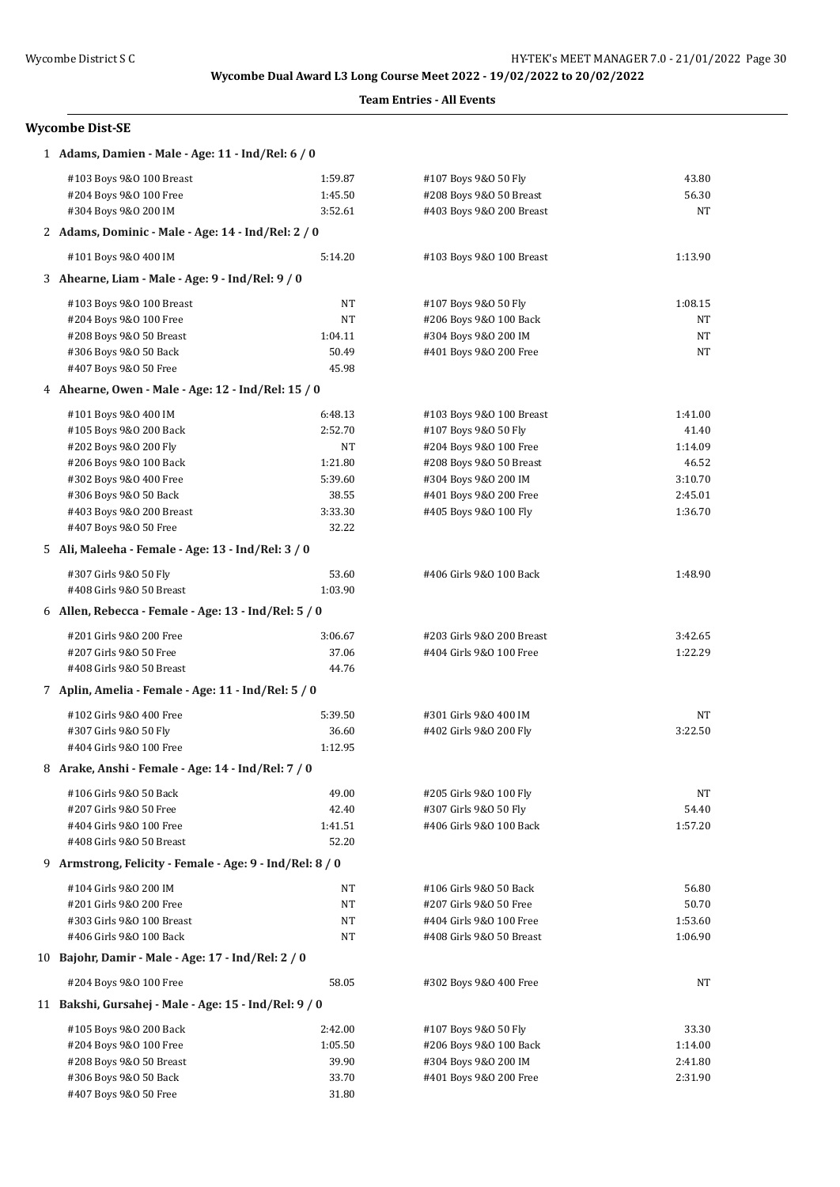Wycombe Dual Award L3 Long Course Meet 2022 - 19/02/2022 to 20/02/2022

**Team Entries - All Events**

## Wycombe Dist-SE

### 1 Adams, Damien - Male - Age: 11 - Ind/Rel: 6 / 0

| Event | Time | Event | Time |
|---|---|---|---|
| #103 Boys 9&O 100 Breast | 1:59.87 | #107 Boys 9&O 50 Fly | 43.80 |
| #204 Boys 9&O 100 Free | 1:45.50 | #208 Boys 9&O 50 Breast | 56.30 |
| #304 Boys 9&O 200 IM | 3:52.61 | #403 Boys 9&O 200 Breast | NT |

### 2 Adams, Dominic - Male - Age: 14 - Ind/Rel: 2 / 0

| Event | Time | Event | Time |
|---|---|---|---|
| #101 Boys 9&O 400 IM | 5:14.20 | #103 Boys 9&O 100 Breast | 1:13.90 |

### 3 Ahearne, Liam - Male - Age: 9 - Ind/Rel: 9 / 0

| Event | Time | Event | Time |
|---|---|---|---|
| #103 Boys 9&O 100 Breast | NT | #107 Boys 9&O 50 Fly | 1:08.15 |
| #204 Boys 9&O 100 Free | NT | #206 Boys 9&O 100 Back | NT |
| #208 Boys 9&O 50 Breast | 1:04.11 | #304 Boys 9&O 200 IM | NT |
| #306 Boys 9&O 50 Back | 50.49 | #401 Boys 9&O 200 Free | NT |
| #407 Boys 9&O 50 Free | 45.98 | | |

### 4 Ahearne, Owen - Male - Age: 12 - Ind/Rel: 15 / 0

| Event | Time | Event | Time |
|---|---|---|---|
| #101 Boys 9&O 400 IM | 6:48.13 | #103 Boys 9&O 100 Breast | 1:41.00 |
| #105 Boys 9&O 200 Back | 2:52.70 | #107 Boys 9&O 50 Fly | 41.40 |
| #202 Boys 9&O 200 Fly | NT | #204 Boys 9&O 100 Free | 1:14.09 |
| #206 Boys 9&O 100 Back | 1:21.80 | #208 Boys 9&O 50 Breast | 46.52 |
| #302 Boys 9&O 400 Free | 5:39.60 | #304 Boys 9&O 200 IM | 3:10.70 |
| #306 Boys 9&O 50 Back | 38.55 | #401 Boys 9&O 200 Free | 2:45.01 |
| #403 Boys 9&O 200 Breast | 3:33.30 | #405 Boys 9&O 100 Fly | 1:36.70 |
| #407 Boys 9&O 50 Free | 32.22 | | |

### 5 Ali, Maleeha - Female - Age: 13 - Ind/Rel: 3 / 0

| Event | Time | Event | Time |
|---|---|---|---|
| #307 Girls 9&O 50 Fly | 53.60 | #406 Girls 9&O 100 Back | 1:48.90 |
| #408 Girls 9&O 50 Breast | 1:03.90 | | |

### 6 Allen, Rebecca - Female - Age: 13 - Ind/Rel: 5 / 0

| Event | Time | Event | Time |
|---|---|---|---|
| #201 Girls 9&O 200 Free | 3:06.67 | #203 Girls 9&O 200 Breast | 3:42.65 |
| #207 Girls 9&O 50 Free | 37.06 | #404 Girls 9&O 100 Free | 1:22.29 |
| #408 Girls 9&O 50 Breast | 44.76 | | |

### 7 Aplin, Amelia - Female - Age: 11 - Ind/Rel: 5 / 0

| Event | Time | Event | Time |
|---|---|---|---|
| #102 Girls 9&O 400 Free | 5:39.50 | #301 Girls 9&O 400 IM | NT |
| #307 Girls 9&O 50 Fly | 36.60 | #402 Girls 9&O 200 Fly | 3:22.50 |
| #404 Girls 9&O 100 Free | 1:12.95 | | |

### 8 Arake, Anshi - Female - Age: 14 - Ind/Rel: 7 / 0

| Event | Time | Event | Time |
|---|---|---|---|
| #106 Girls 9&O 50 Back | 49.00 | #205 Girls 9&O 100 Fly | NT |
| #207 Girls 9&O 50 Free | 42.40 | #307 Girls 9&O 50 Fly | 54.40 |
| #404 Girls 9&O 100 Free | 1:41.51 | #406 Girls 9&O 100 Back | 1:57.20 |
| #408 Girls 9&O 50 Breast | 52.20 | | |

### 9 Armstrong, Felicity - Female - Age: 9 - Ind/Rel: 8 / 0

| Event | Time | Event | Time |
|---|---|---|---|
| #104 Girls 9&O 200 IM | NT | #106 Girls 9&O 50 Back | 56.80 |
| #201 Girls 9&O 200 Free | NT | #207 Girls 9&O 50 Free | 50.70 |
| #303 Girls 9&O 100 Breast | NT | #404 Girls 9&O 100 Free | 1:53.60 |
| #406 Girls 9&O 100 Back | NT | #408 Girls 9&O 50 Breast | 1:06.90 |

### 10 Bajohr, Damir - Male - Age: 17 - Ind/Rel: 2 / 0

| Event | Time | Event | Time |
|---|---|---|---|
| #204 Boys 9&O 100 Free | 58.05 | #302 Boys 9&O 400 Free | NT |

### 11 Bakshi, Gursahej - Male - Age: 15 - Ind/Rel: 9 / 0

| Event | Time | Event | Time |
|---|---|---|---|
| #105 Boys 9&O 200 Back | 2:42.00 | #107 Boys 9&O 50 Fly | 33.30 |
| #204 Boys 9&O 100 Free | 1:05.50 | #206 Boys 9&O 100 Back | 1:14.00 |
| #208 Boys 9&O 50 Breast | 39.90 | #304 Boys 9&O 200 IM | 2:41.80 |
| #306 Boys 9&O 50 Back | 33.70 | #401 Boys 9&O 200 Free | 2:31.90 |
| #407 Boys 9&O 50 Free | 31.80 | | |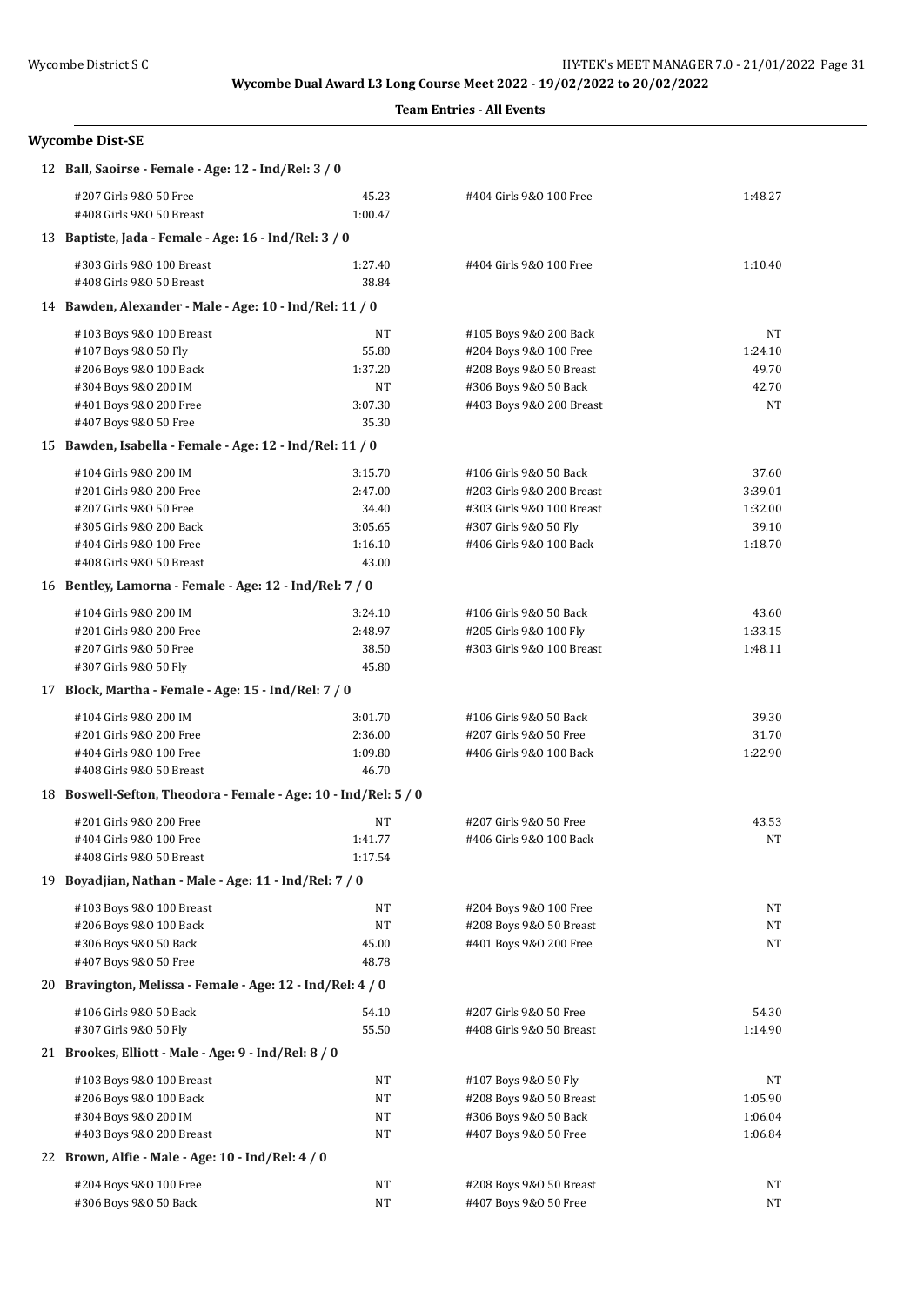**Wycombe Dual Award L3 Long Course Meet 2022 - 19/02/2022 to 20/02/2022**

**Team Entries - All Events**

## Wycombe Dist-SE

**12 Ball, Saoirse - Female - Age: 12 - Ind/Rel: 3 / 0**

| Event | Time | Event | Time |
|---|---|---|---|
| #207 Girls 9&O 50 Free | 45.23 | #404 Girls 9&O 100 Free | 1:48.27 |
| #408 Girls 9&O 50 Breast | 1:00.47 | | |

**13 Baptiste, Jada - Female - Age: 16 - Ind/Rel: 3 / 0**

| Event | Time | Event | Time |
|---|---|---|---|
| #303 Girls 9&O 100 Breast | 1:27.40 | #404 Girls 9&O 100 Free | 1:10.40 |
| #408 Girls 9&O 50 Breast | 38.84 | | |

**14 Bawden, Alexander - Male - Age: 10 - Ind/Rel: 11 / 0**

| Event | Time | Event | Time |
|---|---|---|---|
| #103 Boys 9&O 100 Breast | NT | #105 Boys 9&O 200 Back | NT |
| #107 Boys 9&O 50 Fly | 55.80 | #204 Boys 9&O 100 Free | 1:24.10 |
| #206 Boys 9&O 100 Back | 1:37.20 | #208 Boys 9&O 50 Breast | 49.70 |
| #304 Boys 9&O 200 IM | NT | #306 Boys 9&O 50 Back | 42.70 |
| #401 Boys 9&O 200 Free | 3:07.30 | #403 Boys 9&O 200 Breast | NT |
| #407 Boys 9&O 50 Free | 35.30 | | |

**15 Bawden, Isabella - Female - Age: 12 - Ind/Rel: 11 / 0**

| Event | Time | Event | Time |
|---|---|---|---|
| #104 Girls 9&O 200 IM | 3:15.70 | #106 Girls 9&O 50 Back | 37.60 |
| #201 Girls 9&O 200 Free | 2:47.00 | #203 Girls 9&O 200 Breast | 3:39.01 |
| #207 Girls 9&O 50 Free | 34.40 | #303 Girls 9&O 100 Breast | 1:32.00 |
| #305 Girls 9&O 200 Back | 3:05.65 | #307 Girls 9&O 50 Fly | 39.10 |
| #404 Girls 9&O 100 Free | 1:16.10 | #406 Girls 9&O 100 Back | 1:18.70 |
| #408 Girls 9&O 50 Breast | 43.00 | | |

**16 Bentley, Lamorna - Female - Age: 12 - Ind/Rel: 7 / 0**

| Event | Time | Event | Time |
|---|---|---|---|
| #104 Girls 9&O 200 IM | 3:24.10 | #106 Girls 9&O 50 Back | 43.60 |
| #201 Girls 9&O 200 Free | 2:48.97 | #205 Girls 9&O 100 Fly | 1:33.15 |
| #207 Girls 9&O 50 Free | 38.50 | #303 Girls 9&O 100 Breast | 1:48.11 |
| #307 Girls 9&O 50 Fly | 45.80 | | |

**17 Block, Martha - Female - Age: 15 - Ind/Rel: 7 / 0**

| Event | Time | Event | Time |
|---|---|---|---|
| #104 Girls 9&O 200 IM | 3:01.70 | #106 Girls 9&O 50 Back | 39.30 |
| #201 Girls 9&O 200 Free | 2:36.00 | #207 Girls 9&O 50 Free | 31.70 |
| #404 Girls 9&O 100 Free | 1:09.80 | #406 Girls 9&O 100 Back | 1:22.90 |
| #408 Girls 9&O 50 Breast | 46.70 | | |

**18 Boswell-Sefton, Theodora - Female - Age: 10 - Ind/Rel: 5 / 0**

| Event | Time | Event | Time |
|---|---|---|---|
| #201 Girls 9&O 200 Free | NT | #207 Girls 9&O 50 Free | 43.53 |
| #404 Girls 9&O 100 Free | 1:41.77 | #406 Girls 9&O 100 Back | NT |
| #408 Girls 9&O 50 Breast | 1:17.54 | | |

**19 Boyadjian, Nathan - Male - Age: 11 - Ind/Rel: 7 / 0**

| Event | Time | Event | Time |
|---|---|---|---|
| #103 Boys 9&O 100 Breast | NT | #204 Boys 9&O 100 Free | NT |
| #206 Boys 9&O 100 Back | NT | #208 Boys 9&O 50 Breast | NT |
| #306 Boys 9&O 50 Back | 45.00 | #401 Boys 9&O 200 Free | NT |
| #407 Boys 9&O 50 Free | 48.78 | | |

**20 Bravington, Melissa - Female - Age: 12 - Ind/Rel: 4 / 0**

| Event | Time | Event | Time |
|---|---|---|---|
| #106 Girls 9&O 50 Back | 54.10 | #207 Girls 9&O 50 Free | 54.30 |
| #307 Girls 9&O 50 Fly | 55.50 | #408 Girls 9&O 50 Breast | 1:14.90 |

**21 Brookes, Elliott - Male - Age: 9 - Ind/Rel: 8 / 0**

| Event | Time | Event | Time |
|---|---|---|---|
| #103 Boys 9&O 100 Breast | NT | #107 Boys 9&O 50 Fly | NT |
| #206 Boys 9&O 100 Back | NT | #208 Boys 9&O 50 Breast | 1:05.90 |
| #304 Boys 9&O 200 IM | NT | #306 Boys 9&O 50 Back | 1:06.04 |
| #403 Boys 9&O 200 Breast | NT | #407 Boys 9&O 50 Free | 1:06.84 |

**22 Brown, Alfie - Male - Age: 10 - Ind/Rel: 4 / 0**

| Event | Time | Event | Time |
|---|---|---|---|
| #204 Boys 9&O 100 Free | NT | #208 Boys 9&O 50 Breast | NT |
| #306 Boys 9&O 50 Back | NT | #407 Boys 9&O 50 Free | NT |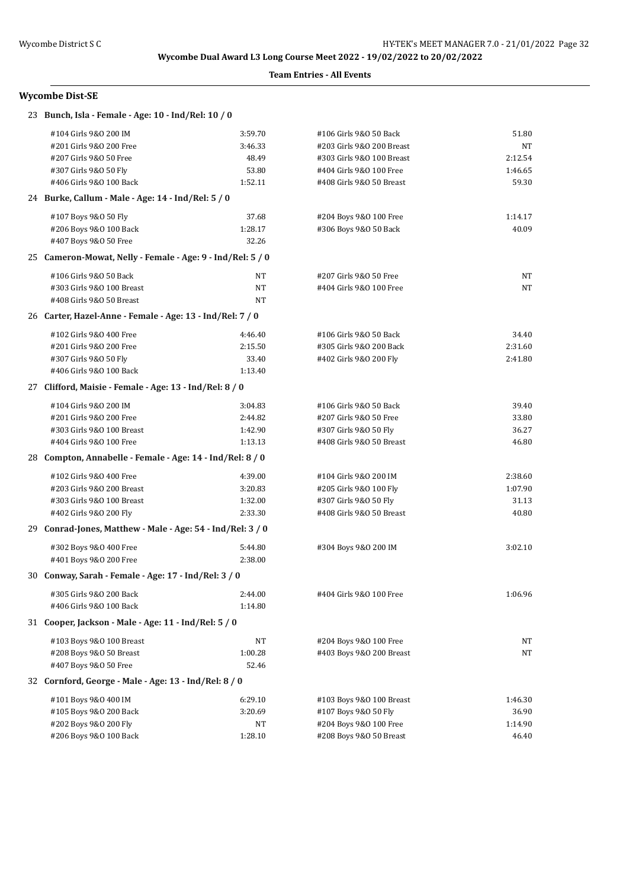**Wycombe Dual Award L3 Long Course Meet 2022 - 19/02/2022 to 20/02/2022**

**Team Entries - All Events**

### Wycombe Dist-SE

**23 Bunch, Isla - Female - Age: 10 - Ind/Rel: 10 / 0**

| Event | Time | Event | Time |
|---|---|---|---|
| #104 Girls 9&O 200 IM | 3:59.70 | #106 Girls 9&O 50 Back | 51.80 |
| #201 Girls 9&O 200 Free | 3:46.33 | #203 Girls 9&O 200 Breast | NT |
| #207 Girls 9&O 50 Free | 48.49 | #303 Girls 9&O 100 Breast | 2:12.54 |
| #307 Girls 9&O 50 Fly | 53.80 | #404 Girls 9&O 100 Free | 1:46.65 |
| #406 Girls 9&O 100 Back | 1:52.11 | #408 Girls 9&O 50 Breast | 59.30 |

**24 Burke, Callum - Male - Age: 14 - Ind/Rel: 5 / 0**

| Event | Time | Event | Time |
|---|---|---|---|
| #107 Boys 9&O 50 Fly | 37.68 | #204 Boys 9&O 100 Free | 1:14.17 |
| #206 Boys 9&O 100 Back | 1:28.17 | #306 Boys 9&O 50 Back | 40.09 |
| #407 Boys 9&O 50 Free | 32.26 | | |

**25 Cameron-Mowat, Nelly - Female - Age: 9 - Ind/Rel: 5 / 0**

| Event | Time | Event | Time |
|---|---|---|---|
| #106 Girls 9&O 50 Back | NT | #207 Girls 9&O 50 Free | NT |
| #303 Girls 9&O 100 Breast | NT | #404 Girls 9&O 100 Free | NT |
| #408 Girls 9&O 50 Breast | NT | | |

**26 Carter, Hazel-Anne - Female - Age: 13 - Ind/Rel: 7 / 0**

| Event | Time | Event | Time |
|---|---|---|---|
| #102 Girls 9&O 400 Free | 4:46.40 | #106 Girls 9&O 50 Back | 34.40 |
| #201 Girls 9&O 200 Free | 2:15.50 | #305 Girls 9&O 200 Back | 2:31.60 |
| #307 Girls 9&O 50 Fly | 33.40 | #402 Girls 9&O 200 Fly | 2:41.80 |
| #406 Girls 9&O 100 Back | 1:13.40 | | |

**27 Clifford, Maisie - Female - Age: 13 - Ind/Rel: 8 / 0**

| Event | Time | Event | Time |
|---|---|---|---|
| #104 Girls 9&O 200 IM | 3:04.83 | #106 Girls 9&O 50 Back | 39.40 |
| #201 Girls 9&O 200 Free | 2:44.82 | #207 Girls 9&O 50 Free | 33.80 |
| #303 Girls 9&O 100 Breast | 1:42.90 | #307 Girls 9&O 50 Fly | 36.27 |
| #404 Girls 9&O 100 Free | 1:13.13 | #408 Girls 9&O 50 Breast | 46.80 |

**28 Compton, Annabelle - Female - Age: 14 - Ind/Rel: 8 / 0**

| Event | Time | Event | Time |
|---|---|---|---|
| #102 Girls 9&O 400 Free | 4:39.00 | #104 Girls 9&O 200 IM | 2:38.60 |
| #203 Girls 9&O 200 Breast | 3:20.83 | #205 Girls 9&O 100 Fly | 1:07.90 |
| #303 Girls 9&O 100 Breast | 1:32.00 | #307 Girls 9&O 50 Fly | 31.13 |
| #402 Girls 9&O 200 Fly | 2:33.30 | #408 Girls 9&O 50 Breast | 40.80 |

**29 Conrad-Jones, Matthew - Male - Age: 54 - Ind/Rel: 3 / 0**

| Event | Time | Event | Time |
|---|---|---|---|
| #302 Boys 9&O 400 Free | 5:44.80 | #304 Boys 9&O 200 IM | 3:02.10 |
| #401 Boys 9&O 200 Free | 2:38.00 | | |

**30 Conway, Sarah - Female - Age: 17 - Ind/Rel: 3 / 0**

| Event | Time | Event | Time |
|---|---|---|---|
| #305 Girls 9&O 200 Back | 2:44.00 | #404 Girls 9&O 100 Free | 1:06.96 |
| #406 Girls 9&O 100 Back | 1:14.80 | | |

**31 Cooper, Jackson - Male - Age: 11 - Ind/Rel: 5 / 0**

| Event | Time | Event | Time |
|---|---|---|---|
| #103 Boys 9&O 100 Breast | NT | #204 Boys 9&O 100 Free | NT |
| #208 Boys 9&O 50 Breast | 1:00.28 | #403 Boys 9&O 200 Breast | NT |
| #407 Boys 9&O 50 Free | 52.46 | | |

**32 Cornford, George - Male - Age: 13 - Ind/Rel: 8 / 0**

| Event | Time | Event | Time |
|---|---|---|---|
| #101 Boys 9&O 400 IM | 6:29.10 | #103 Boys 9&O 100 Breast | 1:46.30 |
| #105 Boys 9&O 200 Back | 3:20.69 | #107 Boys 9&O 50 Fly | 36.90 |
| #202 Boys 9&O 200 Fly | NT | #204 Boys 9&O 100 Free | 1:14.90 |
| #206 Boys 9&O 100 Back | 1:28.10 | #208 Boys 9&O 50 Breast | 46.40 |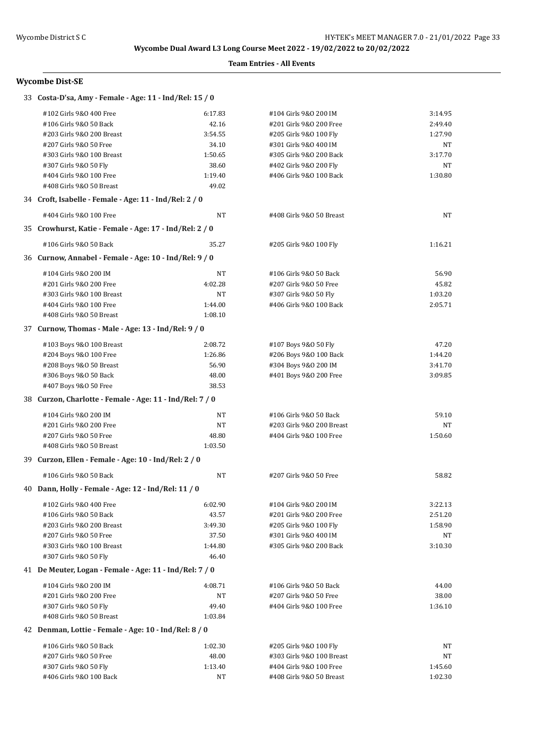**Wycombe Dual Award L3 Long Course Meet 2022 - 19/02/2022 to 20/02/2022**

**Team Entries - All Events**

## Wycombe Dist-SE

### 33 Costa-D'sa, Amy - Female - Age: 11 - Ind/Rel: 15 / 0

| Event | Time | Event | Time |
|---|---|---|---|
| #102 Girls 9&O 400 Free | 6:17.83 | #104 Girls 9&O 200 IM | 3:14.95 |
| #106 Girls 9&O 50 Back | 42.16 | #201 Girls 9&O 200 Free | 2:49.40 |
| #203 Girls 9&O 200 Breast | 3:54.55 | #205 Girls 9&O 100 Fly | 1:27.90 |
| #207 Girls 9&O 50 Free | 34.10 | #301 Girls 9&O 400 IM | NT |
| #303 Girls 9&O 100 Breast | 1:50.65 | #305 Girls 9&O 200 Back | 3:17.70 |
| #307 Girls 9&O 50 Fly | 38.60 | #402 Girls 9&O 200 Fly | NT |
| #404 Girls 9&O 100 Free | 1:19.40 | #406 Girls 9&O 100 Back | 1:30.80 |
| #408 Girls 9&O 50 Breast | 49.02 | | |

### 34 Croft, Isabelle - Female - Age: 11 - Ind/Rel: 2 / 0

| Event | Time | Event | Time |
|---|---|---|---|
| #404 Girls 9&O 100 Free | NT | #408 Girls 9&O 50 Breast | NT |

### 35 Crowhurst, Katie - Female - Age: 17 - Ind/Rel: 2 / 0

| Event | Time | Event | Time |
|---|---|---|---|
| #106 Girls 9&O 50 Back | 35.27 | #205 Girls 9&O 100 Fly | 1:16.21 |

### 36 Curnow, Annabel - Female - Age: 10 - Ind/Rel: 9 / 0

| Event | Time | Event | Time |
|---|---|---|---|
| #104 Girls 9&O 200 IM | NT | #106 Girls 9&O 50 Back | 56.90 |
| #201 Girls 9&O 200 Free | 4:02.28 | #207 Girls 9&O 50 Free | 45.82 |
| #303 Girls 9&O 100 Breast | NT | #307 Girls 9&O 50 Fly | 1:03.20 |
| #404 Girls 9&O 100 Free | 1:44.00 | #406 Girls 9&O 100 Back | 2:05.71 |
| #408 Girls 9&O 50 Breast | 1:08.10 | | |

### 37 Curnow, Thomas - Male - Age: 13 - Ind/Rel: 9 / 0

| Event | Time | Event | Time |
|---|---|---|---|
| #103 Boys 9&O 100 Breast | 2:08.72 | #107 Boys 9&O 50 Fly | 47.20 |
| #204 Boys 9&O 100 Free | 1:26.86 | #206 Boys 9&O 100 Back | 1:44.20 |
| #208 Boys 9&O 50 Breast | 56.90 | #304 Boys 9&O 200 IM | 3:41.70 |
| #306 Boys 9&O 50 Back | 48.00 | #401 Boys 9&O 200 Free | 3:09.85 |
| #407 Boys 9&O 50 Free | 38.53 | | |

### 38 Curzon, Charlotte - Female - Age: 11 - Ind/Rel: 7 / 0

| Event | Time | Event | Time |
|---|---|---|---|
| #104 Girls 9&O 200 IM | NT | #106 Girls 9&O 50 Back | 59.10 |
| #201 Girls 9&O 200 Free | NT | #203 Girls 9&O 200 Breast | NT |
| #207 Girls 9&O 50 Free | 48.80 | #404 Girls 9&O 100 Free | 1:50.60 |
| #408 Girls 9&O 50 Breast | 1:03.50 | | |

### 39 Curzon, Ellen - Female - Age: 10 - Ind/Rel: 2 / 0

| Event | Time | Event | Time |
|---|---|---|---|
| #106 Girls 9&O 50 Back | NT | #207 Girls 9&O 50 Free | 58.82 |

### 40 Dann, Holly - Female - Age: 12 - Ind/Rel: 11 / 0

| Event | Time | Event | Time |
|---|---|---|---|
| #102 Girls 9&O 400 Free | 6:02.90 | #104 Girls 9&O 200 IM | 3:22.13 |
| #106 Girls 9&O 50 Back | 43.57 | #201 Girls 9&O 200 Free | 2:51.20 |
| #203 Girls 9&O 200 Breast | 3:49.30 | #205 Girls 9&O 100 Fly | 1:58.90 |
| #207 Girls 9&O 50 Free | 37.50 | #301 Girls 9&O 400 IM | NT |
| #303 Girls 9&O 100 Breast | 1:44.80 | #305 Girls 9&O 200 Back | 3:10.30 |
| #307 Girls 9&O 50 Fly | 46.40 | | |

### 41 De Meuter, Logan - Female - Age: 11 - Ind/Rel: 7 / 0

| Event | Time | Event | Time |
|---|---|---|---|
| #104 Girls 9&O 200 IM | 4:08.71 | #106 Girls 9&O 50 Back | 44.00 |
| #201 Girls 9&O 200 Free | NT | #207 Girls 9&O 50 Free | 38.00 |
| #307 Girls 9&O 50 Fly | 49.40 | #404 Girls 9&O 100 Free | 1:36.10 |
| #408 Girls 9&O 50 Breast | 1:03.84 | | |

### 42 Denman, Lottie - Female - Age: 10 - Ind/Rel: 8 / 0

| Event | Time | Event | Time |
|---|---|---|---|
| #106 Girls 9&O 50 Back | 1:02.30 | #205 Girls 9&O 100 Fly | NT |
| #207 Girls 9&O 50 Free | 48.00 | #303 Girls 9&O 100 Breast | NT |
| #307 Girls 9&O 50 Fly | 1:13.40 | #404 Girls 9&O 100 Free | 1:45.60 |
| #406 Girls 9&O 100 Back | NT | #408 Girls 9&O 50 Breast | 1:02.30 |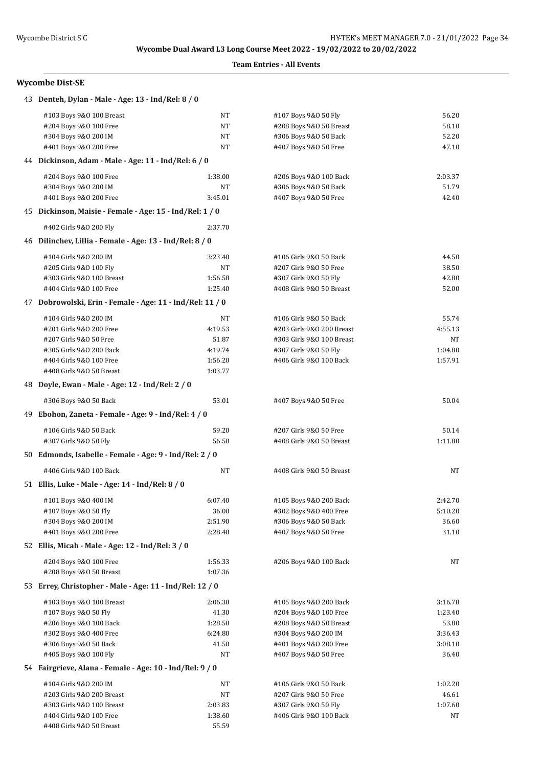Wycombe Dual Award L3 Long Course Meet 2022 - 19/02/2022 to 20/02/2022

**Team Entries - All Events**

### Wycombe Dist-SE

**43 Denteh, Dylan - Male - Age: 13 - Ind/Rel: 8 / 0**

| Event | Time | Event | Time |
|---|---|---|---|
| #103 Boys 9&O 100 Breast | NT | #107 Boys 9&O 50 Fly | 56.20 |
| #204 Boys 9&O 100 Free | NT | #208 Boys 9&O 50 Breast | 58.10 |
| #304 Boys 9&O 200 IM | NT | #306 Boys 9&O 50 Back | 52.20 |
| #401 Boys 9&O 200 Free | NT | #407 Boys 9&O 50 Free | 47.10 |

**44 Dickinson, Adam - Male - Age: 11 - Ind/Rel: 6 / 0**

| Event | Time | Event | Time |
|---|---|---|---|
| #204 Boys 9&O 100 Free | 1:38.00 | #206 Boys 9&O 100 Back | 2:03.37 |
| #304 Boys 9&O 200 IM | NT | #306 Boys 9&O 50 Back | 51.79 |
| #401 Boys 9&O 200 Free | 3:45.01 | #407 Boys 9&O 50 Free | 42.40 |

**45 Dickinson, Maisie - Female - Age: 15 - Ind/Rel: 1 / 0**

| Event | Time | Event | Time |
|---|---|---|---|
| #402 Girls 9&O 200 Fly | 2:37.70 | | |

**46 Dilinchev, Lillia - Female - Age: 13 - Ind/Rel: 8 / 0**

| Event | Time | Event | Time |
|---|---|---|---|
| #104 Girls 9&O 200 IM | 3:23.40 | #106 Girls 9&O 50 Back | 44.50 |
| #205 Girls 9&O 100 Fly | NT | #207 Girls 9&O 50 Free | 38.50 |
| #303 Girls 9&O 100 Breast | 1:56.58 | #307 Girls 9&O 50 Fly | 42.80 |
| #404 Girls 9&O 100 Free | 1:25.40 | #408 Girls 9&O 50 Breast | 52.00 |

**47 Dobrowolski, Erin - Female - Age: 11 - Ind/Rel: 11 / 0**

| Event | Time | Event | Time |
|---|---|---|---|
| #104 Girls 9&O 200 IM | NT | #106 Girls 9&O 50 Back | 55.74 |
| #201 Girls 9&O 200 Free | 4:19.53 | #203 Girls 9&O 200 Breast | 4:55.13 |
| #207 Girls 9&O 50 Free | 51.87 | #303 Girls 9&O 100 Breast | NT |
| #305 Girls 9&O 200 Back | 4:19.74 | #307 Girls 9&O 50 Fly | 1:04.80 |
| #404 Girls 9&O 100 Free | 1:56.20 | #406 Girls 9&O 100 Back | 1:57.91 |
| #408 Girls 9&O 50 Breast | 1:03.77 | | |

**48 Doyle, Ewan - Male - Age: 12 - Ind/Rel: 2 / 0**

| Event | Time | Event | Time |
|---|---|---|---|
| #306 Boys 9&O 50 Back | 53.01 | #407 Boys 9&O 50 Free | 50.04 |

**49 Ebohon, Zaneta - Female - Age: 9 - Ind/Rel: 4 / 0**

| Event | Time | Event | Time |
|---|---|---|---|
| #106 Girls 9&O 50 Back | 59.20 | #207 Girls 9&O 50 Free | 50.14 |
| #307 Girls 9&O 50 Fly | 56.50 | #408 Girls 9&O 50 Breast | 1:11.80 |

**50 Edmonds, Isabelle - Female - Age: 9 - Ind/Rel: 2 / 0**

| Event | Time | Event | Time |
|---|---|---|---|
| #406 Girls 9&O 100 Back | NT | #408 Girls 9&O 50 Breast | NT |

**51 Ellis, Luke - Male - Age: 14 - Ind/Rel: 8 / 0**

| Event | Time | Event | Time |
|---|---|---|---|
| #101 Boys 9&O 400 IM | 6:07.40 | #105 Boys 9&O 200 Back | 2:42.70 |
| #107 Boys 9&O 50 Fly | 36.00 | #302 Boys 9&O 400 Free | 5:10.20 |
| #304 Boys 9&O 200 IM | 2:51.90 | #306 Boys 9&O 50 Back | 36.60 |
| #401 Boys 9&O 200 Free | 2:28.40 | #407 Boys 9&O 50 Free | 31.10 |

**52 Ellis, Micah - Male - Age: 12 - Ind/Rel: 3 / 0**

| Event | Time | Event | Time |
|---|---|---|---|
| #204 Boys 9&O 100 Free | 1:56.33 | #206 Boys 9&O 100 Back | NT |
| #208 Boys 9&O 50 Breast | 1:07.36 | | |

**53 Errey, Christopher - Male - Age: 11 - Ind/Rel: 12 / 0**

| Event | Time | Event | Time |
|---|---|---|---|
| #103 Boys 9&O 100 Breast | 2:06.30 | #105 Boys 9&O 200 Back | 3:16.78 |
| #107 Boys 9&O 50 Fly | 41.30 | #204 Boys 9&O 100 Free | 1:23.40 |
| #206 Boys 9&O 100 Back | 1:28.50 | #208 Boys 9&O 50 Breast | 53.80 |
| #302 Boys 9&O 400 Free | 6:24.80 | #304 Boys 9&O 200 IM | 3:36.43 |
| #306 Boys 9&O 50 Back | 41.50 | #401 Boys 9&O 200 Free | 3:08.10 |
| #405 Boys 9&O 100 Fly | NT | #407 Boys 9&O 50 Free | 36.40 |

**54 Fairgrieve, Alana - Female - Age: 10 - Ind/Rel: 9 / 0**

| Event | Time | Event | Time |
|---|---|---|---|
| #104 Girls 9&O 200 IM | NT | #106 Girls 9&O 50 Back | 1:02.20 |
| #203 Girls 9&O 200 Breast | NT | #207 Girls 9&O 50 Free | 46.61 |
| #303 Girls 9&O 100 Breast | 2:03.83 | #307 Girls 9&O 50 Fly | 1:07.60 |
| #404 Girls 9&O 100 Free | 1:38.60 | #406 Girls 9&O 100 Back | NT |
| #408 Girls 9&O 50 Breast | 55.59 | | |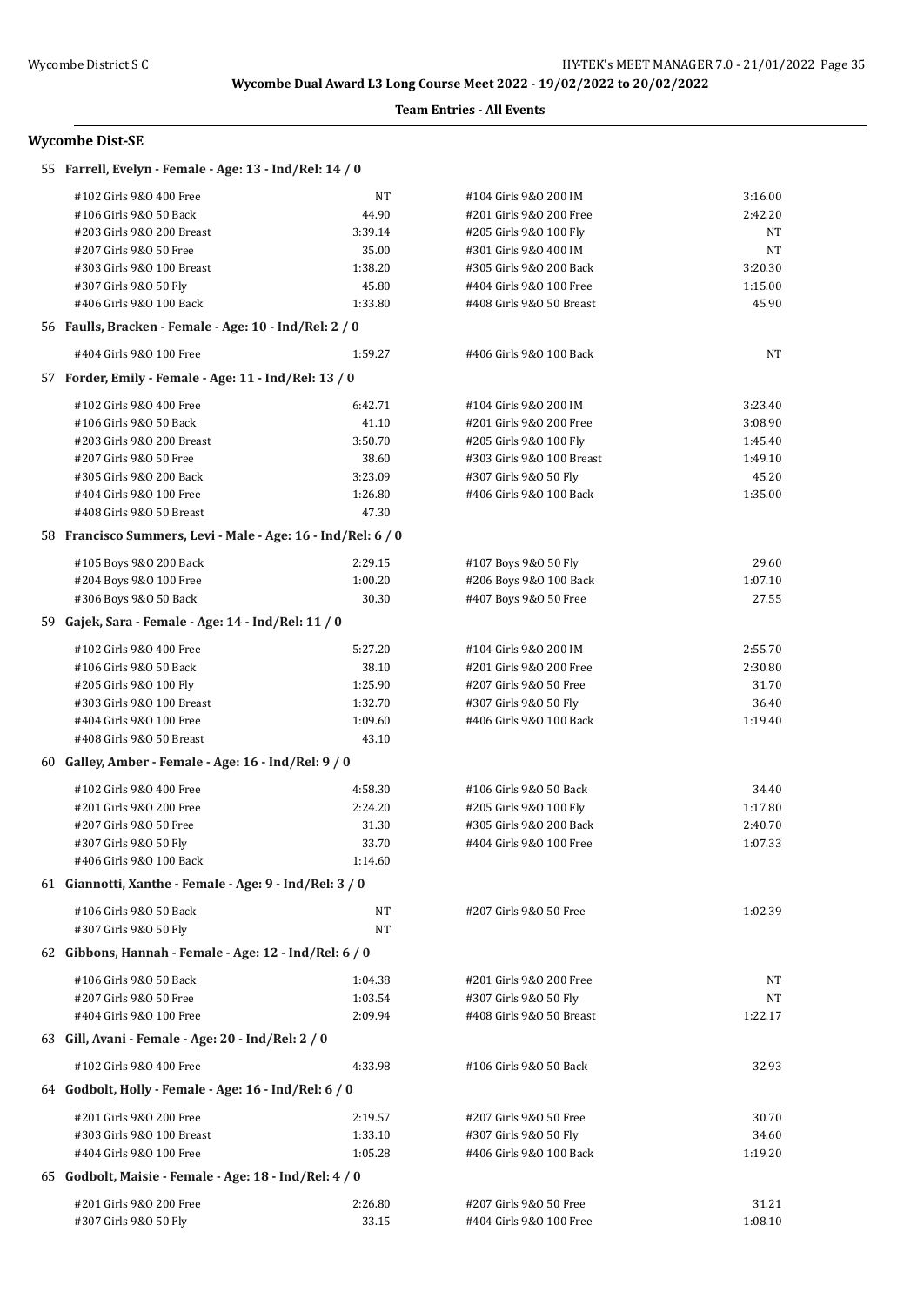**Wycombe Dual Award L3 Long Course Meet 2022 - 19/02/2022 to 20/02/2022**

**Team Entries - All Events**

### Wycombe Dist-SE

**55 Farrell, Evelyn - Female - Age: 13 - Ind/Rel: 14 / 0**

| Event | Time | Event | Time |
|---|---|---|---|
| #102 Girls 9&O 400 Free | NT | #104 Girls 9&O 200 IM | 3:16.00 |
| #106 Girls 9&O 50 Back | 44.90 | #201 Girls 9&O 200 Free | 2:42.20 |
| #203 Girls 9&O 200 Breast | 3:39.14 | #205 Girls 9&O 100 Fly | NT |
| #207 Girls 9&O 50 Free | 35.00 | #301 Girls 9&O 400 IM | NT |
| #303 Girls 9&O 100 Breast | 1:38.20 | #305 Girls 9&O 200 Back | 3:20.30 |
| #307 Girls 9&O 50 Fly | 45.80 | #404 Girls 9&O 100 Free | 1:15.00 |
| #406 Girls 9&O 100 Back | 1:33.80 | #408 Girls 9&O 50 Breast | 45.90 |

**56 Faulls, Bracken - Female - Age: 10 - Ind/Rel: 2 / 0**

| Event | Time | Event | Time |
|---|---|---|---|
| #404 Girls 9&O 100 Free | 1:59.27 | #406 Girls 9&O 100 Back | NT |

**57 Forder, Emily - Female - Age: 11 - Ind/Rel: 13 / 0**

| Event | Time | Event | Time |
|---|---|---|---|
| #102 Girls 9&O 400 Free | 6:42.71 | #104 Girls 9&O 200 IM | 3:23.40 |
| #106 Girls 9&O 50 Back | 41.10 | #201 Girls 9&O 200 Free | 3:08.90 |
| #203 Girls 9&O 200 Breast | 3:50.70 | #205 Girls 9&O 100 Fly | 1:45.40 |
| #207 Girls 9&O 50 Free | 38.60 | #303 Girls 9&O 100 Breast | 1:49.10 |
| #305 Girls 9&O 200 Back | 3:23.09 | #307 Girls 9&O 50 Fly | 45.20 |
| #404 Girls 9&O 100 Free | 1:26.80 | #406 Girls 9&O 100 Back | 1:35.00 |
| #408 Girls 9&O 50 Breast | 47.30 | | |

**58 Francisco Summers, Levi - Male - Age: 16 - Ind/Rel: 6 / 0**

| Event | Time | Event | Time |
|---|---|---|---|
| #105 Boys 9&O 200 Back | 2:29.15 | #107 Boys 9&O 50 Fly | 29.60 |
| #204 Boys 9&O 100 Free | 1:00.20 | #206 Boys 9&O 100 Back | 1:07.10 |
| #306 Boys 9&O 50 Back | 30.30 | #407 Boys 9&O 50 Free | 27.55 |

**59 Gajek, Sara - Female - Age: 14 - Ind/Rel: 11 / 0**

| Event | Time | Event | Time |
|---|---|---|---|
| #102 Girls 9&O 400 Free | 5:27.20 | #104 Girls 9&O 200 IM | 2:55.70 |
| #106 Girls 9&O 50 Back | 38.10 | #201 Girls 9&O 200 Free | 2:30.80 |
| #205 Girls 9&O 100 Fly | 1:25.90 | #207 Girls 9&O 50 Free | 31.70 |
| #303 Girls 9&O 100 Breast | 1:32.70 | #307 Girls 9&O 50 Fly | 36.40 |
| #404 Girls 9&O 100 Free | 1:09.60 | #406 Girls 9&O 100 Back | 1:19.40 |
| #408 Girls 9&O 50 Breast | 43.10 | | |

**60 Galley, Amber - Female - Age: 16 - Ind/Rel: 9 / 0**

| Event | Time | Event | Time |
|---|---|---|---|
| #102 Girls 9&O 400 Free | 4:58.30 | #106 Girls 9&O 50 Back | 34.40 |
| #201 Girls 9&O 200 Free | 2:24.20 | #205 Girls 9&O 100 Fly | 1:17.80 |
| #207 Girls 9&O 50 Free | 31.30 | #305 Girls 9&O 200 Back | 2:40.70 |
| #307 Girls 9&O 50 Fly | 33.70 | #404 Girls 9&O 100 Free | 1:07.33 |
| #406 Girls 9&O 100 Back | 1:14.60 | | |

**61 Giannotti, Xanthe - Female - Age: 9 - Ind/Rel: 3 / 0**

| Event | Time | Event | Time |
|---|---|---|---|
| #106 Girls 9&O 50 Back | NT | #207 Girls 9&O 50 Free | 1:02.39 |
| #307 Girls 9&O 50 Fly | NT | | |

**62 Gibbons, Hannah - Female - Age: 12 - Ind/Rel: 6 / 0**

| Event | Time | Event | Time |
|---|---|---|---|
| #106 Girls 9&O 50 Back | 1:04.38 | #201 Girls 9&O 200 Free | NT |
| #207 Girls 9&O 50 Free | 1:03.54 | #307 Girls 9&O 50 Fly | NT |
| #404 Girls 9&O 100 Free | 2:09.94 | #408 Girls 9&O 50 Breast | 1:22.17 |

**63 Gill, Avani - Female - Age: 20 - Ind/Rel: 2 / 0**

| Event | Time | Event | Time |
|---|---|---|---|
| #102 Girls 9&O 400 Free | 4:33.98 | #106 Girls 9&O 50 Back | 32.93 |

**64 Godbolt, Holly - Female - Age: 16 - Ind/Rel: 6 / 0**

| Event | Time | Event | Time |
|---|---|---|---|
| #201 Girls 9&O 200 Free | 2:19.57 | #207 Girls 9&O 50 Free | 30.70 |
| #303 Girls 9&O 100 Breast | 1:33.10 | #307 Girls 9&O 50 Fly | 34.60 |
| #404 Girls 9&O 100 Free | 1:05.28 | #406 Girls 9&O 100 Back | 1:19.20 |

**65 Godbolt, Maisie - Female - Age: 18 - Ind/Rel: 4 / 0**

| Event | Time | Event | Time |
|---|---|---|---|
| #201 Girls 9&O 200 Free | 2:26.80 | #207 Girls 9&O 50 Free | 31.21 |
| #307 Girls 9&O 50 Fly | 33.15 | #404 Girls 9&O 100 Free | 1:08.10 |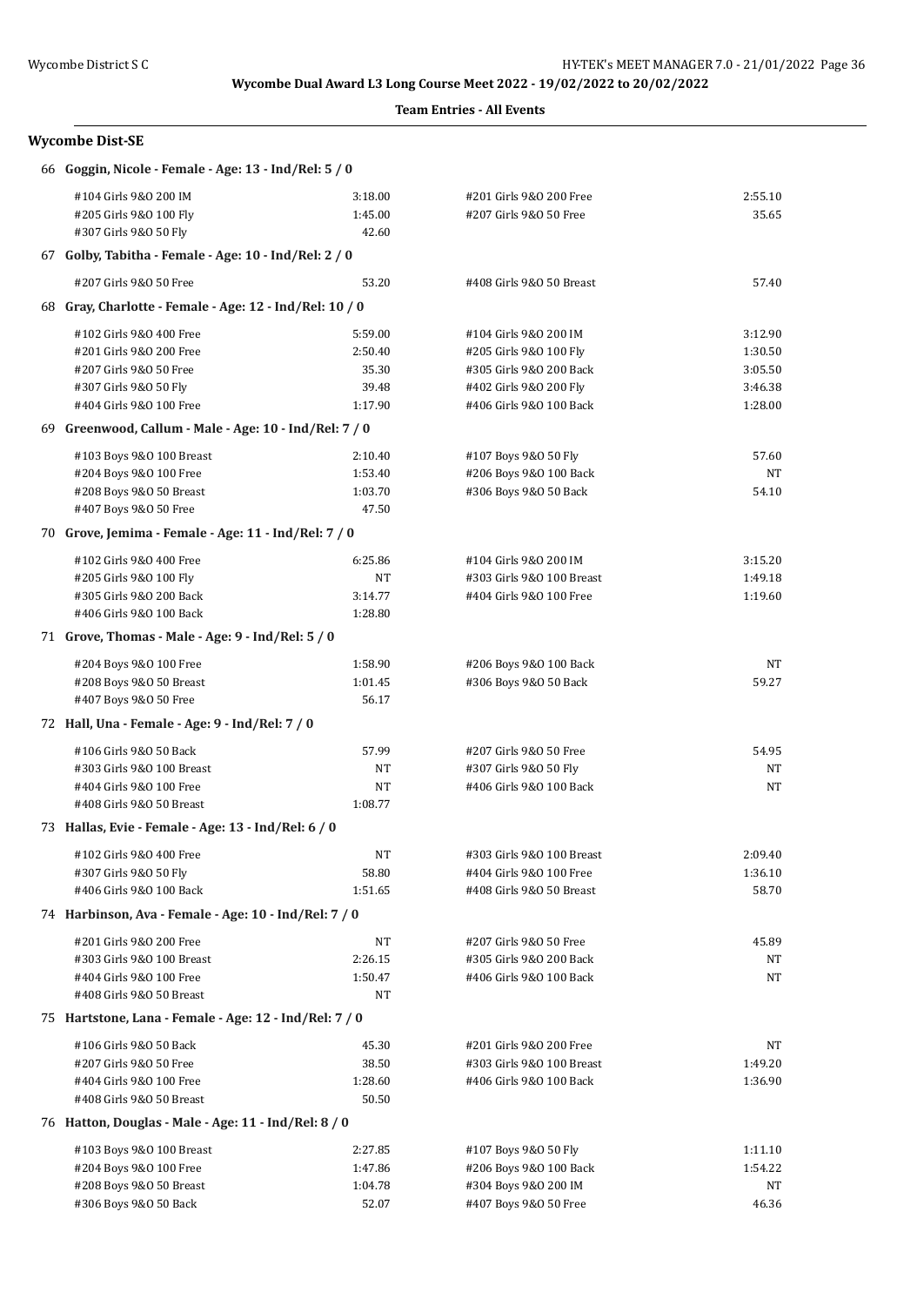**Wycombe Dual Award L3 Long Course Meet 2022 - 19/02/2022 to 20/02/2022**

**Team Entries - All Events**

## Wycombe Dist-SE

### 66 Goggin, Nicole - Female - Age: 13 - Ind/Rel: 5 / 0

| Event | Time | Event | Time |
|---|---|---|---|
| #104 Girls 9&O 200 IM | 3:18.00 | #201 Girls 9&O 200 Free | 2:55.10 |
| #205 Girls 9&O 100 Fly | 1:45.00 | #207 Girls 9&O 50 Free | 35.65 |
| #307 Girls 9&O 50 Fly | 42.60 | | |

### 67 Golby, Tabitha - Female - Age: 10 - Ind/Rel: 2 / 0

| Event | Time | Event | Time |
|---|---|---|---|
| #207 Girls 9&O 50 Free | 53.20 | #408 Girls 9&O 50 Breast | 57.40 |

### 68 Gray, Charlotte - Female - Age: 12 - Ind/Rel: 10 / 0

| Event | Time | Event | Time |
|---|---|---|---|
| #102 Girls 9&O 400 Free | 5:59.00 | #104 Girls 9&O 200 IM | 3:12.90 |
| #201 Girls 9&O 200 Free | 2:50.40 | #205 Girls 9&O 100 Fly | 1:30.50 |
| #207 Girls 9&O 50 Free | 35.30 | #305 Girls 9&O 200 Back | 3:05.50 |
| #307 Girls 9&O 50 Fly | 39.48 | #402 Girls 9&O 200 Fly | 3:46.38 |
| #404 Girls 9&O 100 Free | 1:17.90 | #406 Girls 9&O 100 Back | 1:28.00 |

### 69 Greenwood, Callum - Male - Age: 10 - Ind/Rel: 7 / 0

| Event | Time | Event | Time |
|---|---|---|---|
| #103 Boys 9&O 100 Breast | 2:10.40 | #107 Boys 9&O 50 Fly | 57.60 |
| #204 Boys 9&O 100 Free | 1:53.40 | #206 Boys 9&O 100 Back | NT |
| #208 Boys 9&O 50 Breast | 1:03.70 | #306 Boys 9&O 50 Back | 54.10 |
| #407 Boys 9&O 50 Free | 47.50 | | |

### 70 Grove, Jemima - Female - Age: 11 - Ind/Rel: 7 / 0

| Event | Time | Event | Time |
|---|---|---|---|
| #102 Girls 9&O 400 Free | 6:25.86 | #104 Girls 9&O 200 IM | 3:15.20 |
| #205 Girls 9&O 100 Fly | NT | #303 Girls 9&O 100 Breast | 1:49.18 |
| #305 Girls 9&O 200 Back | 3:14.77 | #404 Girls 9&O 100 Free | 1:19.60 |
| #406 Girls 9&O 100 Back | 1:28.80 | | |

### 71 Grove, Thomas - Male - Age: 9 - Ind/Rel: 5 / 0

| Event | Time | Event | Time |
|---|---|---|---|
| #204 Boys 9&O 100 Free | 1:58.90 | #206 Boys 9&O 100 Back | NT |
| #208 Boys 9&O 50 Breast | 1:01.45 | #306 Boys 9&O 50 Back | 59.27 |
| #407 Boys 9&O 50 Free | 56.17 | | |

### 72 Hall, Una - Female - Age: 9 - Ind/Rel: 7 / 0

| Event | Time | Event | Time |
|---|---|---|---|
| #106 Girls 9&O 50 Back | 57.99 | #207 Girls 9&O 50 Free | 54.95 |
| #303 Girls 9&O 100 Breast | NT | #307 Girls 9&O 50 Fly | NT |
| #404 Girls 9&O 100 Free | NT | #406 Girls 9&O 100 Back | NT |
| #408 Girls 9&O 50 Breast | 1:08.77 | | |

### 73 Hallas, Evie - Female - Age: 13 - Ind/Rel: 6 / 0

| Event | Time | Event | Time |
|---|---|---|---|
| #102 Girls 9&O 400 Free | NT | #303 Girls 9&O 100 Breast | 2:09.40 |
| #307 Girls 9&O 50 Fly | 58.80 | #404 Girls 9&O 100 Free | 1:36.10 |
| #406 Girls 9&O 100 Back | 1:51.65 | #408 Girls 9&O 50 Breast | 58.70 |

### 74 Harbinson, Ava - Female - Age: 10 - Ind/Rel: 7 / 0

| Event | Time | Event | Time |
|---|---|---|---|
| #201 Girls 9&O 200 Free | NT | #207 Girls 9&O 50 Free | 45.89 |
| #303 Girls 9&O 100 Breast | 2:26.15 | #305 Girls 9&O 200 Back | NT |
| #404 Girls 9&O 100 Free | 1:50.47 | #406 Girls 9&O 100 Back | NT |
| #408 Girls 9&O 50 Breast | NT | | |

### 75 Hartstone, Lana - Female - Age: 12 - Ind/Rel: 7 / 0

| Event | Time | Event | Time |
|---|---|---|---|
| #106 Girls 9&O 50 Back | 45.30 | #201 Girls 9&O 200 Free | NT |
| #207 Girls 9&O 50 Free | 38.50 | #303 Girls 9&O 100 Breast | 1:49.20 |
| #404 Girls 9&O 100 Free | 1:28.60 | #406 Girls 9&O 100 Back | 1:36.90 |
| #408 Girls 9&O 50 Breast | 50.50 | | |

### 76 Hatton, Douglas - Male - Age: 11 - Ind/Rel: 8 / 0

| Event | Time | Event | Time |
|---|---|---|---|
| #103 Boys 9&O 100 Breast | 2:27.85 | #107 Boys 9&O 50 Fly | 1:11.10 |
| #204 Boys 9&O 100 Free | 1:47.86 | #206 Boys 9&O 100 Back | 1:54.22 |
| #208 Boys 9&O 50 Breast | 1:04.78 | #304 Boys 9&O 200 IM | NT |
| #306 Boys 9&O 50 Back | 52.07 | #407 Boys 9&O 50 Free | 46.36 |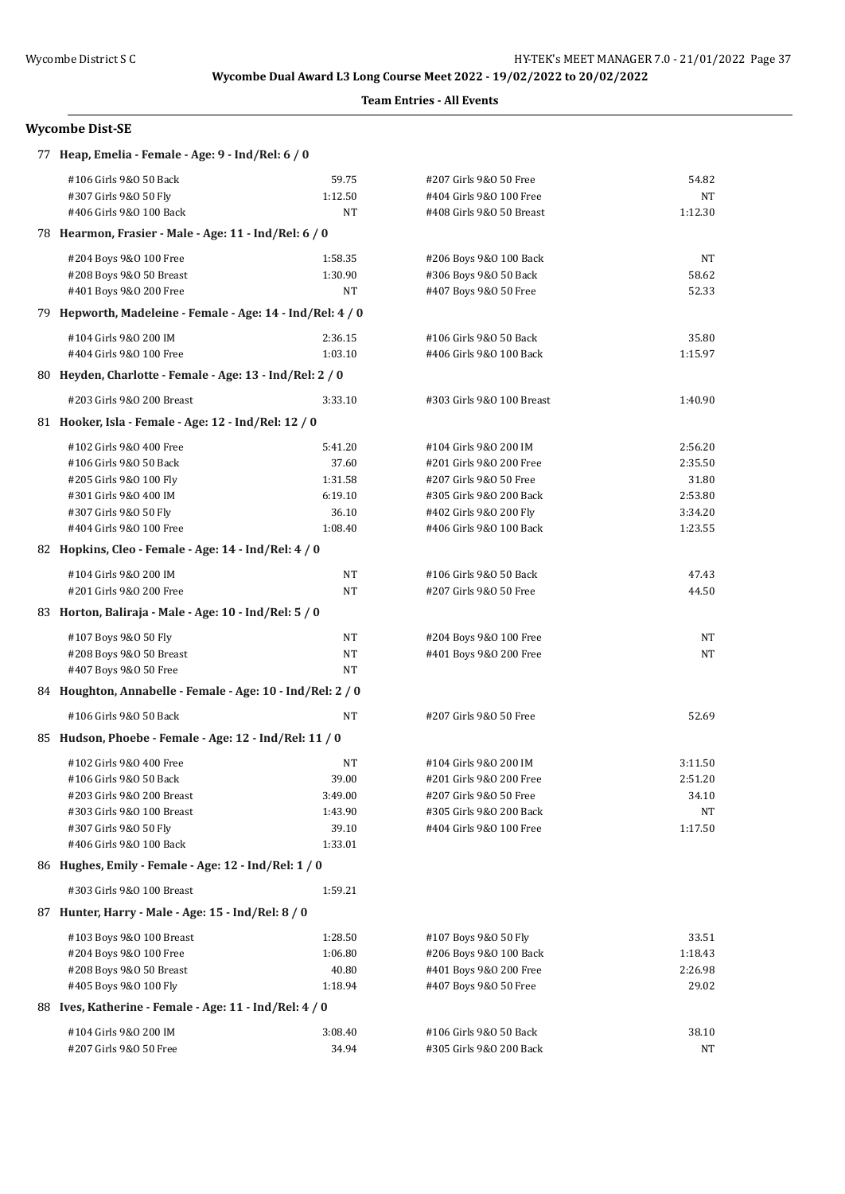**Wycombe Dual Award L3 Long Course Meet 2022 - 19/02/2022 to 20/02/2022**

**Team Entries - All Events**

## Wycombe Dist-SE

### 77 Heap, Emelia - Female - Age: 9 - Ind/Rel: 6 / 0

| Event | Time | Event | Time |
|---|---|---|---|
| #106 Girls 9&O 50 Back | 59.75 | #207 Girls 9&O 50 Free | 54.82 |
| #307 Girls 9&O 50 Fly | 1:12.50 | #404 Girls 9&O 100 Free | NT |
| #406 Girls 9&O 100 Back | NT | #408 Girls 9&O 50 Breast | 1:12.30 |

### 78 Hearmon, Frasier - Male - Age: 11 - Ind/Rel: 6 / 0

| Event | Time | Event | Time |
|---|---|---|---|
| #204 Boys 9&O 100 Free | 1:58.35 | #206 Boys 9&O 100 Back | NT |
| #208 Boys 9&O 50 Breast | 1:30.90 | #306 Boys 9&O 50 Back | 58.62 |
| #401 Boys 9&O 200 Free | NT | #407 Boys 9&O 50 Free | 52.33 |

### 79 Hepworth, Madeleine - Female - Age: 14 - Ind/Rel: 4 / 0

| Event | Time | Event | Time |
|---|---|---|---|
| #104 Girls 9&O 200 IM | 2:36.15 | #106 Girls 9&O 50 Back | 35.80 |
| #404 Girls 9&O 100 Free | 1:03.10 | #406 Girls 9&O 100 Back | 1:15.97 |

### 80 Heyden, Charlotte - Female - Age: 13 - Ind/Rel: 2 / 0

| Event | Time | Event | Time |
|---|---|---|---|
| #203 Girls 9&O 200 Breast | 3:33.10 | #303 Girls 9&O 100 Breast | 1:40.90 |

### 81 Hooker, Isla - Female - Age: 12 - Ind/Rel: 12 / 0

| Event | Time | Event | Time |
|---|---|---|---|
| #102 Girls 9&O 400 Free | 5:41.20 | #104 Girls 9&O 200 IM | 2:56.20 |
| #106 Girls 9&O 50 Back | 37.60 | #201 Girls 9&O 200 Free | 2:35.50 |
| #205 Girls 9&O 100 Fly | 1:31.58 | #207 Girls 9&O 50 Free | 31.80 |
| #301 Girls 9&O 400 IM | 6:19.10 | #305 Girls 9&O 200 Back | 2:53.80 |
| #307 Girls 9&O 50 Fly | 36.10 | #402 Girls 9&O 200 Fly | 3:34.20 |
| #404 Girls 9&O 100 Free | 1:08.40 | #406 Girls 9&O 100 Back | 1:23.55 |

### 82 Hopkins, Cleo - Female - Age: 14 - Ind/Rel: 4 / 0

| Event | Time | Event | Time |
|---|---|---|---|
| #104 Girls 9&O 200 IM | NT | #106 Girls 9&O 50 Back | 47.43 |
| #201 Girls 9&O 200 Free | NT | #207 Girls 9&O 50 Free | 44.50 |

### 83 Horton, Baliraja - Male - Age: 10 - Ind/Rel: 5 / 0

| Event | Time | Event | Time |
|---|---|---|---|
| #107 Boys 9&O 50 Fly | NT | #204 Boys 9&O 100 Free | NT |
| #208 Boys 9&O 50 Breast | NT | #401 Boys 9&O 200 Free | NT |
| #407 Boys 9&O 50 Free | NT | | |

### 84 Houghton, Annabelle - Female - Age: 10 - Ind/Rel: 2 / 0

| Event | Time | Event | Time |
|---|---|---|---|
| #106 Girls 9&O 50 Back | NT | #207 Girls 9&O 50 Free | 52.69 |

### 85 Hudson, Phoebe - Female - Age: 12 - Ind/Rel: 11 / 0

| Event | Time | Event | Time |
|---|---|---|---|
| #102 Girls 9&O 400 Free | NT | #104 Girls 9&O 200 IM | 3:11.50 |
| #106 Girls 9&O 50 Back | 39.00 | #201 Girls 9&O 200 Free | 2:51.20 |
| #203 Girls 9&O 200 Breast | 3:49.00 | #207 Girls 9&O 50 Free | 34.10 |
| #303 Girls 9&O 100 Breast | 1:43.90 | #305 Girls 9&O 200 Back | NT |
| #307 Girls 9&O 50 Fly | 39.10 | #404 Girls 9&O 100 Free | 1:17.50 |
| #406 Girls 9&O 100 Back | 1:33.01 | | |

### 86 Hughes, Emily - Female - Age: 12 - Ind/Rel: 1 / 0

| Event | Time | Event | Time |
|---|---|---|---|
| #303 Girls 9&O 100 Breast | 1:59.21 | | |

### 87 Hunter, Harry - Male - Age: 15 - Ind/Rel: 8 / 0

| Event | Time | Event | Time |
|---|---|---|---|
| #103 Boys 9&O 100 Breast | 1:28.50 | #107 Boys 9&O 50 Fly | 33.51 |
| #204 Boys 9&O 100 Free | 1:06.80 | #206 Boys 9&O 100 Back | 1:18.43 |
| #208 Boys 9&O 50 Breast | 40.80 | #401 Boys 9&O 200 Free | 2:26.98 |
| #405 Boys 9&O 100 Fly | 1:18.94 | #407 Boys 9&O 50 Free | 29.02 |

### 88 Ives, Katherine - Female - Age: 11 - Ind/Rel: 4 / 0

| Event | Time | Event | Time |
|---|---|---|---|
| #104 Girls 9&O 200 IM | 3:08.40 | #106 Girls 9&O 50 Back | 38.10 |
| #207 Girls 9&O 50 Free | 34.94 | #305 Girls 9&O 200 Back | NT |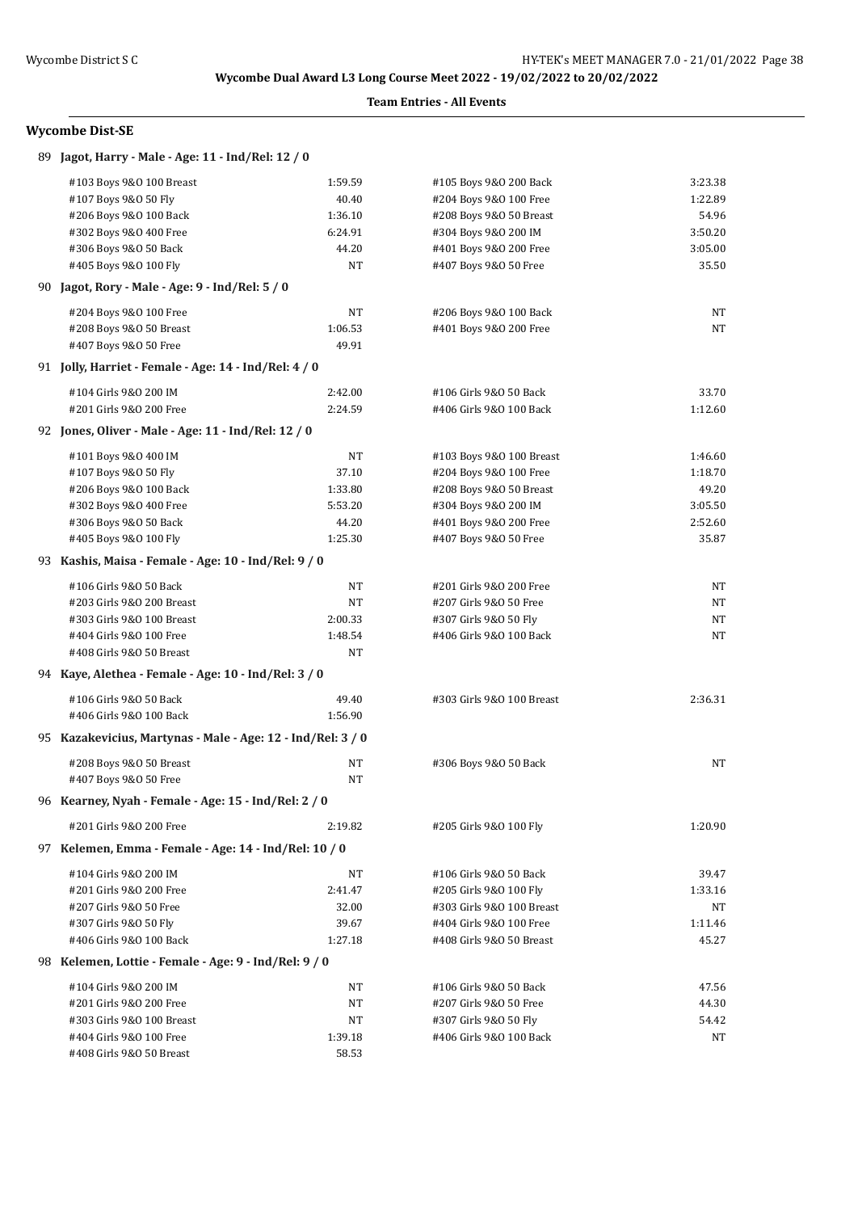**Wycombe Dual Award L3 Long Course Meet 2022 - 19/02/2022 to 20/02/2022**

**Team Entries - All Events**

### Wycombe Dist-SE

**89 Jagot, Harry - Male - Age: 11 - Ind/Rel: 12 / 0**

| Event | Time | Event | Time |
|---|---|---|---|
| #103 Boys 9&O 100 Breast | 1:59.59 | #105 Boys 9&O 200 Back | 3:23.38 |
| #107 Boys 9&O 50 Fly | 40.40 | #204 Boys 9&O 100 Free | 1:22.89 |
| #206 Boys 9&O 100 Back | 1:36.10 | #208 Boys 9&O 50 Breast | 54.96 |
| #302 Boys 9&O 400 Free | 6:24.91 | #304 Boys 9&O 200 IM | 3:50.20 |
| #306 Boys 9&O 50 Back | 44.20 | #401 Boys 9&O 200 Free | 3:05.00 |
| #405 Boys 9&O 100 Fly | NT | #407 Boys 9&O 50 Free | 35.50 |

**90 Jagot, Rory - Male - Age: 9 - Ind/Rel: 5 / 0**

| Event | Time | Event | Time |
|---|---|---|---|
| #204 Boys 9&O 100 Free | NT | #206 Boys 9&O 100 Back | NT |
| #208 Boys 9&O 50 Breast | 1:06.53 | #401 Boys 9&O 200 Free | NT |
| #407 Boys 9&O 50 Free | 49.91 | | |

**91 Jolly, Harriet - Female - Age: 14 - Ind/Rel: 4 / 0**

| Event | Time | Event | Time |
|---|---|---|---|
| #104 Girls 9&O 200 IM | 2:42.00 | #106 Girls 9&O 50 Back | 33.70 |
| #201 Girls 9&O 200 Free | 2:24.59 | #406 Girls 9&O 100 Back | 1:12.60 |

**92 Jones, Oliver - Male - Age: 11 - Ind/Rel: 12 / 0**

| Event | Time | Event | Time |
|---|---|---|---|
| #101 Boys 9&O 400 IM | NT | #103 Boys 9&O 100 Breast | 1:46.60 |
| #107 Boys 9&O 50 Fly | 37.10 | #204 Boys 9&O 100 Free | 1:18.70 |
| #206 Boys 9&O 100 Back | 1:33.80 | #208 Boys 9&O 50 Breast | 49.20 |
| #302 Boys 9&O 400 Free | 5:53.20 | #304 Boys 9&O 200 IM | 3:05.50 |
| #306 Boys 9&O 50 Back | 44.20 | #401 Boys 9&O 200 Free | 2:52.60 |
| #405 Boys 9&O 100 Fly | 1:25.30 | #407 Boys 9&O 50 Free | 35.87 |

**93 Kashis, Maisa - Female - Age: 10 - Ind/Rel: 9 / 0**

| Event | Time | Event | Time |
|---|---|---|---|
| #106 Girls 9&O 50 Back | NT | #201 Girls 9&O 200 Free | NT |
| #203 Girls 9&O 200 Breast | NT | #207 Girls 9&O 50 Free | NT |
| #303 Girls 9&O 100 Breast | 2:00.33 | #307 Girls 9&O 50 Fly | NT |
| #404 Girls 9&O 100 Free | 1:48.54 | #406 Girls 9&O 100 Back | NT |
| #408 Girls 9&O 50 Breast | NT | | |

**94 Kaye, Alethea - Female - Age: 10 - Ind/Rel: 3 / 0**

| Event | Time | Event | Time |
|---|---|---|---|
| #106 Girls 9&O 50 Back | 49.40 | #303 Girls 9&O 100 Breast | 2:36.31 |
| #406 Girls 9&O 100 Back | 1:56.90 | | |

**95 Kazakevicius, Martynas - Male - Age: 12 - Ind/Rel: 3 / 0**

| Event | Time | Event | Time |
|---|---|---|---|
| #208 Boys 9&O 50 Breast | NT | #306 Boys 9&O 50 Back | NT |
| #407 Boys 9&O 50 Free | NT | | |

**96 Kearney, Nyah - Female - Age: 15 - Ind/Rel: 2 / 0**

| Event | Time | Event | Time |
|---|---|---|---|
| #201 Girls 9&O 200 Free | 2:19.82 | #205 Girls 9&O 100 Fly | 1:20.90 |

**97 Kelemen, Emma - Female - Age: 14 - Ind/Rel: 10 / 0**

| Event | Time | Event | Time |
|---|---|---|---|
| #104 Girls 9&O 200 IM | NT | #106 Girls 9&O 50 Back | 39.47 |
| #201 Girls 9&O 200 Free | 2:41.47 | #205 Girls 9&O 100 Fly | 1:33.16 |
| #207 Girls 9&O 50 Free | 32.00 | #303 Girls 9&O 100 Breast | NT |
| #307 Girls 9&O 50 Fly | 39.67 | #404 Girls 9&O 100 Free | 1:11.46 |
| #406 Girls 9&O 100 Back | 1:27.18 | #408 Girls 9&O 50 Breast | 45.27 |

**98 Kelemen, Lottie - Female - Age: 9 - Ind/Rel: 9 / 0**

| Event | Time | Event | Time |
|---|---|---|---|
| #104 Girls 9&O 200 IM | NT | #106 Girls 9&O 50 Back | 47.56 |
| #201 Girls 9&O 200 Free | NT | #207 Girls 9&O 50 Free | 44.30 |
| #303 Girls 9&O 100 Breast | NT | #307 Girls 9&O 50 Fly | 54.42 |
| #404 Girls 9&O 100 Free | 1:39.18 | #406 Girls 9&O 100 Back | NT |
| #408 Girls 9&O 50 Breast | 58.53 | | |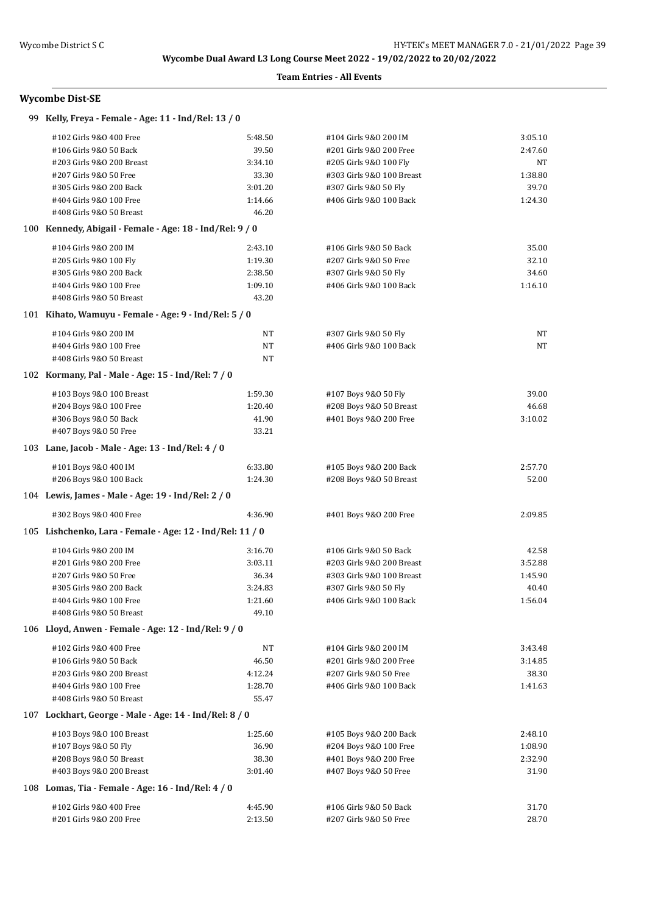**Team Entries - All Events**

## Wycombe Dist-SE

### 99 Kelly, Freya - Female - Age: 11 - Ind/Rel: 13 / 0

| Event | Time | Event | Time |
|---|---|---|---|
| #102 Girls 9&O 400 Free | 5:48.50 | #104 Girls 9&O 200 IM | 3:05.10 |
| #106 Girls 9&O 50 Back | 39.50 | #201 Girls 9&O 200 Free | 2:47.60 |
| #203 Girls 9&O 200 Breast | 3:34.10 | #205 Girls 9&O 100 Fly | NT |
| #207 Girls 9&O 50 Free | 33.30 | #303 Girls 9&O 100 Breast | 1:38.80 |
| #305 Girls 9&O 200 Back | 3:01.20 | #307 Girls 9&O 50 Fly | 39.70 |
| #404 Girls 9&O 100 Free | 1:14.66 | #406 Girls 9&O 100 Back | 1:24.30 |
| #408 Girls 9&O 50 Breast | 46.20 | | |

### 100 Kennedy, Abigail - Female - Age: 18 - Ind/Rel: 9 / 0

| Event | Time | Event | Time |
|---|---|---|---|
| #104 Girls 9&O 200 IM | 2:43.10 | #106 Girls 9&O 50 Back | 35.00 |
| #205 Girls 9&O 100 Fly | 1:19.30 | #207 Girls 9&O 50 Free | 32.10 |
| #305 Girls 9&O 200 Back | 2:38.50 | #307 Girls 9&O 50 Fly | 34.60 |
| #404 Girls 9&O 100 Free | 1:09.10 | #406 Girls 9&O 100 Back | 1:16.10 |
| #408 Girls 9&O 50 Breast | 43.20 | | |

### 101 Kihato, Wamuyu - Female - Age: 9 - Ind/Rel: 5 / 0

| Event | Time | Event | Time |
|---|---|---|---|
| #104 Girls 9&O 200 IM | NT | #307 Girls 9&O 50 Fly | NT |
| #404 Girls 9&O 100 Free | NT | #406 Girls 9&O 100 Back | NT |
| #408 Girls 9&O 50 Breast | NT | | |

### 102 Kormany, Pal - Male - Age: 15 - Ind/Rel: 7 / 0

| Event | Time | Event | Time |
|---|---|---|---|
| #103 Boys 9&O 100 Breast | 1:59.30 | #107 Boys 9&O 50 Fly | 39.00 |
| #204 Boys 9&O 100 Free | 1:20.40 | #208 Boys 9&O 50 Breast | 46.68 |
| #306 Boys 9&O 50 Back | 41.90 | #401 Boys 9&O 200 Free | 3:10.02 |
| #407 Boys 9&O 50 Free | 33.21 | | |

### 103 Lane, Jacob - Male - Age: 13 - Ind/Rel: 4 / 0

| Event | Time | Event | Time |
|---|---|---|---|
| #101 Boys 9&O 400 IM | 6:33.80 | #105 Boys 9&O 200 Back | 2:57.70 |
| #206 Boys 9&O 100 Back | 1:24.30 | #208 Boys 9&O 50 Breast | 52.00 |

### 104 Lewis, James - Male - Age: 19 - Ind/Rel: 2 / 0

| Event | Time | Event | Time |
|---|---|---|---|
| #302 Boys 9&O 400 Free | 4:36.90 | #401 Boys 9&O 200 Free | 2:09.85 |

### 105 Lishchenko, Lara - Female - Age: 12 - Ind/Rel: 11 / 0

| Event | Time | Event | Time |
|---|---|---|---|
| #104 Girls 9&O 200 IM | 3:16.70 | #106 Girls 9&O 50 Back | 42.58 |
| #201 Girls 9&O 200 Free | 3:03.11 | #203 Girls 9&O 200 Breast | 3:52.88 |
| #207 Girls 9&O 50 Free | 36.34 | #303 Girls 9&O 100 Breast | 1:45.90 |
| #305 Girls 9&O 200 Back | 3:24.83 | #307 Girls 9&O 50 Fly | 40.40 |
| #404 Girls 9&O 100 Free | 1:21.60 | #406 Girls 9&O 100 Back | 1:56.04 |
| #408 Girls 9&O 50 Breast | 49.10 | | |

### 106 Lloyd, Anwen - Female - Age: 12 - Ind/Rel: 9 / 0

| Event | Time | Event | Time |
|---|---|---|---|
| #102 Girls 9&O 400 Free | NT | #104 Girls 9&O 200 IM | 3:43.48 |
| #106 Girls 9&O 50 Back | 46.50 | #201 Girls 9&O 200 Free | 3:14.85 |
| #203 Girls 9&O 200 Breast | 4:12.24 | #207 Girls 9&O 50 Free | 38.30 |
| #404 Girls 9&O 100 Free | 1:28.70 | #406 Girls 9&O 100 Back | 1:41.63 |
| #408 Girls 9&O 50 Breast | 55.47 | | |

### 107 Lockhart, George - Male - Age: 14 - Ind/Rel: 8 / 0

| Event | Time | Event | Time |
|---|---|---|---|
| #103 Boys 9&O 100 Breast | 1:25.60 | #105 Boys 9&O 200 Back | 2:48.10 |
| #107 Boys 9&O 50 Fly | 36.90 | #204 Boys 9&O 100 Free | 1:08.90 |
| #208 Boys 9&O 50 Breast | 38.30 | #401 Boys 9&O 200 Free | 2:32.90 |
| #403 Boys 9&O 200 Breast | 3:01.40 | #407 Boys 9&O 50 Free | 31.90 |

### 108 Lomas, Tia - Female - Age: 16 - Ind/Rel: 4 / 0

| Event | Time | Event | Time |
|---|---|---|---|
| #102 Girls 9&O 400 Free | 4:45.90 | #106 Girls 9&O 50 Back | 31.70 |
| #201 Girls 9&O 200 Free | 2:13.50 | #207 Girls 9&O 50 Free | 28.70 |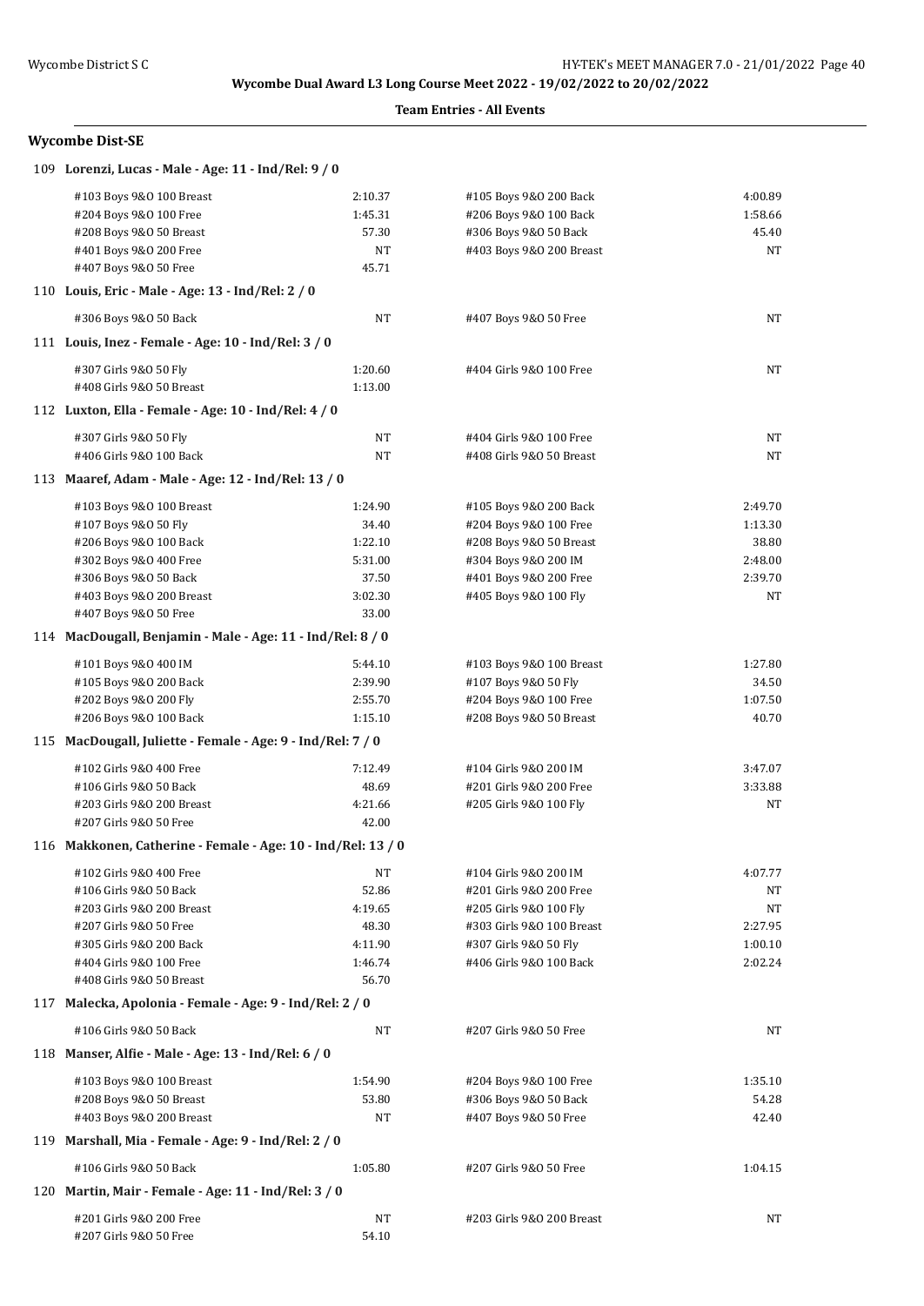**Wycombe Dual Award L3 Long Course Meet 2022 - 19/02/2022 to 20/02/2022**

**Team Entries - All Events**

## Wycombe Dist-SE

### 109 Lorenzi, Lucas - Male - Age: 11 - Ind/Rel: 9 / 0

| Event | Time | Event | Time |
|---|---|---|---|
| #103 Boys 9&O 100 Breast | 2:10.37 | #105 Boys 9&O 200 Back | 4:00.89 |
| #204 Boys 9&O 100 Free | 1:45.31 | #206 Boys 9&O 100 Back | 1:58.66 |
| #208 Boys 9&O 50 Breast | 57.30 | #306 Boys 9&O 50 Back | 45.40 |
| #401 Boys 9&O 200 Free | NT | #403 Boys 9&O 200 Breast | NT |
| #407 Boys 9&O 50 Free | 45.71 | | |

### 110 Louis, Eric - Male - Age: 13 - Ind/Rel: 2 / 0

| Event | Time | Event | Time |
|---|---|---|---|
| #306 Boys 9&O 50 Back | NT | #407 Boys 9&O 50 Free | NT |

### 111 Louis, Inez - Female - Age: 10 - Ind/Rel: 3 / 0

| Event | Time | Event | Time |
|---|---|---|---|
| #307 Girls 9&O 50 Fly | 1:20.60 | #404 Girls 9&O 100 Free | NT |
| #408 Girls 9&O 50 Breast | 1:13.00 | | |

### 112 Luxton, Ella - Female - Age: 10 - Ind/Rel: 4 / 0

| Event | Time | Event | Time |
|---|---|---|---|
| #307 Girls 9&O 50 Fly | NT | #404 Girls 9&O 100 Free | NT |
| #406 Girls 9&O 100 Back | NT | #408 Girls 9&O 50 Breast | NT |

### 113 Maaref, Adam - Male - Age: 12 - Ind/Rel: 13 / 0

| Event | Time | Event | Time |
|---|---|---|---|
| #103 Boys 9&O 100 Breast | 1:24.90 | #105 Boys 9&O 200 Back | 2:49.70 |
| #107 Boys 9&O 50 Fly | 34.40 | #204 Boys 9&O 100 Free | 1:13.30 |
| #206 Boys 9&O 100 Back | 1:22.10 | #208 Boys 9&O 50 Breast | 38.80 |
| #302 Boys 9&O 400 Free | 5:31.00 | #304 Boys 9&O 200 IM | 2:48.00 |
| #306 Boys 9&O 50 Back | 37.50 | #401 Boys 9&O 200 Free | 2:39.70 |
| #403 Boys 9&O 200 Breast | 3:02.30 | #405 Boys 9&O 100 Fly | NT |
| #407 Boys 9&O 50 Free | 33.00 | | |

### 114 MacDougall, Benjamin - Male - Age: 11 - Ind/Rel: 8 / 0

| Event | Time | Event | Time |
|---|---|---|---|
| #101 Boys 9&O 400 IM | 5:44.10 | #103 Boys 9&O 100 Breast | 1:27.80 |
| #105 Boys 9&O 200 Back | 2:39.90 | #107 Boys 9&O 50 Fly | 34.50 |
| #202 Boys 9&O 200 Fly | 2:55.70 | #204 Boys 9&O 100 Free | 1:07.50 |
| #206 Boys 9&O 100 Back | 1:15.10 | #208 Boys 9&O 50 Breast | 40.70 |

### 115 MacDougall, Juliette - Female - Age: 9 - Ind/Rel: 7 / 0

| Event | Time | Event | Time |
|---|---|---|---|
| #102 Girls 9&O 400 Free | 7:12.49 | #104 Girls 9&O 200 IM | 3:47.07 |
| #106 Girls 9&O 50 Back | 48.69 | #201 Girls 9&O 200 Free | 3:33.88 |
| #203 Girls 9&O 200 Breast | 4:21.66 | #205 Girls 9&O 100 Fly | NT |
| #207 Girls 9&O 50 Free | 42.00 | | |

### 116 Makkonen, Catherine - Female - Age: 10 - Ind/Rel: 13 / 0

| Event | Time | Event | Time |
|---|---|---|---|
| #102 Girls 9&O 400 Free | NT | #104 Girls 9&O 200 IM | 4:07.77 |
| #106 Girls 9&O 50 Back | 52.86 | #201 Girls 9&O 200 Free | NT |
| #203 Girls 9&O 200 Breast | 4:19.65 | #205 Girls 9&O 100 Fly | NT |
| #207 Girls 9&O 50 Free | 48.30 | #303 Girls 9&O 100 Breast | 2:27.95 |
| #305 Girls 9&O 200 Back | 4:11.90 | #307 Girls 9&O 50 Fly | 1:00.10 |
| #404 Girls 9&O 100 Free | 1:46.74 | #406 Girls 9&O 100 Back | 2:02.24 |
| #408 Girls 9&O 50 Breast | 56.70 | | |

### 117 Malecka, Apolonia - Female - Age: 9 - Ind/Rel: 2 / 0

| Event | Time | Event | Time |
|---|---|---|---|
| #106 Girls 9&O 50 Back | NT | #207 Girls 9&O 50 Free | NT |

### 118 Manser, Alfie - Male - Age: 13 - Ind/Rel: 6 / 0

| Event | Time | Event | Time |
|---|---|---|---|
| #103 Boys 9&O 100 Breast | 1:54.90 | #204 Boys 9&O 100 Free | 1:35.10 |
| #208 Boys 9&O 50 Breast | 53.80 | #306 Boys 9&O 50 Back | 54.28 |
| #403 Boys 9&O 200 Breast | NT | #407 Boys 9&O 50 Free | 42.40 |

### 119 Marshall, Mia - Female - Age: 9 - Ind/Rel: 2 / 0

| Event | Time | Event | Time |
|---|---|---|---|
| #106 Girls 9&O 50 Back | 1:05.80 | #207 Girls 9&O 50 Free | 1:04.15 |

### 120 Martin, Mair - Female - Age: 11 - Ind/Rel: 3 / 0

| Event | Time | Event | Time |
|---|---|---|---|
| #201 Girls 9&O 200 Free | NT | #203 Girls 9&O 200 Breast | NT |
| #207 Girls 9&O 50 Free | 54.10 | | |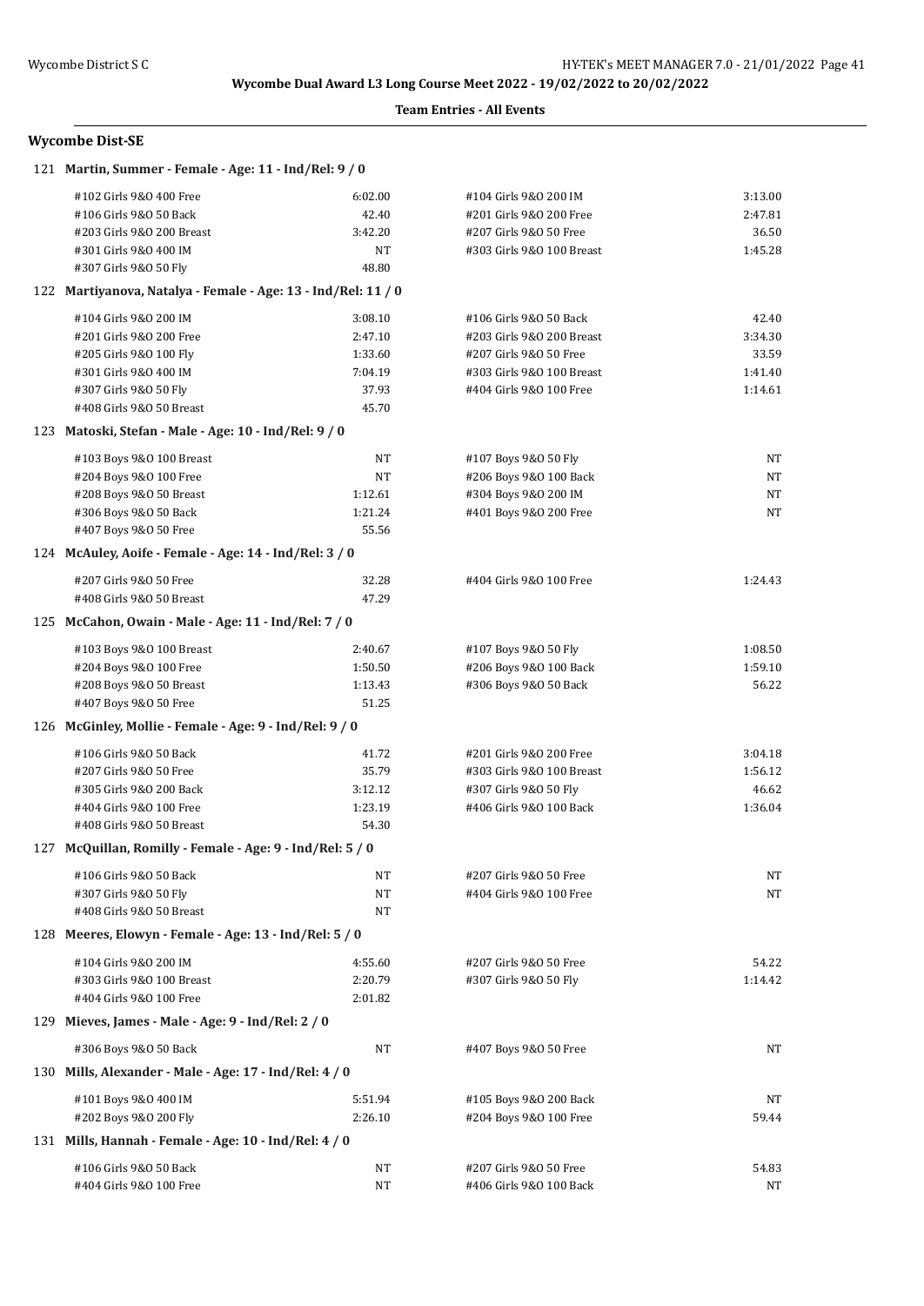**Wycombe Dual Award L3 Long Course Meet 2022 - 19/02/2022 to 20/02/2022**

**Team Entries - All Events**

## Wycombe Dist-SE

### 121 Martin, Summer - Female - Age: 11 - Ind/Rel: 9 / 0

| Event | Time | Event | Time |
|---|---|---|---|
| #102 Girls 9&O 400 Free | 6:02.00 | #104 Girls 9&O 200 IM | 3:13.00 |
| #106 Girls 9&O 50 Back | 42.40 | #201 Girls 9&O 200 Free | 2:47.81 |
| #203 Girls 9&O 200 Breast | 3:42.20 | #207 Girls 9&O 50 Free | 36.50 |
| #301 Girls 9&O 400 IM | NT | #303 Girls 9&O 100 Breast | 1:45.28 |
| #307 Girls 9&O 50 Fly | 48.80 | | |

### 122 Martiyanova, Natalya - Female - Age: 13 - Ind/Rel: 11 / 0

| Event | Time | Event | Time |
|---|---|---|---|
| #104 Girls 9&O 200 IM | 3:08.10 | #106 Girls 9&O 50 Back | 42.40 |
| #201 Girls 9&O 200 Free | 2:47.10 | #203 Girls 9&O 200 Breast | 3:34.30 |
| #205 Girls 9&O 100 Fly | 1:33.60 | #207 Girls 9&O 50 Free | 33.59 |
| #301 Girls 9&O 400 IM | 7:04.19 | #303 Girls 9&O 100 Breast | 1:41.40 |
| #307 Girls 9&O 50 Fly | 37.93 | #404 Girls 9&O 100 Free | 1:14.61 |
| #408 Girls 9&O 50 Breast | 45.70 | | |

### 123 Matoski, Stefan - Male - Age: 10 - Ind/Rel: 9 / 0

| Event | Time | Event | Time |
|---|---|---|---|
| #103 Boys 9&O 100 Breast | NT | #107 Boys 9&O 50 Fly | NT |
| #204 Boys 9&O 100 Free | NT | #206 Boys 9&O 100 Back | NT |
| #208 Boys 9&O 50 Breast | 1:12.61 | #304 Boys 9&O 200 IM | NT |
| #306 Boys 9&O 50 Back | 1:21.24 | #401 Boys 9&O 200 Free | NT |
| #407 Boys 9&O 50 Free | 55.56 | | |

### 124 McAuley, Aoife - Female - Age: 14 - Ind/Rel: 3 / 0

| Event | Time | Event | Time |
|---|---|---|---|
| #207 Girls 9&O 50 Free | 32.28 | #404 Girls 9&O 100 Free | 1:24.43 |
| #408 Girls 9&O 50 Breast | 47.29 | | |

### 125 McCahon, Owain - Male - Age: 11 - Ind/Rel: 7 / 0

| Event | Time | Event | Time |
|---|---|---|---|
| #103 Boys 9&O 100 Breast | 2:40.67 | #107 Boys 9&O 50 Fly | 1:08.50 |
| #204 Boys 9&O 100 Free | 1:50.50 | #206 Boys 9&O 100 Back | 1:59.10 |
| #208 Boys 9&O 50 Breast | 1:13.43 | #306 Boys 9&O 50 Back | 56.22 |
| #407 Boys 9&O 50 Free | 51.25 | | |

### 126 McGinley, Mollie - Female - Age: 9 - Ind/Rel: 9 / 0

| Event | Time | Event | Time |
|---|---|---|---|
| #106 Girls 9&O 50 Back | 41.72 | #201 Girls 9&O 200 Free | 3:04.18 |
| #207 Girls 9&O 50 Free | 35.79 | #303 Girls 9&O 100 Breast | 1:56.12 |
| #305 Girls 9&O 200 Back | 3:12.12 | #307 Girls 9&O 50 Fly | 46.62 |
| #404 Girls 9&O 100 Free | 1:23.19 | #406 Girls 9&O 100 Back | 1:36.04 |
| #408 Girls 9&O 50 Breast | 54.30 | | |

### 127 McQuillan, Romilly - Female - Age: 9 - Ind/Rel: 5 / 0

| Event | Time | Event | Time |
|---|---|---|---|
| #106 Girls 9&O 50 Back | NT | #207 Girls 9&O 50 Free | NT |
| #307 Girls 9&O 50 Fly | NT | #404 Girls 9&O 100 Free | NT |
| #408 Girls 9&O 50 Breast | NT | | |

### 128 Meeres, Elowyn - Female - Age: 13 - Ind/Rel: 5 / 0

| Event | Time | Event | Time |
|---|---|---|---|
| #104 Girls 9&O 200 IM | 4:55.60 | #207 Girls 9&O 50 Free | 54.22 |
| #303 Girls 9&O 100 Breast | 2:20.79 | #307 Girls 9&O 50 Fly | 1:14.42 |
| #404 Girls 9&O 100 Free | 2:01.82 | | |

### 129 Mieves, James - Male - Age: 9 - Ind/Rel: 2 / 0

| Event | Time | Event | Time |
|---|---|---|---|
| #306 Boys 9&O 50 Back | NT | #407 Boys 9&O 50 Free | NT |

### 130 Mills, Alexander - Male - Age: 17 - Ind/Rel: 4 / 0

| Event | Time | Event | Time |
|---|---|---|---|
| #101 Boys 9&O 400 IM | 5:51.94 | #105 Boys 9&O 200 Back | NT |
| #202 Boys 9&O 200 Fly | 2:26.10 | #204 Boys 9&O 100 Free | 59.44 |

### 131 Mills, Hannah - Female - Age: 10 - Ind/Rel: 4 / 0

| Event | Time | Event | Time |
|---|---|---|---|
| #106 Girls 9&O 50 Back | NT | #207 Girls 9&O 50 Free | 54.83 |
| #404 Girls 9&O 100 Free | NT | #406 Girls 9&O 100 Back | NT |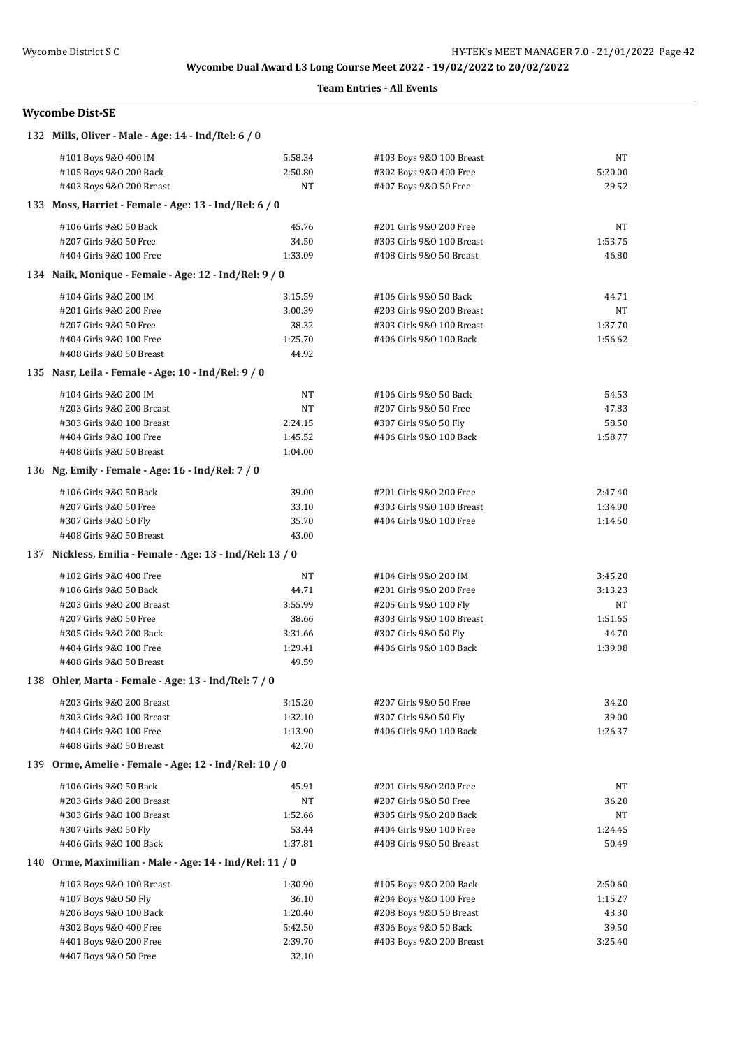## Wycombe Dual Award L3 Long Course Meet 2022 - 19/02/2022 to 20/02/2022

**Team Entries - All Events**

### Wycombe Dist-SE

**132 Mills, Oliver - Male - Age: 14 - Ind/Rel: 6 / 0**

| Event | Time | Event | Time |
|---|---|---|---|
| #101 Boys 9&O 400 IM | 5:58.34 | #103 Boys 9&O 100 Breast | NT |
| #105 Boys 9&O 200 Back | 2:50.80 | #302 Boys 9&O 400 Free | 5:20.00 |
| #403 Boys 9&O 200 Breast | NT | #407 Boys 9&O 50 Free | 29.52 |

**133 Moss, Harriet - Female - Age: 13 - Ind/Rel: 6 / 0**

| Event | Time | Event | Time |
|---|---|---|---|
| #106 Girls 9&O 50 Back | 45.76 | #201 Girls 9&O 200 Free | NT |
| #207 Girls 9&O 50 Free | 34.50 | #303 Girls 9&O 100 Breast | 1:53.75 |
| #404 Girls 9&O 100 Free | 1:33.09 | #408 Girls 9&O 50 Breast | 46.80 |

**134 Naik, Monique - Female - Age: 12 - Ind/Rel: 9 / 0**

| Event | Time | Event | Time |
|---|---|---|---|
| #104 Girls 9&O 200 IM | 3:15.59 | #106 Girls 9&O 50 Back | 44.71 |
| #201 Girls 9&O 200 Free | 3:00.39 | #203 Girls 9&O 200 Breast | NT |
| #207 Girls 9&O 50 Free | 38.32 | #303 Girls 9&O 100 Breast | 1:37.70 |
| #404 Girls 9&O 100 Free | 1:25.70 | #406 Girls 9&O 100 Back | 1:56.62 |
| #408 Girls 9&O 50 Breast | 44.92 | | |

**135 Nasr, Leila - Female - Age: 10 - Ind/Rel: 9 / 0**

| Event | Time | Event | Time |
|---|---|---|---|
| #104 Girls 9&O 200 IM | NT | #106 Girls 9&O 50 Back | 54.53 |
| #203 Girls 9&O 200 Breast | NT | #207 Girls 9&O 50 Free | 47.83 |
| #303 Girls 9&O 100 Breast | 2:24.15 | #307 Girls 9&O 50 Fly | 58.50 |
| #404 Girls 9&O 100 Free | 1:45.52 | #406 Girls 9&O 100 Back | 1:58.77 |
| #408 Girls 9&O 50 Breast | 1:04.00 | | |

**136 Ng, Emily - Female - Age: 16 - Ind/Rel: 7 / 0**

| Event | Time | Event | Time |
|---|---|---|---|
| #106 Girls 9&O 50 Back | 39.00 | #201 Girls 9&O 200 Free | 2:47.40 |
| #207 Girls 9&O 50 Free | 33.10 | #303 Girls 9&O 100 Breast | 1:34.90 |
| #307 Girls 9&O 50 Fly | 35.70 | #404 Girls 9&O 100 Free | 1:14.50 |
| #408 Girls 9&O 50 Breast | 43.00 | | |

**137 Nickless, Emilia - Female - Age: 13 - Ind/Rel: 13 / 0**

| Event | Time | Event | Time |
|---|---|---|---|
| #102 Girls 9&O 400 Free | NT | #104 Girls 9&O 200 IM | 3:45.20 |
| #106 Girls 9&O 50 Back | 44.71 | #201 Girls 9&O 200 Free | 3:13.23 |
| #203 Girls 9&O 200 Breast | 3:55.99 | #205 Girls 9&O 100 Fly | NT |
| #207 Girls 9&O 50 Free | 38.66 | #303 Girls 9&O 100 Breast | 1:51.65 |
| #305 Girls 9&O 200 Back | 3:31.66 | #307 Girls 9&O 50 Fly | 44.70 |
| #404 Girls 9&O 100 Free | 1:29.41 | #406 Girls 9&O 100 Back | 1:39.08 |
| #408 Girls 9&O 50 Breast | 49.59 | | |

**138 Ohler, Marta - Female - Age: 13 - Ind/Rel: 7 / 0**

| Event | Time | Event | Time |
|---|---|---|---|
| #203 Girls 9&O 200 Breast | 3:15.20 | #207 Girls 9&O 50 Free | 34.20 |
| #303 Girls 9&O 100 Breast | 1:32.10 | #307 Girls 9&O 50 Fly | 39.00 |
| #404 Girls 9&O 100 Free | 1:13.90 | #406 Girls 9&O 100 Back | 1:26.37 |
| #408 Girls 9&O 50 Breast | 42.70 | | |

**139 Orme, Amelie - Female - Age: 12 - Ind/Rel: 10 / 0**

| Event | Time | Event | Time |
|---|---|---|---|
| #106 Girls 9&O 50 Back | 45.91 | #201 Girls 9&O 200 Free | NT |
| #203 Girls 9&O 200 Breast | NT | #207 Girls 9&O 50 Free | 36.20 |
| #303 Girls 9&O 100 Breast | 1:52.66 | #305 Girls 9&O 200 Back | NT |
| #307 Girls 9&O 50 Fly | 53.44 | #404 Girls 9&O 100 Free | 1:24.45 |
| #406 Girls 9&O 100 Back | 1:37.81 | #408 Girls 9&O 50 Breast | 50.49 |

**140 Orme, Maximilian - Male - Age: 14 - Ind/Rel: 11 / 0**

| Event | Time | Event | Time |
|---|---|---|---|
| #103 Boys 9&O 100 Breast | 1:30.90 | #105 Boys 9&O 200 Back | 2:50.60 |
| #107 Boys 9&O 50 Fly | 36.10 | #204 Boys 9&O 100 Free | 1:15.27 |
| #206 Boys 9&O 100 Back | 1:20.40 | #208 Boys 9&O 50 Breast | 43.30 |
| #302 Boys 9&O 400 Free | 5:42.50 | #306 Boys 9&O 50 Back | 39.50 |
| #401 Boys 9&O 200 Free | 2:39.70 | #403 Boys 9&O 200 Breast | 3:25.40 |
| #407 Boys 9&O 50 Free | 32.10 | | |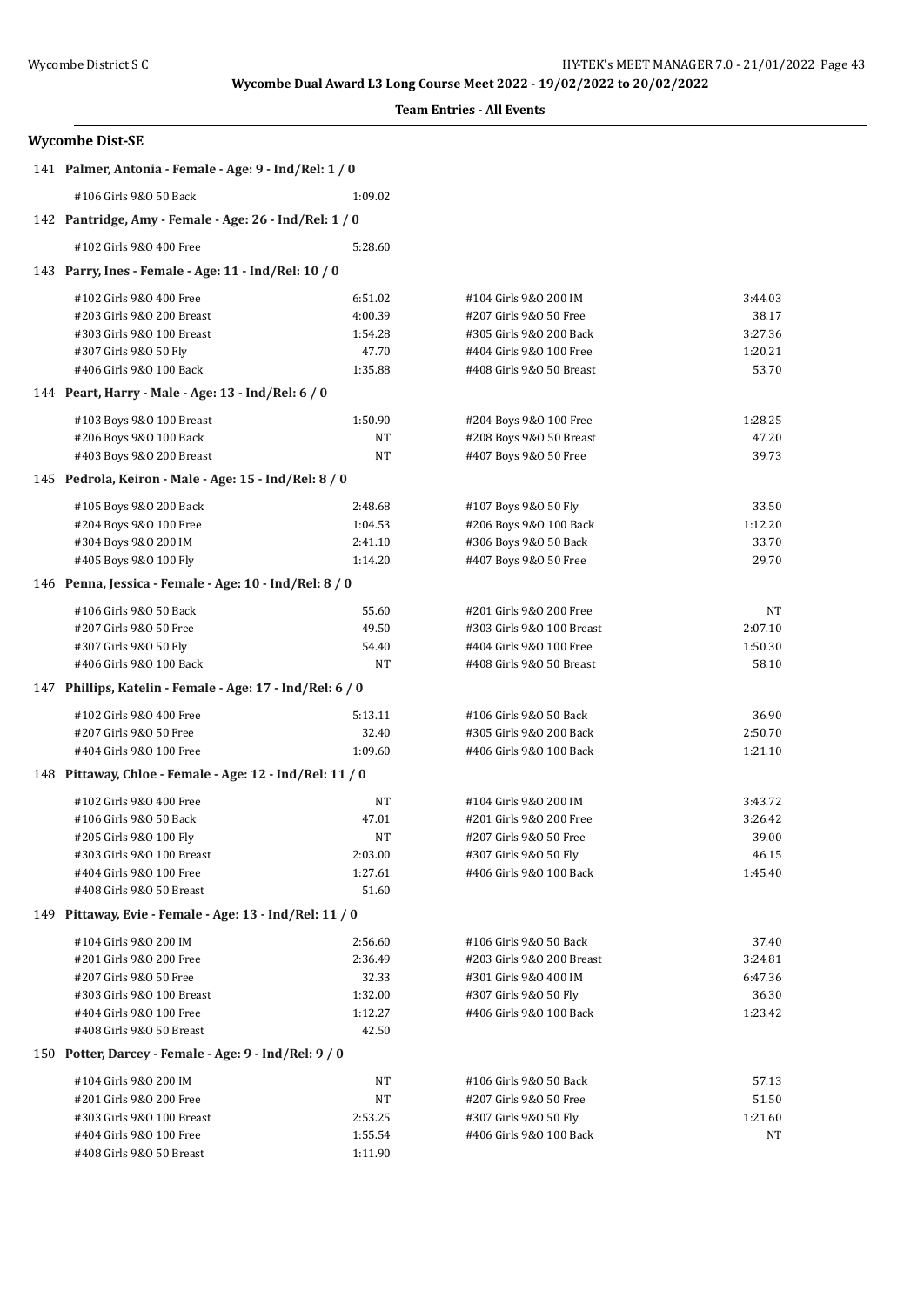Wycombe Dual Award L3 Long Course Meet 2022 - 19/02/2022 to 20/02/2022

**Team Entries - All Events**

### Wycombe Dist-SE

**141 Palmer, Antonia - Female - Age: 9 - Ind/Rel: 1 / 0**

| Event | Time | Event | Time |
|---|---|---|---|
| #106 Girls 9&O 50 Back | 1:09.02 | | |

**142 Pantridge, Amy - Female - Age: 26 - Ind/Rel: 1 / 0**

| Event | Time | Event | Time |
|---|---|---|---|
| #102 Girls 9&O 400 Free | 5:28.60 | | |

**143 Parry, Ines - Female - Age: 11 - Ind/Rel: 10 / 0**

| Event | Time | Event | Time |
|---|---|---|---|
| #102 Girls 9&O 400 Free | 6:51.02 | #104 Girls 9&O 200 IM | 3:44.03 |
| #203 Girls 9&O 200 Breast | 4:00.39 | #207 Girls 9&O 50 Free | 38.17 |
| #303 Girls 9&O 100 Breast | 1:54.28 | #305 Girls 9&O 200 Back | 3:27.36 |
| #307 Girls 9&O 50 Fly | 47.70 | #404 Girls 9&O 100 Free | 1:20.21 |
| #406 Girls 9&O 100 Back | 1:35.88 | #408 Girls 9&O 50 Breast | 53.70 |

**144 Peart, Harry - Male - Age: 13 - Ind/Rel: 6 / 0**

| Event | Time | Event | Time |
|---|---|---|---|
| #103 Boys 9&O 100 Breast | 1:50.90 | #204 Boys 9&O 100 Free | 1:28.25 |
| #206 Boys 9&O 100 Back | NT | #208 Boys 9&O 50 Breast | 47.20 |
| #403 Boys 9&O 200 Breast | NT | #407 Boys 9&O 50 Free | 39.73 |

**145 Pedrola, Keiron - Male - Age: 15 - Ind/Rel: 8 / 0**

| Event | Time | Event | Time |
|---|---|---|---|
| #105 Boys 9&O 200 Back | 2:48.68 | #107 Boys 9&O 50 Fly | 33.50 |
| #204 Boys 9&O 100 Free | 1:04.53 | #206 Boys 9&O 100 Back | 1:12.20 |
| #304 Boys 9&O 200 IM | 2:41.10 | #306 Boys 9&O 50 Back | 33.70 |
| #405 Boys 9&O 100 Fly | 1:14.20 | #407 Boys 9&O 50 Free | 29.70 |

**146 Penna, Jessica - Female - Age: 10 - Ind/Rel: 8 / 0**

| Event | Time | Event | Time |
|---|---|---|---|
| #106 Girls 9&O 50 Back | 55.60 | #201 Girls 9&O 200 Free | NT |
| #207 Girls 9&O 50 Free | 49.50 | #303 Girls 9&O 100 Breast | 2:07.10 |
| #307 Girls 9&O 50 Fly | 54.40 | #404 Girls 9&O 100 Free | 1:50.30 |
| #406 Girls 9&O 100 Back | NT | #408 Girls 9&O 50 Breast | 58.10 |

**147 Phillips, Katelin - Female - Age: 17 - Ind/Rel: 6 / 0**

| Event | Time | Event | Time |
|---|---|---|---|
| #102 Girls 9&O 400 Free | 5:13.11 | #106 Girls 9&O 50 Back | 36.90 |
| #207 Girls 9&O 50 Free | 32.40 | #305 Girls 9&O 200 Back | 2:50.70 |
| #404 Girls 9&O 100 Free | 1:09.60 | #406 Girls 9&O 100 Back | 1:21.10 |

**148 Pittaway, Chloe - Female - Age: 12 - Ind/Rel: 11 / 0**

| Event | Time | Event | Time |
|---|---|---|---|
| #102 Girls 9&O 400 Free | NT | #104 Girls 9&O 200 IM | 3:43.72 |
| #106 Girls 9&O 50 Back | 47.01 | #201 Girls 9&O 200 Free | 3:26.42 |
| #205 Girls 9&O 100 Fly | NT | #207 Girls 9&O 50 Free | 39.00 |
| #303 Girls 9&O 100 Breast | 2:03.00 | #307 Girls 9&O 50 Fly | 46.15 |
| #404 Girls 9&O 100 Free | 1:27.61 | #406 Girls 9&O 100 Back | 1:45.40 |
| #408 Girls 9&O 50 Breast | 51.60 | | |

**149 Pittaway, Evie - Female - Age: 13 - Ind/Rel: 11 / 0**

| Event | Time | Event | Time |
|---|---|---|---|
| #104 Girls 9&O 200 IM | 2:56.60 | #106 Girls 9&O 50 Back | 37.40 |
| #201 Girls 9&O 200 Free | 2:36.49 | #203 Girls 9&O 200 Breast | 3:24.81 |
| #207 Girls 9&O 50 Free | 32.33 | #301 Girls 9&O 400 IM | 6:47.36 |
| #303 Girls 9&O 100 Breast | 1:32.00 | #307 Girls 9&O 50 Fly | 36.30 |
| #404 Girls 9&O 100 Free | 1:12.27 | #406 Girls 9&O 100 Back | 1:23.42 |
| #408 Girls 9&O 50 Breast | 42.50 | | |

**150 Potter, Darcey - Female - Age: 9 - Ind/Rel: 9 / 0**

| Event | Time | Event | Time |
|---|---|---|---|
| #104 Girls 9&O 200 IM | NT | #106 Girls 9&O 50 Back | 57.13 |
| #201 Girls 9&O 200 Free | NT | #207 Girls 9&O 50 Free | 51.50 |
| #303 Girls 9&O 100 Breast | 2:53.25 | #307 Girls 9&O 50 Fly | 1:21.60 |
| #404 Girls 9&O 100 Free | 1:55.54 | #406 Girls 9&O 100 Back | NT |
| #408 Girls 9&O 50 Breast | 1:11.90 | | |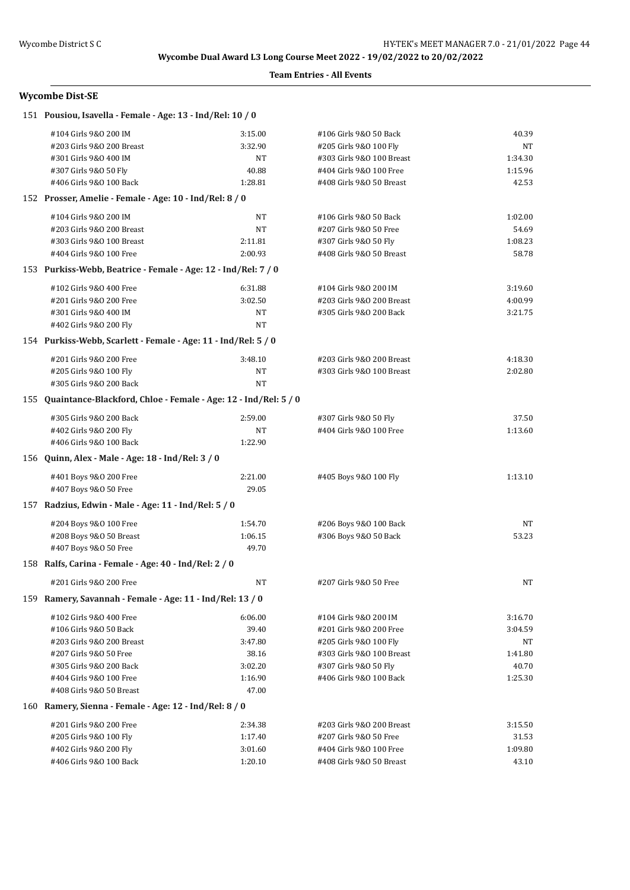**Wycombe Dual Award L3 Long Course Meet 2022 - 19/02/2022 to 20/02/2022**

**Team Entries - All Events**

## Wycombe Dist-SE

### 151 Pousiou, Isavella - Female - Age: 13 - Ind/Rel: 10 / 0

| Event | Time | Event | Time |
|---|---|---|---|
| #104 Girls 9&O 200 IM | 3:15.00 | #106 Girls 9&O 50 Back | 40.39 |
| #203 Girls 9&O 200 Breast | 3:32.90 | #205 Girls 9&O 100 Fly | NT |
| #301 Girls 9&O 400 IM | NT | #303 Girls 9&O 100 Breast | 1:34.30 |
| #307 Girls 9&O 50 Fly | 40.88 | #404 Girls 9&O 100 Free | 1:15.96 |
| #406 Girls 9&O 100 Back | 1:28.81 | #408 Girls 9&O 50 Breast | 42.53 |

### 152 Prosser, Amelie - Female - Age: 10 - Ind/Rel: 8 / 0

| Event | Time | Event | Time |
|---|---|---|---|
| #104 Girls 9&O 200 IM | NT | #106 Girls 9&O 50 Back | 1:02.00 |
| #203 Girls 9&O 200 Breast | NT | #207 Girls 9&O 50 Free | 54.69 |
| #303 Girls 9&O 100 Breast | 2:11.81 | #307 Girls 9&O 50 Fly | 1:08.23 |
| #404 Girls 9&O 100 Free | 2:00.93 | #408 Girls 9&O 50 Breast | 58.78 |

### 153 Purkiss-Webb, Beatrice - Female - Age: 12 - Ind/Rel: 7 / 0

| Event | Time | Event | Time |
|---|---|---|---|
| #102 Girls 9&O 400 Free | 6:31.88 | #104 Girls 9&O 200 IM | 3:19.60 |
| #201 Girls 9&O 200 Free | 3:02.50 | #203 Girls 9&O 200 Breast | 4:00.99 |
| #301 Girls 9&O 400 IM | NT | #305 Girls 9&O 200 Back | 3:21.75 |
| #402 Girls 9&O 200 Fly | NT | | |

### 154 Purkiss-Webb, Scarlett - Female - Age: 11 - Ind/Rel: 5 / 0

| Event | Time | Event | Time |
|---|---|---|---|
| #201 Girls 9&O 200 Free | 3:48.10 | #203 Girls 9&O 200 Breast | 4:18.30 |
| #205 Girls 9&O 100 Fly | NT | #303 Girls 9&O 100 Breast | 2:02.80 |
| #305 Girls 9&O 200 Back | NT | | |

### 155 Quaintance-Blackford, Chloe - Female - Age: 12 - Ind/Rel: 5 / 0

| Event | Time | Event | Time |
|---|---|---|---|
| #305 Girls 9&O 200 Back | 2:59.00 | #307 Girls 9&O 50 Fly | 37.50 |
| #402 Girls 9&O 200 Fly | NT | #404 Girls 9&O 100 Free | 1:13.60 |
| #406 Girls 9&O 100 Back | 1:22.90 | | |

### 156 Quinn, Alex - Male - Age: 18 - Ind/Rel: 3 / 0

| Event | Time | Event | Time |
|---|---|---|---|
| #401 Boys 9&O 200 Free | 2:21.00 | #405 Boys 9&O 100 Fly | 1:13.10 |
| #407 Boys 9&O 50 Free | 29.05 | | |

### 157 Radzius, Edwin - Male - Age: 11 - Ind/Rel: 5 / 0

| Event | Time | Event | Time |
|---|---|---|---|
| #204 Boys 9&O 100 Free | 1:54.70 | #206 Boys 9&O 100 Back | NT |
| #208 Boys 9&O 50 Breast | 1:06.15 | #306 Boys 9&O 50 Back | 53.23 |
| #407 Boys 9&O 50 Free | 49.70 | | |

### 158 Ralfs, Carina - Female - Age: 40 - Ind/Rel: 2 / 0

| Event | Time | Event | Time |
|---|---|---|---|
| #201 Girls 9&O 200 Free | NT | #207 Girls 9&O 50 Free | NT |

### 159 Ramery, Savannah - Female - Age: 11 - Ind/Rel: 13 / 0

| Event | Time | Event | Time |
|---|---|---|---|
| #102 Girls 9&O 400 Free | 6:06.00 | #104 Girls 9&O 200 IM | 3:16.70 |
| #106 Girls 9&O 50 Back | 39.40 | #201 Girls 9&O 200 Free | 3:04.59 |
| #203 Girls 9&O 200 Breast | 3:47.80 | #205 Girls 9&O 100 Fly | NT |
| #207 Girls 9&O 50 Free | 38.16 | #303 Girls 9&O 100 Breast | 1:41.80 |
| #305 Girls 9&O 200 Back | 3:02.20 | #307 Girls 9&O 50 Fly | 40.70 |
| #404 Girls 9&O 100 Free | 1:16.90 | #406 Girls 9&O 100 Back | 1:25.30 |
| #408 Girls 9&O 50 Breast | 47.00 | | |

### 160 Ramery, Sienna - Female - Age: 12 - Ind/Rel: 8 / 0

| Event | Time | Event | Time |
|---|---|---|---|
| #201 Girls 9&O 200 Free | 2:34.38 | #203 Girls 9&O 200 Breast | 3:15.50 |
| #205 Girls 9&O 100 Fly | 1:17.40 | #207 Girls 9&O 50 Free | 31.53 |
| #402 Girls 9&O 200 Fly | 3:01.60 | #404 Girls 9&O 100 Free | 1:09.80 |
| #406 Girls 9&O 100 Back | 1:20.10 | #408 Girls 9&O 50 Breast | 43.10 |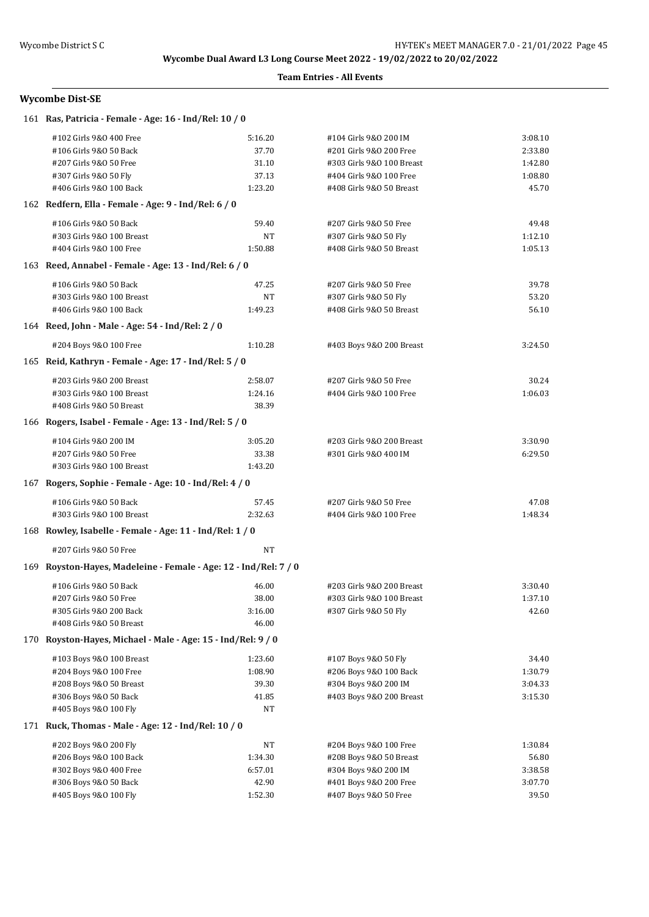**Wycombe Dual Award L3 Long Course Meet 2022 - 19/02/2022 to 20/02/2022**

**Team Entries - All Events**

### Wycombe Dist-SE

**161 Ras, Patricia - Female - Age: 16 - Ind/Rel: 10 / 0**

| Event | Time | Event | Time |
|---|---|---|---|
| #102 Girls 9&O 400 Free | 5:16.20 | #104 Girls 9&O 200 IM | 3:08.10 |
| #106 Girls 9&O 50 Back | 37.70 | #201 Girls 9&O 200 Free | 2:33.80 |
| #207 Girls 9&O 50 Free | 31.10 | #303 Girls 9&O 100 Breast | 1:42.80 |
| #307 Girls 9&O 50 Fly | 37.13 | #404 Girls 9&O 100 Free | 1:08.80 |
| #406 Girls 9&O 100 Back | 1:23.20 | #408 Girls 9&O 50 Breast | 45.70 |

**162 Redfern, Ella - Female - Age: 9 - Ind/Rel: 6 / 0**

| Event | Time | Event | Time |
|---|---|---|---|
| #106 Girls 9&O 50 Back | 59.40 | #207 Girls 9&O 50 Free | 49.48 |
| #303 Girls 9&O 100 Breast | NT | #307 Girls 9&O 50 Fly | 1:12.10 |
| #404 Girls 9&O 100 Free | 1:50.88 | #408 Girls 9&O 50 Breast | 1:05.13 |

**163 Reed, Annabel - Female - Age: 13 - Ind/Rel: 6 / 0**

| Event | Time | Event | Time |
|---|---|---|---|
| #106 Girls 9&O 50 Back | 47.25 | #207 Girls 9&O 50 Free | 39.78 |
| #303 Girls 9&O 100 Breast | NT | #307 Girls 9&O 50 Fly | 53.20 |
| #406 Girls 9&O 100 Back | 1:49.23 | #408 Girls 9&O 50 Breast | 56.10 |

**164 Reed, John - Male - Age: 54 - Ind/Rel: 2 / 0**

| Event | Time | Event | Time |
|---|---|---|---|
| #204 Boys 9&O 100 Free | 1:10.28 | #403 Boys 9&O 200 Breast | 3:24.50 |

**165 Reid, Kathryn - Female - Age: 17 - Ind/Rel: 5 / 0**

| Event | Time | Event | Time |
|---|---|---|---|
| #203 Girls 9&O 200 Breast | 2:58.07 | #207 Girls 9&O 50 Free | 30.24 |
| #303 Girls 9&O 100 Breast | 1:24.16 | #404 Girls 9&O 100 Free | 1:06.03 |
| #408 Girls 9&O 50 Breast | 38.39 | | |

**166 Rogers, Isabel - Female - Age: 13 - Ind/Rel: 5 / 0**

| Event | Time | Event | Time |
|---|---|---|---|
| #104 Girls 9&O 200 IM | 3:05.20 | #203 Girls 9&O 200 Breast | 3:30.90 |
| #207 Girls 9&O 50 Free | 33.38 | #301 Girls 9&O 400 IM | 6:29.50 |
| #303 Girls 9&O 100 Breast | 1:43.20 | | |

**167 Rogers, Sophie - Female - Age: 10 - Ind/Rel: 4 / 0**

| Event | Time | Event | Time |
|---|---|---|---|
| #106 Girls 9&O 50 Back | 57.45 | #207 Girls 9&O 50 Free | 47.08 |
| #303 Girls 9&O 100 Breast | 2:32.63 | #404 Girls 9&O 100 Free | 1:48.34 |

**168 Rowley, Isabelle - Female - Age: 11 - Ind/Rel: 1 / 0**

| Event | Time | Event | Time |
|---|---|---|---|
| #207 Girls 9&O 50 Free | NT | | |

**169 Royston-Hayes, Madeleine - Female - Age: 12 - Ind/Rel: 7 / 0**

| Event | Time | Event | Time |
|---|---|---|---|
| #106 Girls 9&O 50 Back | 46.00 | #203 Girls 9&O 200 Breast | 3:30.40 |
| #207 Girls 9&O 50 Free | 38.00 | #303 Girls 9&O 100 Breast | 1:37.10 |
| #305 Girls 9&O 200 Back | 3:16.00 | #307 Girls 9&O 50 Fly | 42.60 |
| #408 Girls 9&O 50 Breast | 46.00 | | |

**170 Royston-Hayes, Michael - Male - Age: 15 - Ind/Rel: 9 / 0**

| Event | Time | Event | Time |
|---|---|---|---|
| #103 Boys 9&O 100 Breast | 1:23.60 | #107 Boys 9&O 50 Fly | 34.40 |
| #204 Boys 9&O 100 Free | 1:08.90 | #206 Boys 9&O 100 Back | 1:30.79 |
| #208 Boys 9&O 50 Breast | 39.30 | #304 Boys 9&O 200 IM | 3:04.33 |
| #306 Boys 9&O 50 Back | 41.85 | #403 Boys 9&O 200 Breast | 3:15.30 |
| #405 Boys 9&O 100 Fly | NT | | |

**171 Ruck, Thomas - Male - Age: 12 - Ind/Rel: 10 / 0**

| Event | Time | Event | Time |
|---|---|---|---|
| #202 Boys 9&O 200 Fly | NT | #204 Boys 9&O 100 Free | 1:30.84 |
| #206 Boys 9&O 100 Back | 1:34.30 | #208 Boys 9&O 50 Breast | 56.80 |
| #302 Boys 9&O 400 Free | 6:57.01 | #304 Boys 9&O 200 IM | 3:38.58 |
| #306 Boys 9&O 50 Back | 42.90 | #401 Boys 9&O 200 Free | 3:07.70 |
| #405 Boys 9&O 100 Fly | 1:52.30 | #407 Boys 9&O 50 Free | 39.50 |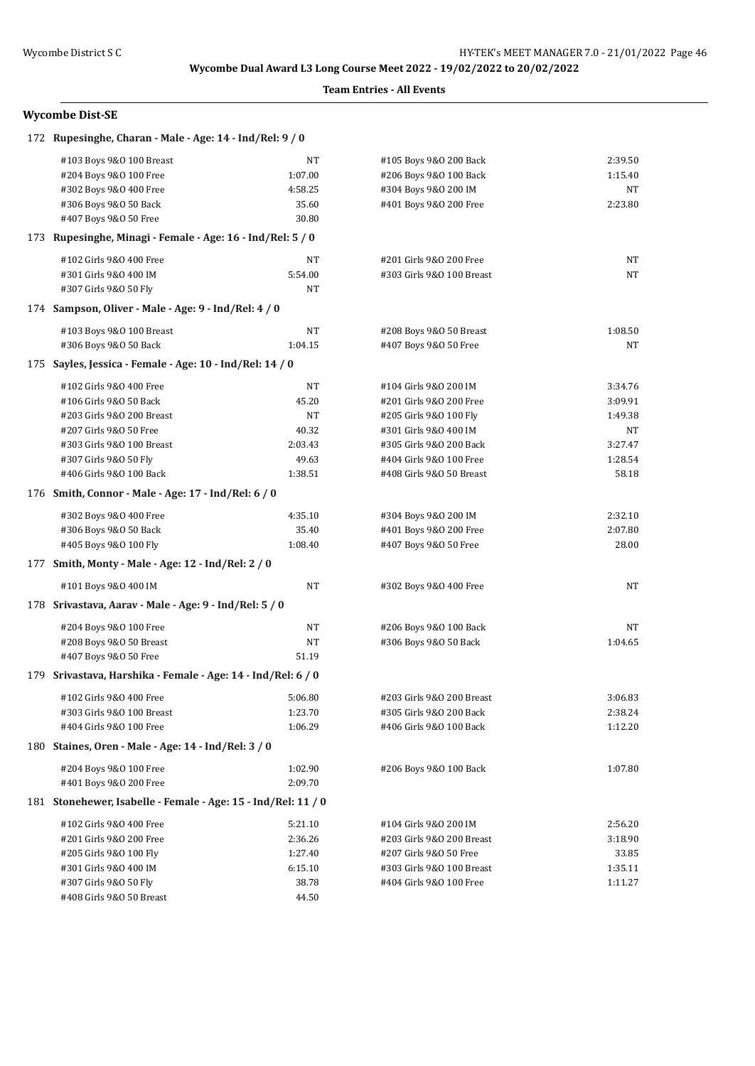**Wycombe Dual Award L3 Long Course Meet 2022 - 19/02/2022 to 20/02/2022**

**Team Entries - All Events**

## Wycombe Dist-SE

### 172 Rupesinghe, Charan - Male - Age: 14 - Ind/Rel: 9 / 0

| Event | Time | Event | Time |
|---|---|---|---|
| #103 Boys 9&O 100 Breast | NT | #105 Boys 9&O 200 Back | 2:39.50 |
| #204 Boys 9&O 100 Free | 1:07.00 | #206 Boys 9&O 100 Back | 1:15.40 |
| #302 Boys 9&O 400 Free | 4:58.25 | #304 Boys 9&O 200 IM | NT |
| #306 Boys 9&O 50 Back | 35.60 | #401 Boys 9&O 200 Free | 2:23.80 |
| #407 Boys 9&O 50 Free | 30.80 | | |

### 173 Rupesinghe, Minagi - Female - Age: 16 - Ind/Rel: 5 / 0

| Event | Time | Event | Time |
|---|---|---|---|
| #102 Girls 9&O 400 Free | NT | #201 Girls 9&O 200 Free | NT |
| #301 Girls 9&O 400 IM | 5:54.00 | #303 Girls 9&O 100 Breast | NT |
| #307 Girls 9&O 50 Fly | NT | | |

### 174 Sampson, Oliver - Male - Age: 9 - Ind/Rel: 4 / 0

| Event | Time | Event | Time |
|---|---|---|---|
| #103 Boys 9&O 100 Breast | NT | #208 Boys 9&O 50 Breast | 1:08.50 |
| #306 Boys 9&O 50 Back | 1:04.15 | #407 Boys 9&O 50 Free | NT |

### 175 Sayles, Jessica - Female - Age: 10 - Ind/Rel: 14 / 0

| Event | Time | Event | Time |
|---|---|---|---|
| #102 Girls 9&O 400 Free | NT | #104 Girls 9&O 200 IM | 3:34.76 |
| #106 Girls 9&O 50 Back | 45.20 | #201 Girls 9&O 200 Free | 3:09.91 |
| #203 Girls 9&O 200 Breast | NT | #205 Girls 9&O 100 Fly | 1:49.38 |
| #207 Girls 9&O 50 Free | 40.32 | #301 Girls 9&O 400 IM | NT |
| #303 Girls 9&O 100 Breast | 2:03.43 | #305 Girls 9&O 200 Back | 3:27.47 |
| #307 Girls 9&O 50 Fly | 49.63 | #404 Girls 9&O 100 Free | 1:28.54 |
| #406 Girls 9&O 100 Back | 1:38.51 | #408 Girls 9&O 50 Breast | 58.18 |

### 176 Smith, Connor - Male - Age: 17 - Ind/Rel: 6 / 0

| Event | Time | Event | Time |
|---|---|---|---|
| #302 Boys 9&O 400 Free | 4:35.10 | #304 Boys 9&O 200 IM | 2:32.10 |
| #306 Boys 9&O 50 Back | 35.40 | #401 Boys 9&O 200 Free | 2:07.80 |
| #405 Boys 9&O 100 Fly | 1:08.40 | #407 Boys 9&O 50 Free | 28.00 |

### 177 Smith, Monty - Male - Age: 12 - Ind/Rel: 2 / 0

| Event | Time | Event | Time |
|---|---|---|---|
| #101 Boys 9&O 400 IM | NT | #302 Boys 9&O 400 Free | NT |

### 178 Srivastava, Aarav - Male - Age: 9 - Ind/Rel: 5 / 0

| Event | Time | Event | Time |
|---|---|---|---|
| #204 Boys 9&O 100 Free | NT | #206 Boys 9&O 100 Back | NT |
| #208 Boys 9&O 50 Breast | NT | #306 Boys 9&O 50 Back | 1:04.65 |
| #407 Boys 9&O 50 Free | 51.19 | | |

### 179 Srivastava, Harshika - Female - Age: 14 - Ind/Rel: 6 / 0

| Event | Time | Event | Time |
|---|---|---|---|
| #102 Girls 9&O 400 Free | 5:06.80 | #203 Girls 9&O 200 Breast | 3:06.83 |
| #303 Girls 9&O 100 Breast | 1:23.70 | #305 Girls 9&O 200 Back | 2:38.24 |
| #404 Girls 9&O 100 Free | 1:06.29 | #406 Girls 9&O 100 Back | 1:12.20 |

### 180 Staines, Oren - Male - Age: 14 - Ind/Rel: 3 / 0

| Event | Time | Event | Time |
|---|---|---|---|
| #204 Boys 9&O 100 Free | 1:02.90 | #206 Boys 9&O 100 Back | 1:07.80 |
| #401 Boys 9&O 200 Free | 2:09.70 | | |

### 181 Stonehewer, Isabelle - Female - Age: 15 - Ind/Rel: 11 / 0

| Event | Time | Event | Time |
|---|---|---|---|
| #102 Girls 9&O 400 Free | 5:21.10 | #104 Girls 9&O 200 IM | 2:56.20 |
| #201 Girls 9&O 200 Free | 2:36.26 | #203 Girls 9&O 200 Breast | 3:18.90 |
| #205 Girls 9&O 100 Fly | 1:27.40 | #207 Girls 9&O 50 Free | 33.85 |
| #301 Girls 9&O 400 IM | 6:15.10 | #303 Girls 9&O 100 Breast | 1:35.11 |
| #307 Girls 9&O 50 Fly | 38.78 | #404 Girls 9&O 100 Free | 1:11.27 |
| #408 Girls 9&O 50 Breast | 44.50 | | |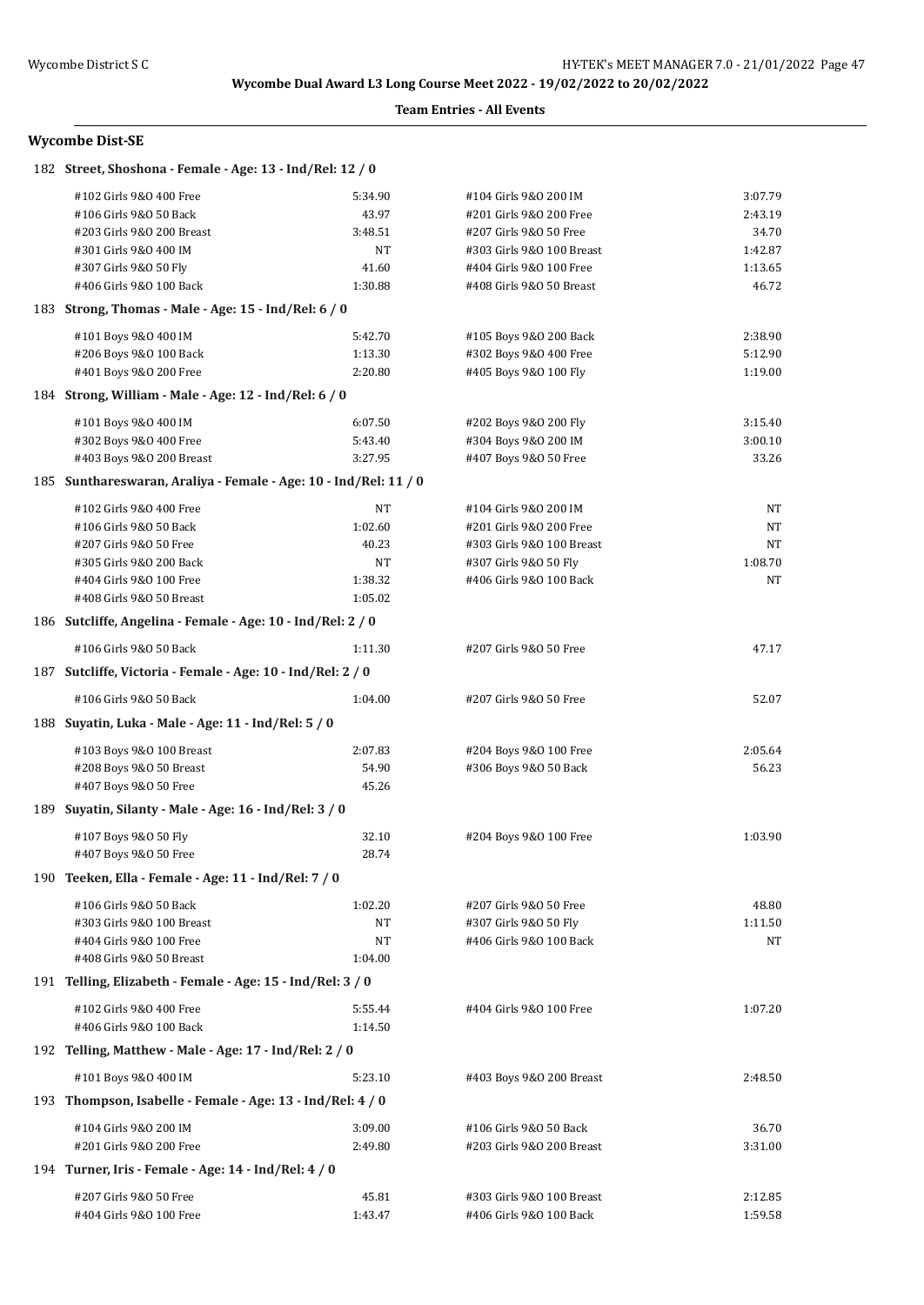**Wycombe Dual Award L3 Long Course Meet 2022 - 19/02/2022 to 20/02/2022**

**Team Entries - All Events**

### Wycombe Dist-SE

**182 Street, Shoshona - Female - Age: 13 - Ind/Rel: 12 / 0**

| Event | Time | Event | Time |
|---|---|---|---|
| #102 Girls 9&O 400 Free | 5:34.90 | #104 Girls 9&O 200 IM | 3:07.79 |
| #106 Girls 9&O 50 Back | 43.97 | #201 Girls 9&O 200 Free | 2:43.19 |
| #203 Girls 9&O 200 Breast | 3:48.51 | #207 Girls 9&O 50 Free | 34.70 |
| #301 Girls 9&O 400 IM | NT | #303 Girls 9&O 100 Breast | 1:42.87 |
| #307 Girls 9&O 50 Fly | 41.60 | #404 Girls 9&O 100 Free | 1:13.65 |
| #406 Girls 9&O 100 Back | 1:30.88 | #408 Girls 9&O 50 Breast | 46.72 |

**183 Strong, Thomas - Male - Age: 15 - Ind/Rel: 6 / 0**

| Event | Time | Event | Time |
|---|---|---|---|
| #101 Boys 9&O 400 IM | 5:42.70 | #105 Boys 9&O 200 Back | 2:38.90 |
| #206 Boys 9&O 100 Back | 1:13.30 | #302 Boys 9&O 400 Free | 5:12.90 |
| #401 Boys 9&O 200 Free | 2:20.80 | #405 Boys 9&O 100 Fly | 1:19.00 |

**184 Strong, William - Male - Age: 12 - Ind/Rel: 6 / 0**

| Event | Time | Event | Time |
|---|---|---|---|
| #101 Boys 9&O 400 IM | 6:07.50 | #202 Boys 9&O 200 Fly | 3:15.40 |
| #302 Boys 9&O 400 Free | 5:43.40 | #304 Boys 9&O 200 IM | 3:00.10 |
| #403 Boys 9&O 200 Breast | 3:27.95 | #407 Boys 9&O 50 Free | 33.26 |

**185 Sunthareswaran, Araliya - Female - Age: 10 - Ind/Rel: 11 / 0**

| Event | Time | Event | Time |
|---|---|---|---|
| #102 Girls 9&O 400 Free | NT | #104 Girls 9&O 200 IM | NT |
| #106 Girls 9&O 50 Back | 1:02.60 | #201 Girls 9&O 200 Free | NT |
| #207 Girls 9&O 50 Free | 40.23 | #303 Girls 9&O 100 Breast | NT |
| #305 Girls 9&O 200 Back | NT | #307 Girls 9&O 50 Fly | 1:08.70 |
| #404 Girls 9&O 100 Free | 1:38.32 | #406 Girls 9&O 100 Back | NT |
| #408 Girls 9&O 50 Breast | 1:05.02 | | |

**186 Sutcliffe, Angelina - Female - Age: 10 - Ind/Rel: 2 / 0**

| Event | Time | Event | Time |
|---|---|---|---|
| #106 Girls 9&O 50 Back | 1:11.30 | #207 Girls 9&O 50 Free | 47.17 |

**187 Sutcliffe, Victoria - Female - Age: 10 - Ind/Rel: 2 / 0**

| Event | Time | Event | Time |
|---|---|---|---|
| #106 Girls 9&O 50 Back | 1:04.00 | #207 Girls 9&O 50 Free | 52.07 |

**188 Suyatin, Luka - Male - Age: 11 - Ind/Rel: 5 / 0**

| Event | Time | Event | Time |
|---|---|---|---|
| #103 Boys 9&O 100 Breast | 2:07.83 | #204 Boys 9&O 100 Free | 2:05.64 |
| #208 Boys 9&O 50 Breast | 54.90 | #306 Boys 9&O 50 Back | 56.23 |
| #407 Boys 9&O 50 Free | 45.26 | | |

**189 Suyatin, Silanty - Male - Age: 16 - Ind/Rel: 3 / 0**

| Event | Time | Event | Time |
|---|---|---|---|
| #107 Boys 9&O 50 Fly | 32.10 | #204 Boys 9&O 100 Free | 1:03.90 |
| #407 Boys 9&O 50 Free | 28.74 | | |

**190 Teeken, Ella - Female - Age: 11 - Ind/Rel: 7 / 0**

| Event | Time | Event | Time |
|---|---|---|---|
| #106 Girls 9&O 50 Back | 1:02.20 | #207 Girls 9&O 50 Free | 48.80 |
| #303 Girls 9&O 100 Breast | NT | #307 Girls 9&O 50 Fly | 1:11.50 |
| #404 Girls 9&O 100 Free | NT | #406 Girls 9&O 100 Back | NT |
| #408 Girls 9&O 50 Breast | 1:04.00 | | |

**191 Telling, Elizabeth - Female - Age: 15 - Ind/Rel: 3 / 0**

| Event | Time | Event | Time |
|---|---|---|---|
| #102 Girls 9&O 400 Free | 5:55.44 | #404 Girls 9&O 100 Free | 1:07.20 |
| #406 Girls 9&O 100 Back | 1:14.50 | | |

**192 Telling, Matthew - Male - Age: 17 - Ind/Rel: 2 / 0**

| Event | Time | Event | Time |
|---|---|---|---|
| #101 Boys 9&O 400 IM | 5:23.10 | #403 Boys 9&O 200 Breast | 2:48.50 |

**193 Thompson, Isabelle - Female - Age: 13 - Ind/Rel: 4 / 0**

| Event | Time | Event | Time |
|---|---|---|---|
| #104 Girls 9&O 200 IM | 3:09.00 | #106 Girls 9&O 50 Back | 36.70 |
| #201 Girls 9&O 200 Free | 2:49.80 | #203 Girls 9&O 200 Breast | 3:31.00 |

**194 Turner, Iris - Female - Age: 14 - Ind/Rel: 4 / 0**

| Event | Time | Event | Time |
|---|---|---|---|
| #207 Girls 9&O 50 Free | 45.81 | #303 Girls 9&O 100 Breast | 2:12.85 |
| #404 Girls 9&O 100 Free | 1:43.47 | #406 Girls 9&O 100 Back | 1:59.58 |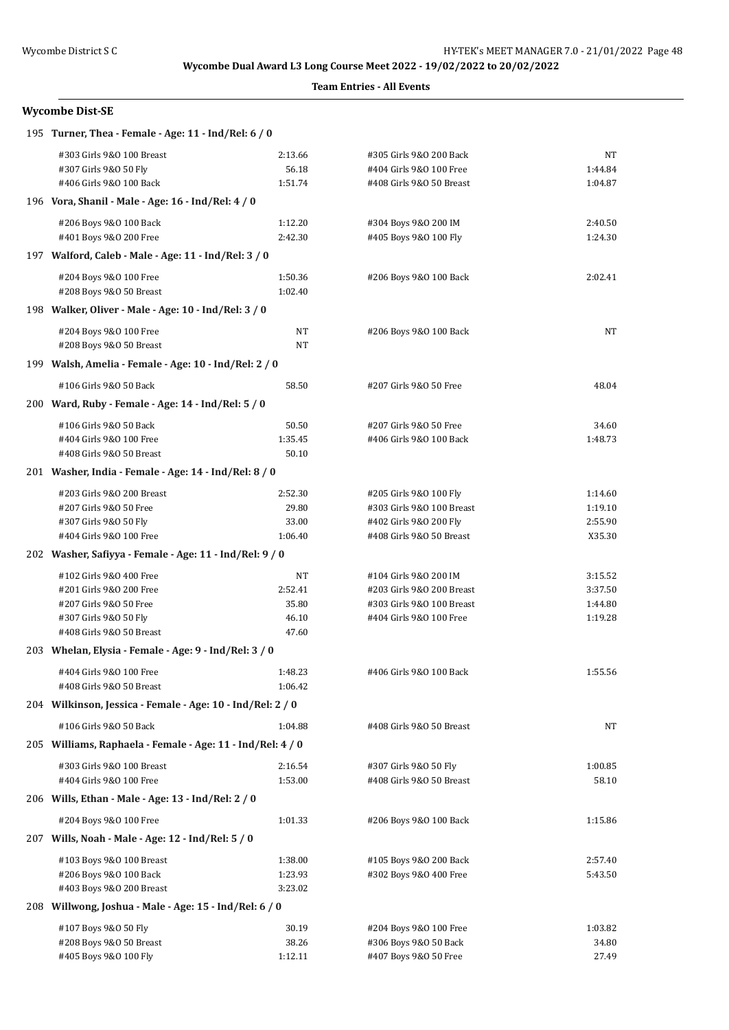**Wycombe Dual Award L3 Long Course Meet 2022 - 19/02/2022 to 20/02/2022**

**Team Entries - All Events**

## Wycombe Dist-SE

### 195 Turner, Thea - Female - Age: 11 - Ind/Rel: 6 / 0

| Event | Time | Event | Time |
|---|---|---|---|
| #303 Girls 9&O 100 Breast | 2:13.66 | #305 Girls 9&O 200 Back | NT |
| #307 Girls 9&O 50 Fly | 56.18 | #404 Girls 9&O 100 Free | 1:44.84 |
| #406 Girls 9&O 100 Back | 1:51.74 | #408 Girls 9&O 50 Breast | 1:04.87 |

### 196 Vora, Shanil - Male - Age: 16 - Ind/Rel: 4 / 0

| Event | Time | Event | Time |
|---|---|---|---|
| #206 Boys 9&O 100 Back | 1:12.20 | #304 Boys 9&O 200 IM | 2:40.50 |
| #401 Boys 9&O 200 Free | 2:42.30 | #405 Boys 9&O 100 Fly | 1:24.30 |

### 197 Walford, Caleb - Male - Age: 11 - Ind/Rel: 3 / 0

| Event | Time | Event | Time |
|---|---|---|---|
| #204 Boys 9&O 100 Free | 1:50.36 | #206 Boys 9&O 100 Back | 2:02.41 |
| #208 Boys 9&O 50 Breast | 1:02.40 | | |

### 198 Walker, Oliver - Male - Age: 10 - Ind/Rel: 3 / 0

| Event | Time | Event | Time |
|---|---|---|---|
| #204 Boys 9&O 100 Free | NT | #206 Boys 9&O 100 Back | NT |
| #208 Boys 9&O 50 Breast | NT | | |

### 199 Walsh, Amelia - Female - Age: 10 - Ind/Rel: 2 / 0

| Event | Time | Event | Time |
|---|---|---|---|
| #106 Girls 9&O 50 Back | 58.50 | #207 Girls 9&O 50 Free | 48.04 |

### 200 Ward, Ruby - Female - Age: 14 - Ind/Rel: 5 / 0

| Event | Time | Event | Time |
|---|---|---|---|
| #106 Girls 9&O 50 Back | 50.50 | #207 Girls 9&O 50 Free | 34.60 |
| #404 Girls 9&O 100 Free | 1:35.45 | #406 Girls 9&O 100 Back | 1:48.73 |
| #408 Girls 9&O 50 Breast | 50.10 | | |

### 201 Washer, India - Female - Age: 14 - Ind/Rel: 8 / 0

| Event | Time | Event | Time |
|---|---|---|---|
| #203 Girls 9&O 200 Breast | 2:52.30 | #205 Girls 9&O 100 Fly | 1:14.60 |
| #207 Girls 9&O 50 Free | 29.80 | #303 Girls 9&O 100 Breast | 1:19.10 |
| #307 Girls 9&O 50 Fly | 33.00 | #402 Girls 9&O 200 Fly | 2:55.90 |
| #404 Girls 9&O 100 Free | 1:06.40 | #408 Girls 9&O 50 Breast | X35.30 |

### 202 Washer, Safiyya - Female - Age: 11 - Ind/Rel: 9 / 0

| Event | Time | Event | Time |
|---|---|---|---|
| #102 Girls 9&O 400 Free | NT | #104 Girls 9&O 200 IM | 3:15.52 |
| #201 Girls 9&O 200 Free | 2:52.41 | #203 Girls 9&O 200 Breast | 3:37.50 |
| #207 Girls 9&O 50 Free | 35.80 | #303 Girls 9&O 100 Breast | 1:44.80 |
| #307 Girls 9&O 50 Fly | 46.10 | #404 Girls 9&O 100 Free | 1:19.28 |
| #408 Girls 9&O 50 Breast | 47.60 | | |

### 203 Whelan, Elysia - Female - Age: 9 - Ind/Rel: 3 / 0

| Event | Time | Event | Time |
|---|---|---|---|
| #404 Girls 9&O 100 Free | 1:48.23 | #406 Girls 9&O 100 Back | 1:55.56 |
| #408 Girls 9&O 50 Breast | 1:06.42 | | |

### 204 Wilkinson, Jessica - Female - Age: 10 - Ind/Rel: 2 / 0

| Event | Time | Event | Time |
|---|---|---|---|
| #106 Girls 9&O 50 Back | 1:04.88 | #408 Girls 9&O 50 Breast | NT |

### 205 Williams, Raphaela - Female - Age: 11 - Ind/Rel: 4 / 0

| Event | Time | Event | Time |
|---|---|---|---|
| #303 Girls 9&O 100 Breast | 2:16.54 | #307 Girls 9&O 50 Fly | 1:00.85 |
| #404 Girls 9&O 100 Free | 1:53.00 | #408 Girls 9&O 50 Breast | 58.10 |

### 206 Wills, Ethan - Male - Age: 13 - Ind/Rel: 2 / 0

| Event | Time | Event | Time |
|---|---|---|---|
| #204 Boys 9&O 100 Free | 1:01.33 | #206 Boys 9&O 100 Back | 1:15.86 |

### 207 Wills, Noah - Male - Age: 12 - Ind/Rel: 5 / 0

| Event | Time | Event | Time |
|---|---|---|---|
| #103 Boys 9&O 100 Breast | 1:38.00 | #105 Boys 9&O 200 Back | 2:57.40 |
| #206 Boys 9&O 100 Back | 1:23.93 | #302 Boys 9&O 400 Free | 5:43.50 |
| #403 Boys 9&O 200 Breast | 3:23.02 | | |

### 208 Willwong, Joshua - Male - Age: 15 - Ind/Rel: 6 / 0

| Event | Time | Event | Time |
|---|---|---|---|
| #107 Boys 9&O 50 Fly | 30.19 | #204 Boys 9&O 100 Free | 1:03.82 |
| #208 Boys 9&O 50 Breast | 38.26 | #306 Boys 9&O 50 Back | 34.80 |
| #405 Boys 9&O 100 Fly | 1:12.11 | #407 Boys 9&O 50 Free | 27.49 |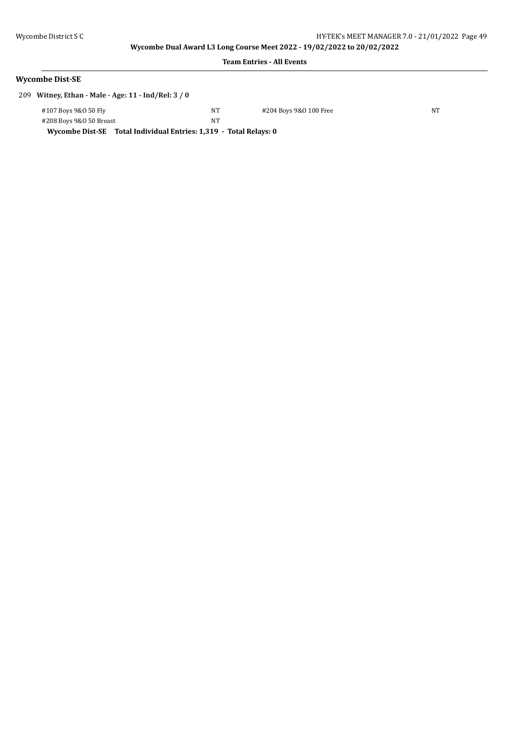## Wycombe Dist-SE

209 **Witney, Ethan - Male - Age: 11 - Ind/Rel: 3 / 0**

| | | | |
|---|---|---|---|
| #107 Boys 9&O 50 Fly | NT | #204 Boys 9&O 100 Free | NT |
| #208 Boys 9&O 50 Breast | NT | | |

**Wycombe Dist-SE Total Individual Entries: 1,319 - Total Relays: 0**